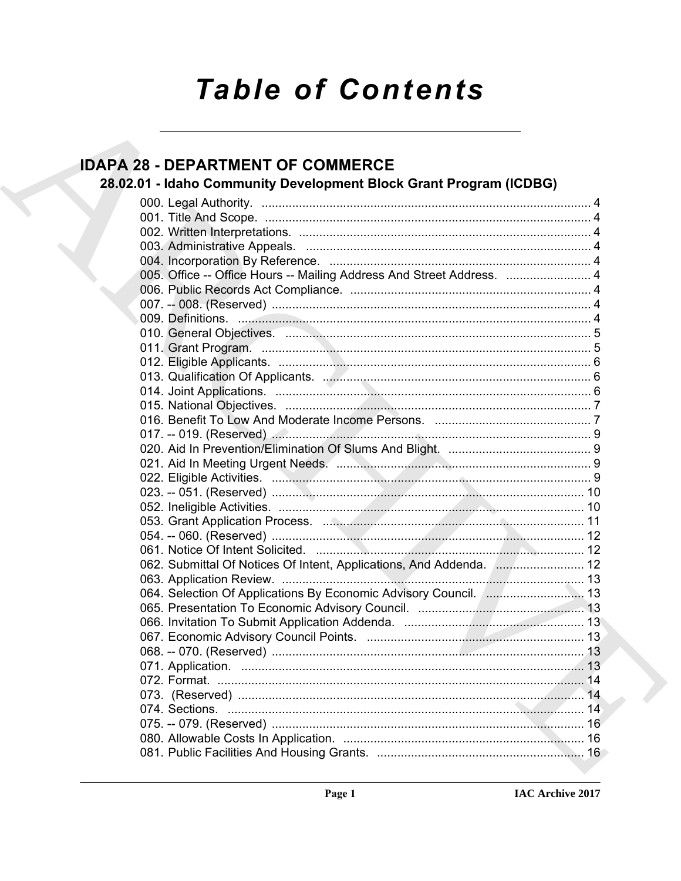# Table of Contents

## IDAPA 28 - DEPARTMENT OF COMMERCE

### 28.02.01 - Idaho Community Development Block Grant Program (ICDBG)

000. Legal Authority. ........ 4
001. Title And Scope. ........ 4
002. Written Interpretations. ........ 4
003. Administrative Appeals. ........ 4
004. Incorporation By Reference. ........ 4
005. Office -- Office Hours -- Mailing Address And Street Address. ........ 4
006. Public Records Act Compliance. ........ 4
007. -- 008. (Reserved) ........ 4
009. Definitions. ........ 4
010. General Objectives. ........ 5
011. Grant Program. ........ 5
012. Eligible Applicants. ........ 6
013. Qualification Of Applicants. ........ 6
014. Joint Applications. ........ 6
015. National Objectives. ........ 7
016. Benefit To Low And Moderate Income Persons. ........ 7
017. -- 019. (Reserved) ........ 9
020. Aid In Prevention/Elimination Of Slums And Blight. ........ 9
021. Aid In Meeting Urgent Needs. ........ 9
022. Eligible Activities. ........ 9
023. -- 051. (Reserved) ........ 10
052. Ineligible Activities. ........ 10
053. Grant Application Process. ........ 11
054. -- 060. (Reserved) ........ 12
061. Notice Of Intent Solicited. ........ 12
062. Submittal Of Notices Of Intent, Applications, And Addenda. ........ 12
063. Application Review. ........ 13
064. Selection Of Applications By Economic Advisory Council. ........ 13
065. Presentation To Economic Advisory Council. ........ 13
066. Invitation To Submit Application Addenda. ........ 13
067. Economic Advisory Council Points. ........ 13
068. -- 070. (Reserved) ........ 13
071. Application. ........ 13
072. Format. ........ 14
073. (Reserved) ........ 14
074. Sections. ........ 14
075. -- 079. (Reserved) ........ 16
080. Allowable Costs In Application. ........ 16
081. Public Facilities And Housing Grants. ........ 16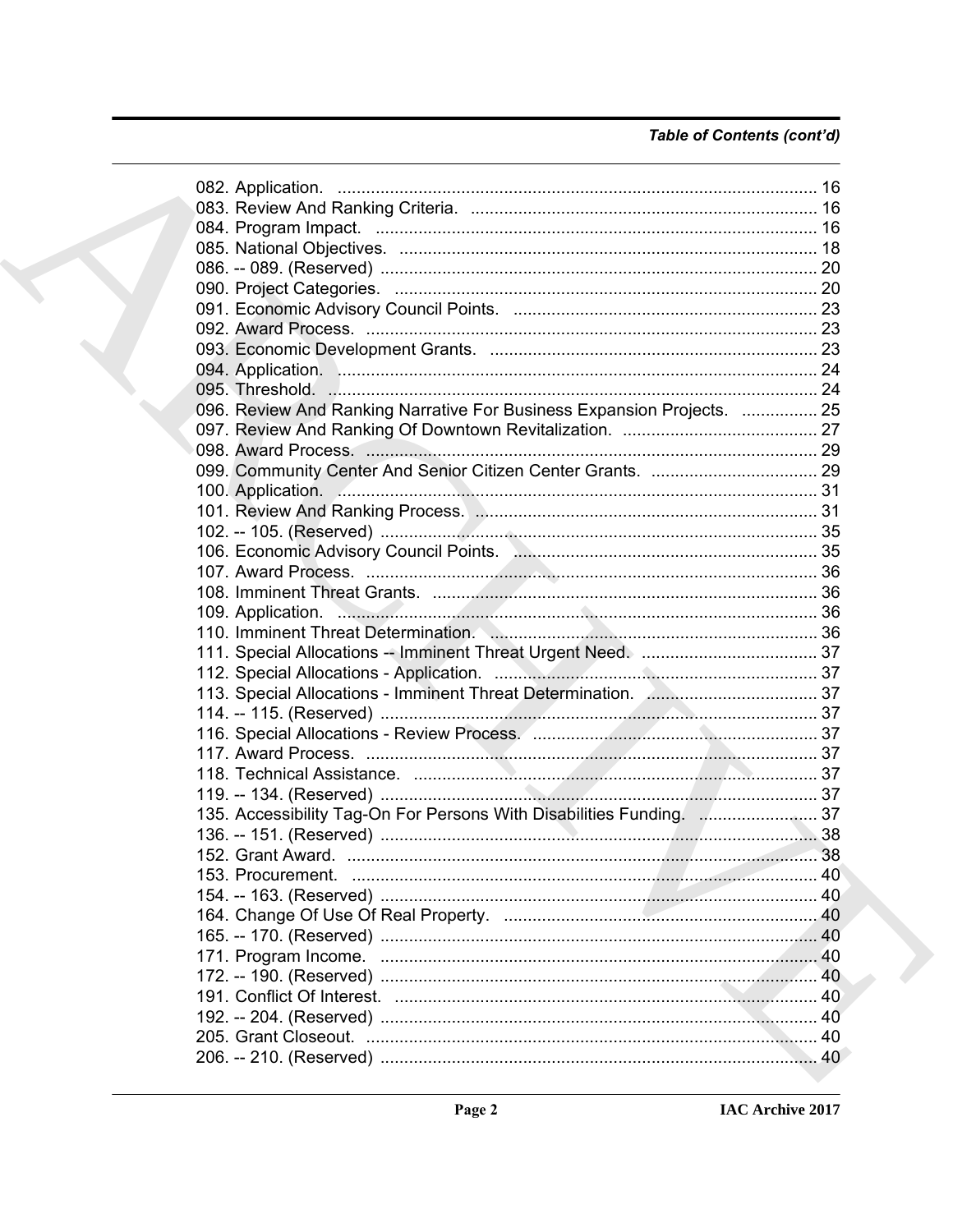*Table of Contents (cont'd)*

082. Application. ........................................................................................................ 16
083. Review And Ranking Criteria. ............................................................................ 16
084. Program Impact. ................................................................................................ 16
085. National Objectives. .......................................................................................... 18
086. -- 089. (Reserved) ............................................................................................. 20
090. Project Categories. ........................................................................................... 20
091. Economic Advisory Council Points. .................................................................. 23
092. Award Process. ................................................................................................. 23
093. Economic Development Grants. ....................................................................... 23
094. Application. ........................................................................................................ 24
095. Threshold. .......................................................................................................... 24
096. Review And Ranking Narrative For Business Expansion Projects. ................ 25
097. Review And Ranking Of Downtown Revitalization. .......................................... 27
098. Award Process. ................................................................................................. 29
099. Community Center And Senior Citizen Center Grants. .................................... 29
100. Application. ........................................................................................................ 31
101. Review And Ranking Process. .......................................................................... 31
102. -- 105. (Reserved) ............................................................................................. 35
106. Economic Advisory Council Points. .................................................................. 35
107. Award Process. ................................................................................................. 36
108. Imminent Threat Grants. ................................................................................... 36
109. Application. ........................................................................................................ 36
110. Imminent Threat Determination. ....................................................................... 36
111. Special Allocations -- Imminent Threat Urgent Need. ...................................... 37
112. Special Allocations - Application. ..................................................................... 37
113. Special Allocations - Imminent Threat Determination. ..................................... 37
114. -- 115. (Reserved) ............................................................................................. 37
116. Special Allocations - Review Process. ............................................................. 37
117. Award Process. ................................................................................................. 37
118. Technical Assistance. ....................................................................................... 37
119. -- 134. (Reserved) ............................................................................................. 37
135. Accessibility Tag-On For Persons With Disabilities Funding. ......................... 37
136. -- 151. (Reserved) ............................................................................................. 38
152. Grant Award. ..................................................................................................... 38
153. Procurement. ..................................................................................................... 40
154. -- 163. (Reserved) ............................................................................................. 40
164. Change Of Use Of Real Property. .................................................................... 40
165. -- 170. (Reserved) ............................................................................................. 40
171. Program Income. ............................................................................................... 40
172. -- 190. (Reserved) ............................................................................................. 40
191. Conflict Of Interest. ........................................................................................... 40
192. -- 204. (Reserved) ............................................................................................. 40
205. Grant Closeout. ................................................................................................. 40
206. -- 210. (Reserved) ............................................................................................. 40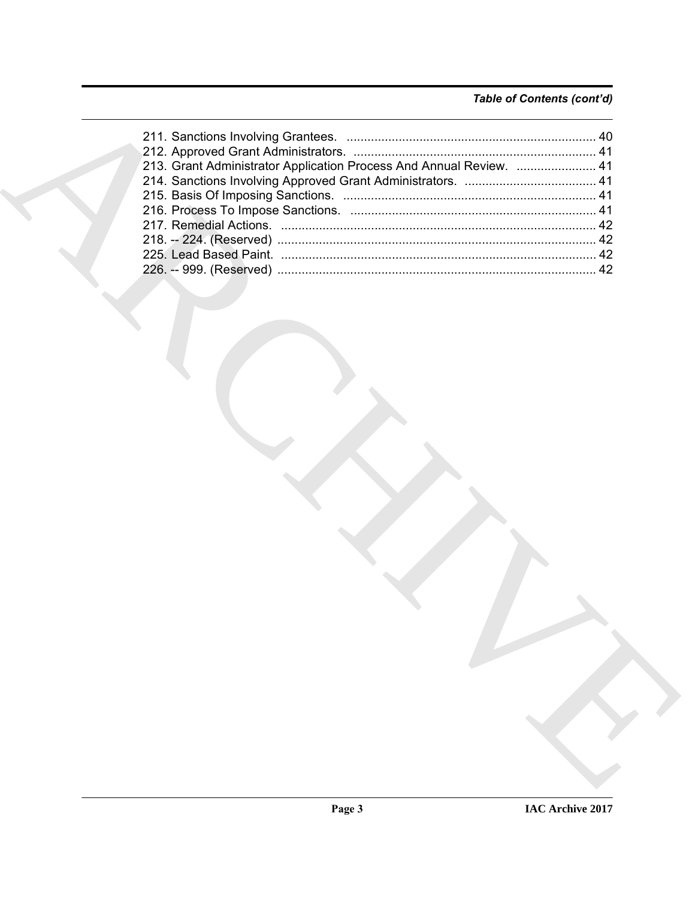*Table of Contents (cont'd)*

211. Sanctions Involving Grantees. ........................................................................ 40
212. Approved Grant Administrators. ...................................................................... 41
213. Grant Administrator Application Process And Annual Review. ....................... 41
214. Sanctions Involving Approved Grant Administrators. ...................................... 41
215. Basis Of Imposing Sanctions. ......................................................................... 41
216. Process To Impose Sanctions. ....................................................................... 41
217. Remedial Actions. ........................................................................................... 42
218. -- 224. (Reserved) ............................................................................................ 42
225. Lead Based Paint. ........................................................................................... 42
226. -- 999. (Reserved) ............................................................................................ 42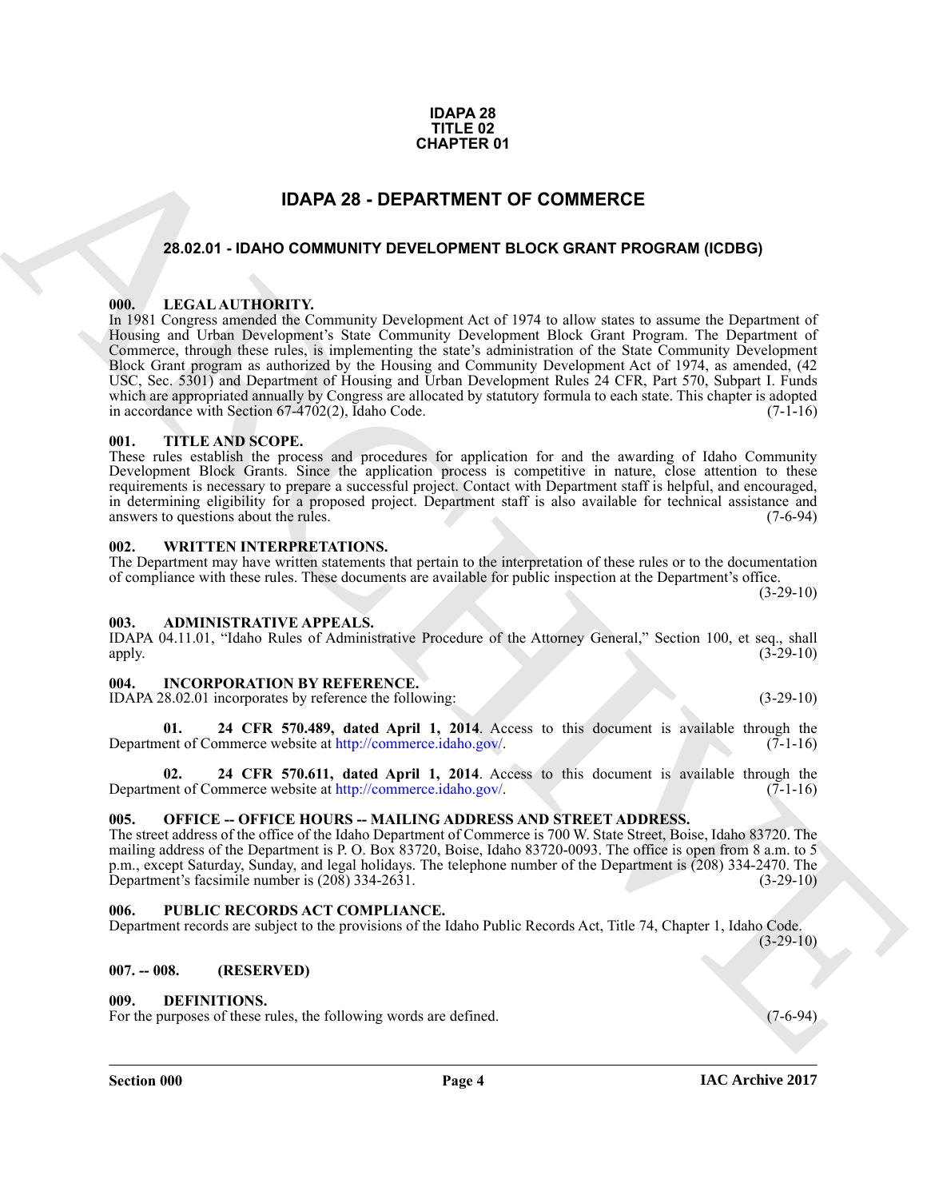**IDAPA 28**
**TITLE 02**
**CHAPTER 01**

# IDAPA 28 - DEPARTMENT OF COMMERCE

## 28.02.01 - IDAHO COMMUNITY DEVELOPMENT BLOCK GRANT PROGRAM (ICDBG)

### 000. LEGAL AUTHORITY.

In 1981 Congress amended the Community Development Act of 1974 to allow states to assume the Department of Housing and Urban Development's State Community Development Block Grant Program. The Department of Commerce, through these rules, is implementing the state's administration of the State Community Development Block Grant program as authorized by the Housing and Community Development Act of 1974, as amended, (42 USC, Sec. 5301) and Department of Housing and Urban Development Rules 24 CFR, Part 570, Subpart I. Funds which are appropriated annually by Congress are allocated by statutory formula to each state. This chapter is adopted in accordance with Section 67-4702(2), Idaho Code. (7-1-16)

### 001. TITLE AND SCOPE.

These rules establish the process and procedures for application for and the awarding of Idaho Community Development Block Grants. Since the application process is competitive in nature, close attention to these requirements is necessary to prepare a successful project. Contact with Department staff is helpful, and encouraged, in determining eligibility for a proposed project. Department staff is also available for technical assistance and answers to questions about the rules. (7-6-94)

### 002. WRITTEN INTERPRETATIONS.

The Department may have written statements that pertain to the interpretation of these rules or to the documentation of compliance with these rules. These documents are available for public inspection at the Department's office. (3-29-10)

### 003. ADMINISTRATIVE APPEALS.

IDAPA 04.11.01, "Idaho Rules of Administrative Procedure of the Attorney General," Section 100, et seq., shall apply. (3-29-10)

### 004. INCORPORATION BY REFERENCE.

IDAPA 28.02.01 incorporates by reference the following: (3-29-10)

**01. 24 CFR 570.489, dated April 1, 2014**. Access to this document is available through the Department of Commerce website at http://commerce.idaho.gov/. (7-1-16)

**02. 24 CFR 570.611, dated April 1, 2014**. Access to this document is available through the Department of Commerce website at http://commerce.idaho.gov/. (7-1-16)

### 005. OFFICE -- OFFICE HOURS -- MAILING ADDRESS AND STREET ADDRESS.

The street address of the office of the Idaho Department of Commerce is 700 W. State Street, Boise, Idaho 83720. The mailing address of the Department is P. O. Box 83720, Boise, Idaho 83720-0093. The office is open from 8 a.m. to 5 p.m., except Saturday, Sunday, and legal holidays. The telephone number of the Department is (208) 334-2470. The Department's facsimile number is (208) 334-2631. (3-29-10)

### 006. PUBLIC RECORDS ACT COMPLIANCE.

Department records are subject to the provisions of the Idaho Public Records Act, Title 74, Chapter 1, Idaho Code. (3-29-10)

### 007. -- 008. (RESERVED)

### 009. DEFINITIONS.

For the purposes of these rules, the following words are defined. (7-6-94)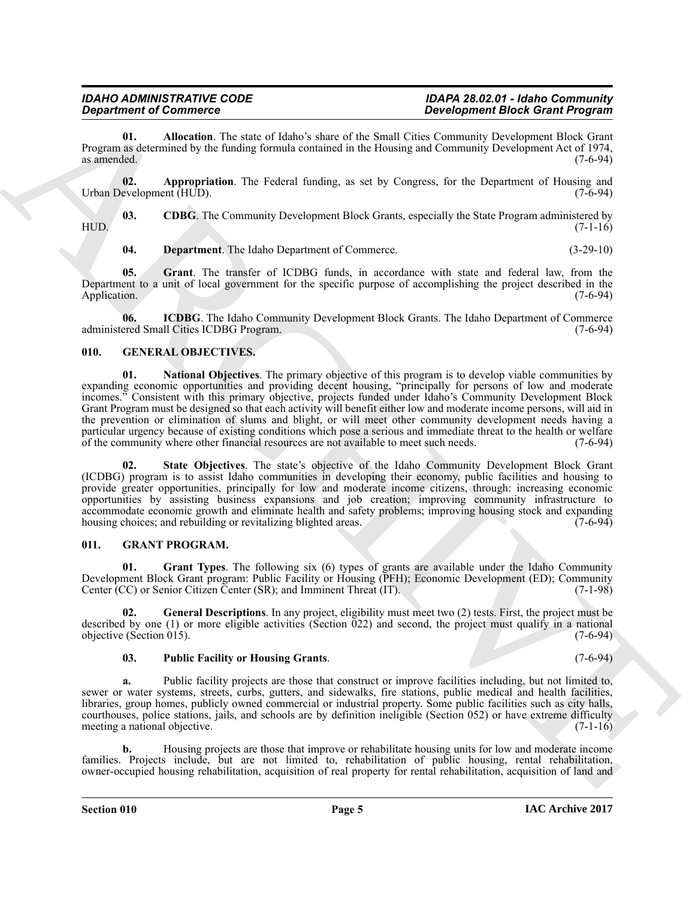**01. Allocation**. The state of Idaho's share of the Small Cities Community Development Block Grant Program as determined by the funding formula contained in the Housing and Community Development Act of 1974, as amended. (7-6-94)

**02. Appropriation**. The Federal funding, as set by Congress, for the Department of Housing and Urban Development (HUD). (7-6-94)

**03. CDBG**. The Community Development Block Grants, especially the State Program administered by HUD. (7-1-16)

**04. Department**. The Idaho Department of Commerce. (3-29-10)

**05. Grant**. The transfer of ICDBG funds, in accordance with state and federal law, from the Department to a unit of local government for the specific purpose of accomplishing the project described in the Application. (7-6-94)

**06. ICDBG**. The Idaho Community Development Block Grants. The Idaho Department of Commerce administered Small Cities ICDBG Program. (7-6-94)

## 010. GENERAL OBJECTIVES.

**01. National Objectives**. The primary objective of this program is to develop viable communities by expanding economic opportunities and providing decent housing, "principally for persons of low and moderate incomes." Consistent with this primary objective, projects funded under Idaho's Community Development Block Grant Program must be designed so that each activity will benefit either low and moderate income persons, will aid in the prevention or elimination of slums and blight, or will meet other community development needs having a particular urgency because of existing conditions which pose a serious and immediate threat to the health or welfare of the community where other financial resources are not available to meet such needs. (7-6-94)

**02. State Objectives**. The state's objective of the Idaho Community Development Block Grant (ICDBG) program is to assist Idaho communities in developing their economy, public facilities and housing to provide greater opportunities, principally for low and moderate income citizens, through: increasing economic opportunities by assisting business expansions and job creation; improving community infrastructure to accommodate economic growth and eliminate health and safety problems; improving housing stock and expanding housing choices; and rebuilding or revitalizing blighted areas. (7-6-94)

## 011. GRANT PROGRAM.

**01. Grant Types**. The following six (6) types of grants are available under the Idaho Community Development Block Grant program: Public Facility or Housing (PFH); Economic Development (ED); Community Center (CC) or Senior Citizen Center (SR); and Imminent Threat (IT). (7-1-98)

**02. General Descriptions**. In any project, eligibility must meet two (2) tests. First, the project must be described by one (1) or more eligible activities (Section 022) and second, the project must qualify in a national objective (Section 015). (7-6-94)

**03. Public Facility or Housing Grants**. (7-6-94)

**a.** Public facility projects are those that construct or improve facilities including, but not limited to, sewer or water systems, streets, curbs, gutters, and sidewalks, fire stations, public medical and health facilities, libraries, group homes, publicly owned commercial or industrial property. Some public facilities such as city halls, courthouses, police stations, jails, and schools are by definition ineligible (Section 052) or have extreme difficulty meeting a national objective. (7-1-16)

**b.** Housing projects are those that improve or rehabilitate housing units for low and moderate income families. Projects include, but are not limited to, rehabilitation of public housing, rental rehabilitation, owner-occupied housing rehabilitation, acquisition of real property for rental rehabilitation, acquisition of land and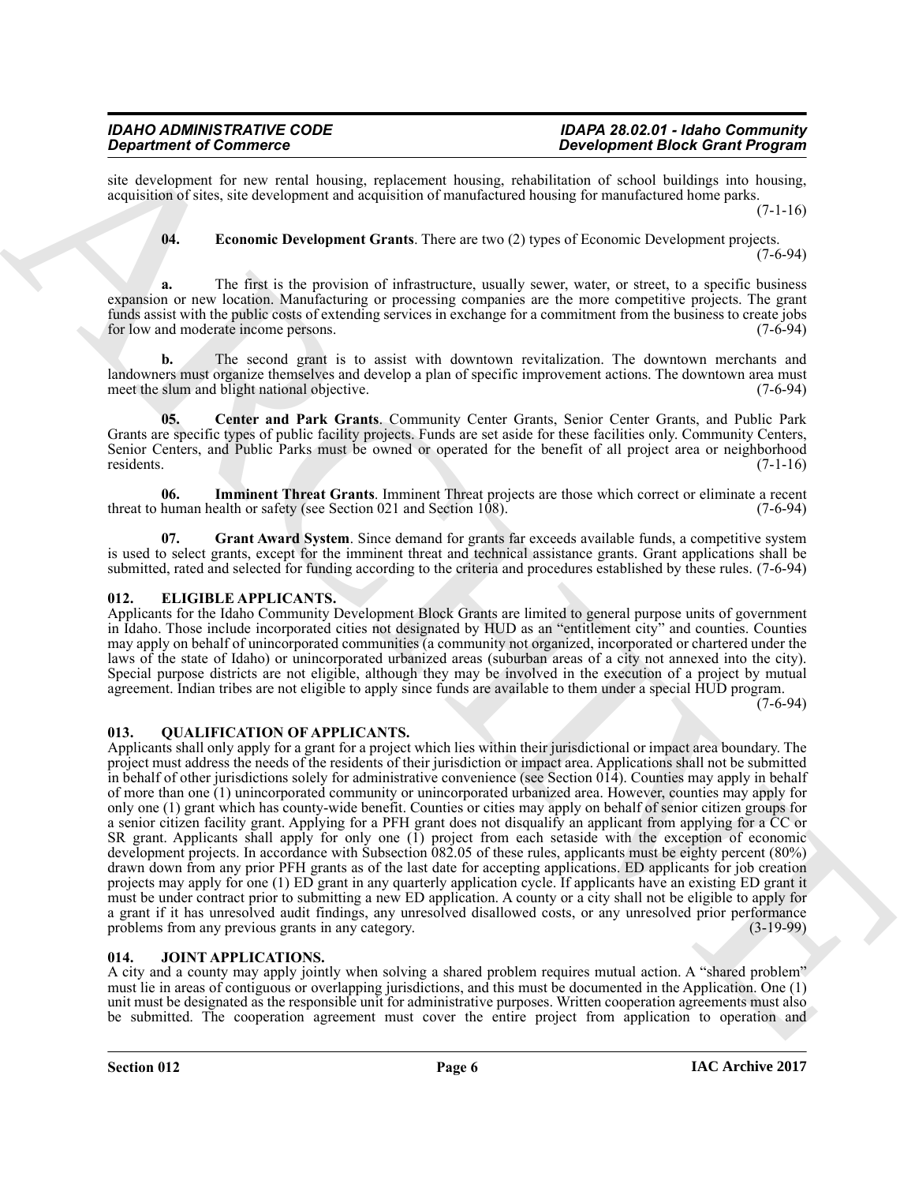site development for new rental housing, replacement housing, rehabilitation of school buildings into housing, acquisition of sites, site development and acquisition of manufactured housing for manufactured home parks. (7-1-16)

**04. Economic Development Grants**. There are two (2) types of Economic Development projects. (7-6-94)

**a.** The first is the provision of infrastructure, usually sewer, water, or street, to a specific business expansion or new location. Manufacturing or processing companies are the more competitive projects. The grant funds assist with the public costs of extending services in exchange for a commitment from the business to create jobs for low and moderate income persons. (7-6-94)

**b.** The second grant is to assist with downtown revitalization. The downtown merchants and landowners must organize themselves and develop a plan of specific improvement actions. The downtown area must meet the slum and blight national objective. (7-6-94)

**05. Center and Park Grants**. Community Center Grants, Senior Center Grants, and Public Park Grants are specific types of public facility projects. Funds are set aside for these facilities only. Community Centers, Senior Centers, and Public Parks must be owned or operated for the benefit of all project area or neighborhood residents. (7-1-16)

**06. Imminent Threat Grants**. Imminent Threat projects are those which correct or eliminate a recent threat to human health or safety (see Section 021 and Section 108). (7-6-94)

**07. Grant Award System**. Since demand for grants far exceeds available funds, a competitive system is used to select grants, except for the imminent threat and technical assistance grants. Grant applications shall be submitted, rated and selected for funding according to the criteria and procedures established by these rules. (7-6-94)

## 012. ELIGIBLE APPLICANTS.

Applicants for the Idaho Community Development Block Grants are limited to general purpose units of government in Idaho. Those include incorporated cities not designated by HUD as an "entitlement city" and counties. Counties may apply on behalf of unincorporated communities (a community not organized, incorporated or chartered under the laws of the state of Idaho) or unincorporated urbanized areas (suburban areas of a city not annexed into the city). Special purpose districts are not eligible, although they may be involved in the execution of a project by mutual agreement. Indian tribes are not eligible to apply since funds are available to them under a special HUD program. (7-6-94)

## 013. QUALIFICATION OF APPLICANTS.

Applicants shall only apply for a grant for a project which lies within their jurisdictional or impact area boundary. The project must address the needs of the residents of their jurisdiction or impact area. Applications shall not be submitted in behalf of other jurisdictions solely for administrative convenience (see Section 014). Counties may apply in behalf of more than one (1) unincorporated community or unincorporated urbanized area. However, counties may apply for only one (1) grant which has county-wide benefit. Counties or cities may apply on behalf of senior citizen groups for a senior citizen facility grant. Applying for a PFH grant does not disqualify an applicant from applying for a CC or SR grant. Applicants shall apply for only one (1) project from each setaside with the exception of economic development projects. In accordance with Subsection 082.05 of these rules, applicants must be eighty percent (80%) drawn down from any prior PFH grants as of the last date for accepting applications. ED applicants for job creation projects may apply for one (1) ED grant in any quarterly application cycle. If applicants have an existing ED grant it must be under contract prior to submitting a new ED application. A county or a city shall not be eligible to apply for a grant if it has unresolved audit findings, any unresolved disallowed costs, or any unresolved prior performance problems from any previous grants in any category. (3-19-99)

## 014. JOINT APPLICATIONS.

A city and a county may apply jointly when solving a shared problem requires mutual action. A "shared problem" must lie in areas of contiguous or overlapping jurisdictions, and this must be documented in the Application. One (1) unit must be designated as the responsible unit for administrative purposes. Written cooperation agreements must also be submitted. The cooperation agreement must cover the entire project from application to operation and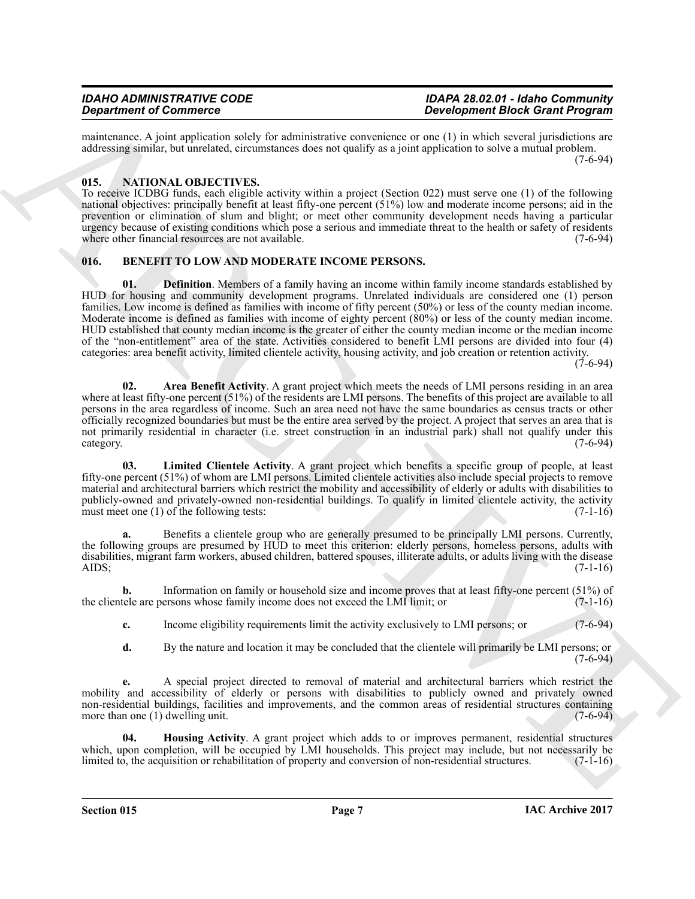maintenance. A joint application solely for administrative convenience or one (1) in which several jurisdictions are addressing similar, but unrelated, circumstances does not qualify as a joint application to solve a mutual problem. (7-6-94)

### 015. NATIONAL OBJECTIVES.

To receive ICDBG funds, each eligible activity within a project (Section 022) must serve one (1) of the following national objectives: principally benefit at least fifty-one percent (51%) low and moderate income persons; aid in the prevention or elimination of slum and blight; or meet other community development needs having a particular urgency because of existing conditions which pose a serious and immediate threat to the health or safety of residents where other financial resources are not available. (7-6-94)

### 016. BENEFIT TO LOW AND MODERATE INCOME PERSONS.

**01. Definition**. Members of a family having an income within family income standards established by HUD for housing and community development programs. Unrelated individuals are considered one (1) person families. Low income is defined as families with income of fifty percent (50%) or less of the county median income. Moderate income is defined as families with income of eighty percent (80%) or less of the county median income. HUD established that county median income is the greater of either the county median income or the median income of the "non-entitlement" area of the state. Activities considered to benefit LMI persons are divided into four (4) categories: area benefit activity, limited clientele activity, housing activity, and job creation or retention activity. (7-6-94)

**02. Area Benefit Activity**. A grant project which meets the needs of LMI persons residing in an area where at least fifty-one percent (51%) of the residents are LMI persons. The benefits of this project are available to all persons in the area regardless of income. Such an area need not have the same boundaries as census tracts or other officially recognized boundaries but must be the entire area served by the project. A project that serves an area that is not primarily residential in character (i.e. street construction in an industrial park) shall not qualify under this category. (7-6-94)

**03. Limited Clientele Activity**. A grant project which benefits a specific group of people, at least fifty-one percent (51%) of whom are LMI persons. Limited clientele activities also include special projects to remove material and architectural barriers which restrict the mobility and accessibility of elderly or adults with disabilities to publicly-owned and privately-owned non-residential buildings. To qualify in limited clientele activity, the activity must meet one (1) of the following tests: (7-1-16)

**a.** Benefits a clientele group who are generally presumed to be principally LMI persons. Currently, the following groups are presumed by HUD to meet this criterion: elderly persons, homeless persons, adults with disabilities, migrant farm workers, abused children, battered spouses, illiterate adults, or adults living with the disease AIDS; (7-1-16)

**b.** Information on family or household size and income proves that at least fifty-one percent (51%) of the clientele are persons whose family income does not exceed the LMI limit; or (7-1-16)

**c.** Income eligibility requirements limit the activity exclusively to LMI persons; or (7-6-94)

**d.** By the nature and location it may be concluded that the clientele will primarily be LMI persons; or (7-6-94)

**e.** A special project directed to removal of material and architectural barriers which restrict the mobility and accessibility of elderly or persons with disabilities to publicly owned and privately owned non-residential buildings, facilities and improvements, and the common areas of residential structures containing more than one (1) dwelling unit. (7-6-94)

**04. Housing Activity**. A grant project which adds to or improves permanent, residential structures which, upon completion, will be occupied by LMI households. This project may include, but not necessarily be limited to, the acquisition or rehabilitation of property and conversion of non-residential structures. (7-1-16)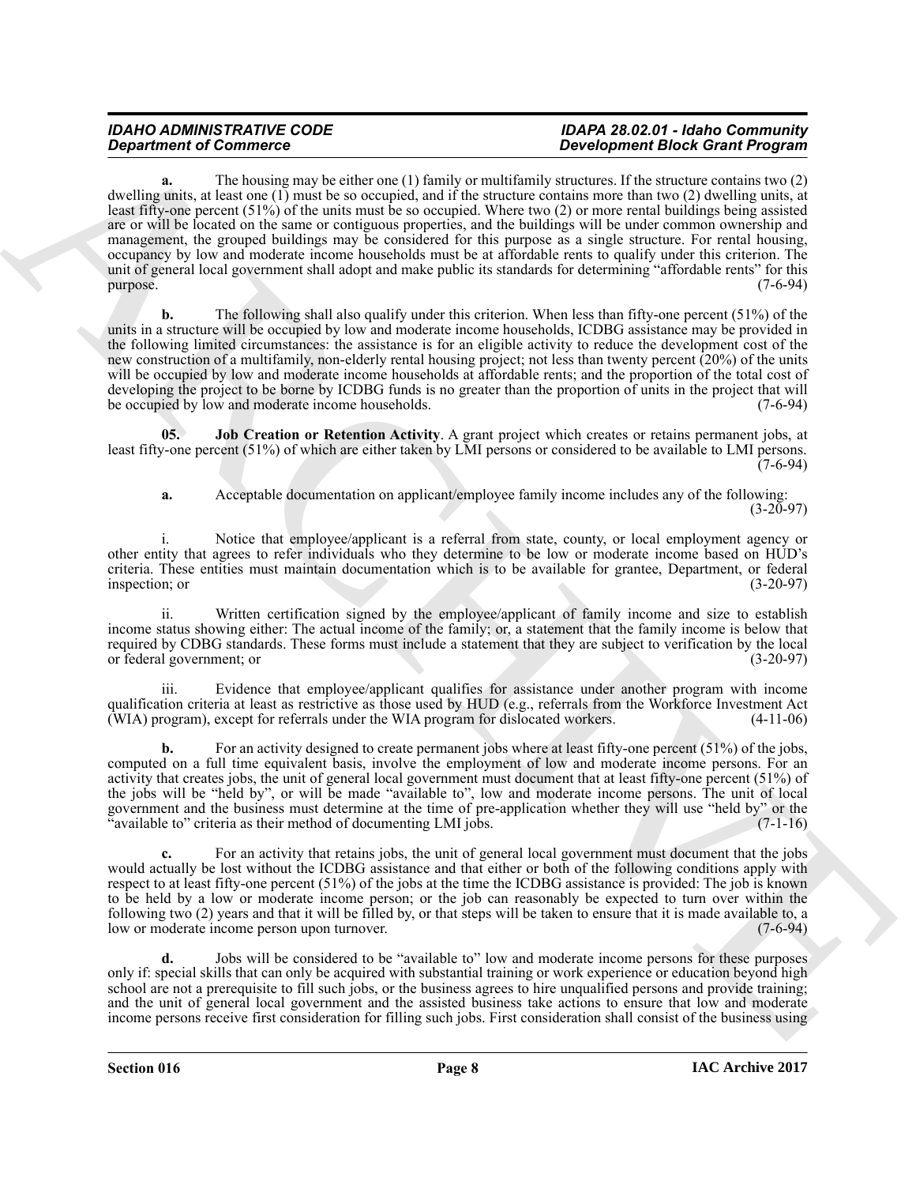**a.** The housing may be either one (1) family or multifamily structures. If the structure contains two (2) dwelling units, at least one (1) must be so occupied, and if the structure contains more than two (2) dwelling units, at least fifty-one percent (51%) of the units must be so occupied. Where two (2) or more rental buildings being assisted are or will be located on the same or contiguous properties, and the buildings will be under common ownership and management, the grouped buildings may be considered for this purpose as a single structure. For rental housing, occupancy by low and moderate income households must be at affordable rents to qualify under this criterion. The unit of general local government shall adopt and make public its standards for determining "affordable rents" for this purpose. (7-6-94)

**b.** The following shall also qualify under this criterion. When less than fifty-one percent (51%) of the units in a structure will be occupied by low and moderate income households, ICDBG assistance may be provided in the following limited circumstances: the assistance is for an eligible activity to reduce the development cost of the new construction of a multifamily, non-elderly rental housing project; not less than twenty percent (20%) of the units will be occupied by low and moderate income households at affordable rents; and the proportion of the total cost of developing the project to be borne by ICDBG funds is no greater than the proportion of units in the project that will be occupied by low and moderate income households. (7-6-94)

**05. Job Creation or Retention Activity**. A grant project which creates or retains permanent jobs, at least fifty-one percent (51%) of which are either taken by LMI persons or considered to be available to LMI persons. (7-6-94)

**a.** Acceptable documentation on applicant/employee family income includes any of the following: (3-20-97)

i. Notice that employee/applicant is a referral from state, county, or local employment agency or other entity that agrees to refer individuals who they determine to be low or moderate income based on HUD's criteria. These entities must maintain documentation which is to be available for grantee, Department, or federal inspection; or (3-20-97)

ii. Written certification signed by the employee/applicant of family income and size to establish income status showing either: The actual income of the family; or, a statement that the family income is below that required by CDBG standards. These forms must include a statement that they are subject to verification by the local or federal government; or (3-20-97)

iii. Evidence that employee/applicant qualifies for assistance under another program with income qualification criteria at least as restrictive as those used by HUD (e.g., referrals from the Workforce Investment Act (WIA) program), except for referrals under the WIA program for dislocated workers. (4-11-06)

**b.** For an activity designed to create permanent jobs where at least fifty-one percent (51%) of the jobs, computed on a full time equivalent basis, involve the employment of low and moderate income persons. For an activity that creates jobs, the unit of general local government must document that at least fifty-one percent (51%) of the jobs will be "held by", or will be made "available to", low and moderate income persons. The unit of local government and the business must determine at the time of pre-application whether they will use "held by" or the "available to" criteria as their method of documenting LMI jobs. (7-1-16)

**c.** For an activity that retains jobs, the unit of general local government must document that the jobs would actually be lost without the ICDBG assistance and that either or both of the following conditions apply with respect to at least fifty-one percent (51%) of the jobs at the time the ICDBG assistance is provided: The job is known to be held by a low or moderate income person; or the job can reasonably be expected to turn over within the following two (2) years and that it will be filled by, or that steps will be taken to ensure that it is made available to, a low or moderate income person upon turnover. (7-6-94)

**d.** Jobs will be considered to be "available to" low and moderate income persons for these purposes only if: special skills that can only be acquired with substantial training or work experience or education beyond high school are not a prerequisite to fill such jobs, or the business agrees to hire unqualified persons and provide training; and the unit of general local government and the assisted business take actions to ensure that low and moderate income persons receive first consideration for filling such jobs. First consideration shall consist of the business using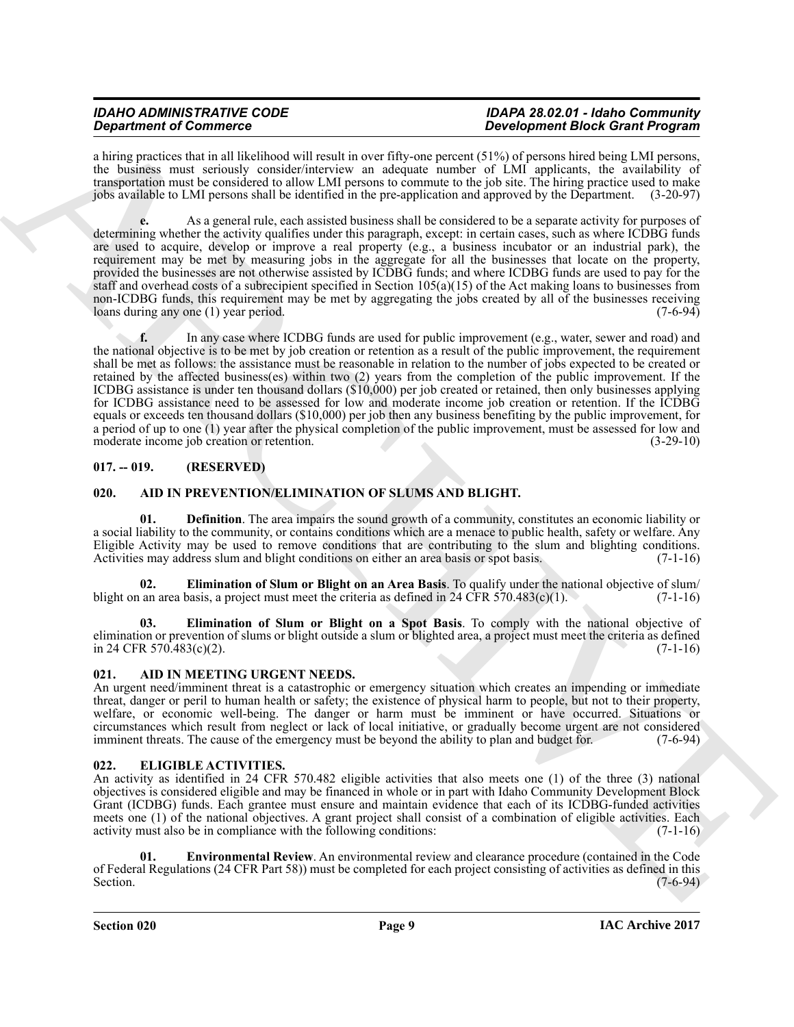a hiring practices that in all likelihood will result in over fifty-one percent (51%) of persons hired being LMI persons, the business must seriously consider/interview an adequate number of LMI applicants, the availability of transportation must be considered to allow LMI persons to commute to the job site. The hiring practice used to make jobs available to LMI persons shall be identified in the pre-application and approved by the Department. (3-20-97)

**e.** As a general rule, each assisted business shall be considered to be a separate activity for purposes of determining whether the activity qualifies under this paragraph, except: in certain cases, such as where ICDBG funds are used to acquire, develop or improve a real property (e.g., a business incubator or an industrial park), the requirement may be met by measuring jobs in the aggregate for all the businesses that locate on the property, provided the businesses are not otherwise assisted by ICDBG funds; and where ICDBG funds are used to pay for the staff and overhead costs of a subrecipient specified in Section 105(a)(15) of the Act making loans to businesses from non-ICDBG funds, this requirement may be met by aggregating the jobs created by all of the businesses receiving loans during any one (1) year period. (7-6-94)

**f.** In any case where ICDBG funds are used for public improvement (e.g., water, sewer and road) and the national objective is to be met by job creation or retention as a result of the public improvement, the requirement shall be met as follows: the assistance must be reasonable in relation to the number of jobs expected to be created or retained by the affected business(es) within two (2) years from the completion of the public improvement. If the ICDBG assistance is under ten thousand dollars ($10,000) per job created or retained, then only businesses applying for ICDBG assistance need to be assessed for low and moderate income job creation or retention. If the ICDBG equals or exceeds ten thousand dollars ($10,000) per job then any business benefiting by the public improvement, for a period of up to one (1) year after the physical completion of the public improvement, must be assessed for low and moderate income job creation or retention. (3-29-10)

## 017. -- 019. (RESERVED)

## 020. AID IN PREVENTION/ELIMINATION OF SLUMS AND BLIGHT.

**01. Definition**. The area impairs the sound growth of a community, constitutes an economic liability or a social liability to the community, or contains conditions which are a menace to public health, safety or welfare. Any Eligible Activity may be used to remove conditions that are contributing to the slum and blighting conditions. Activities may address slum and blight conditions on either an area basis or spot basis. (7-1-16)

**02. Elimination of Slum or Blight on an Area Basis**. To qualify under the national objective of slum/ blight on an area basis, a project must meet the criteria as defined in 24 CFR 570.483(c)(1). (7-1-16)

**03. Elimination of Slum or Blight on a Spot Basis**. To comply with the national objective of elimination or prevention of slums or blight outside a slum or blighted area, a project must meet the criteria as defined in 24 CFR 570.483(c)(2). (7-1-16)

## 021. AID IN MEETING URGENT NEEDS.

An urgent need/imminent threat is a catastrophic or emergency situation which creates an impending or immediate threat, danger or peril to human health or safety; the existence of physical harm to people, but not to their property, welfare, or economic well-being. The danger or harm must be imminent or have occurred. Situations or circumstances which result from neglect or lack of local initiative, or gradually become urgent are not considered imminent threats. The cause of the emergency must be beyond the ability to plan and budget for. (7-6-94)

## 022. ELIGIBLE ACTIVITIES.

An activity as identified in 24 CFR 570.482 eligible activities that also meets one (1) of the three (3) national objectives is considered eligible and may be financed in whole or in part with Idaho Community Development Block Grant (ICDBG) funds. Each grantee must ensure and maintain evidence that each of its ICDBG-funded activities meets one (1) of the national objectives. A grant project shall consist of a combination of eligible activities. Each activity must also be in compliance with the following conditions: (7-1-16)

**01. Environmental Review**. An environmental review and clearance procedure (contained in the Code of Federal Regulations (24 CFR Part 58)) must be completed for each project consisting of activities as defined in this Section. (7-6-94)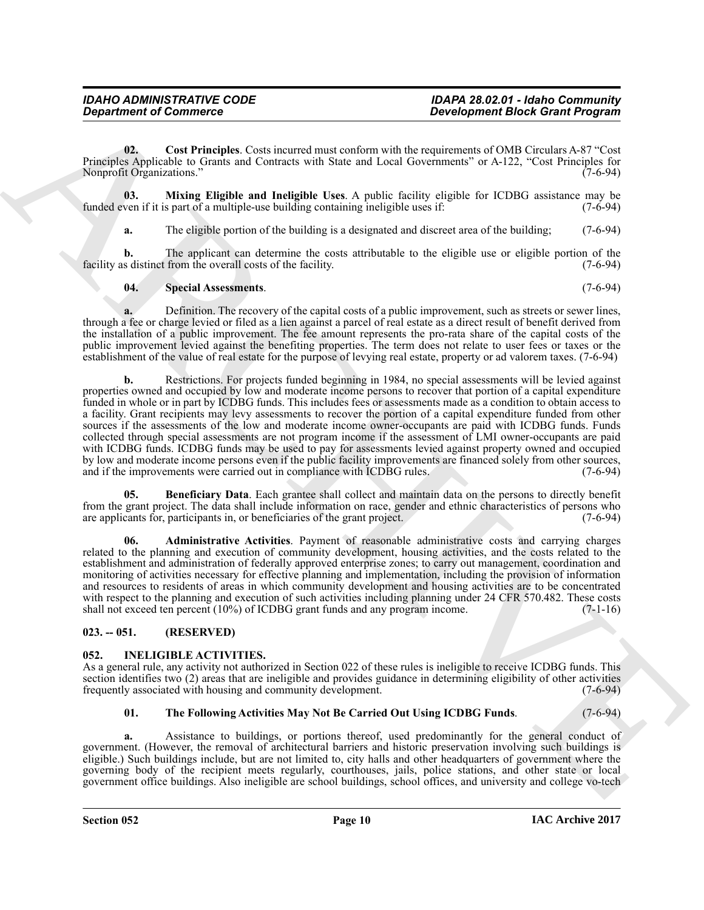**02. Cost Principles**. Costs incurred must conform with the requirements of OMB Circulars A-87 "Cost Principles Applicable to Grants and Contracts with State and Local Governments" or A-122, "Cost Principles for Nonprofit Organizations." (7-6-94)

**03. Mixing Eligible and Ineligible Uses**. A public facility eligible for ICDBG assistance may be funded even if it is part of a multiple-use building containing ineligible uses if: (7-6-94)

**a.** The eligible portion of the building is a designated and discreet area of the building; (7-6-94)

**b.** The applicant can determine the costs attributable to the eligible use or eligible portion of the facility as distinct from the overall costs of the facility. (7-6-94)

**04. Special Assessments**. (7-6-94)

**a.** Definition. The recovery of the capital costs of a public improvement, such as streets or sewer lines, through a fee or charge levied or filed as a lien against a parcel of real estate as a direct result of benefit derived from the installation of a public improvement. The fee amount represents the pro-rata share of the capital costs of the public improvement levied against the benefiting properties. The term does not relate to user fees or taxes or the establishment of the value of real estate for the purpose of levying real estate, property or ad valorem taxes. (7-6-94)

**b.** Restrictions. For projects funded beginning in 1984, no special assessments will be levied against properties owned and occupied by low and moderate income persons to recover that portion of a capital expenditure funded in whole or in part by ICDBG funds. This includes fees or assessments made as a condition to obtain access to a facility. Grant recipients may levy assessments to recover the portion of a capital expenditure funded from other sources if the assessments of the low and moderate income owner-occupants are paid with ICDBG funds. Funds collected through special assessments are not program income if the assessment of LMI owner-occupants are paid with ICDBG funds. ICDBG funds may be used to pay for assessments levied against property owned and occupied by low and moderate income persons even if the public facility improvements are financed solely from other sources, and if the improvements were carried out in compliance with ICDBG rules. (7-6-94)

**05. Beneficiary Data**. Each grantee shall collect and maintain data on the persons to directly benefit from the grant project. The data shall include information on race, gender and ethnic characteristics of persons who are applicants for, participants in, or beneficiaries of the grant project. (7-6-94)

**06. Administrative Activities**. Payment of reasonable administrative costs and carrying charges related to the planning and execution of community development, housing activities, and the costs related to the establishment and administration of federally approved enterprise zones; to carry out management, coordination and monitoring of activities necessary for effective planning and implementation, including the provision of information and resources to residents of areas in which community development and housing activities are to be concentrated with respect to the planning and execution of such activities including planning under 24 CFR 570.482. These costs shall not exceed ten percent (10%) of ICDBG grant funds and any program income. (7-1-16)

## 023. -- 051. (RESERVED)

## 052. INELIGIBLE ACTIVITIES.

As a general rule, any activity not authorized in Section 022 of these rules is ineligible to receive ICDBG funds. This section identifies two (2) areas that are ineligible and provides guidance in determining eligibility of other activities frequently associated with housing and community development. (7-6-94)

**01. The Following Activities May Not Be Carried Out Using ICDBG Funds**. (7-6-94)

**a.** Assistance to buildings, or portions thereof, used predominantly for the general conduct of government. (However, the removal of architectural barriers and historic preservation involving such buildings is eligible.) Such buildings include, but are not limited to, city halls and other headquarters of government where the governing body of the recipient meets regularly, courthouses, jails, police stations, and other state or local government office buildings. Also ineligible are school buildings, school offices, and university and college vo-tech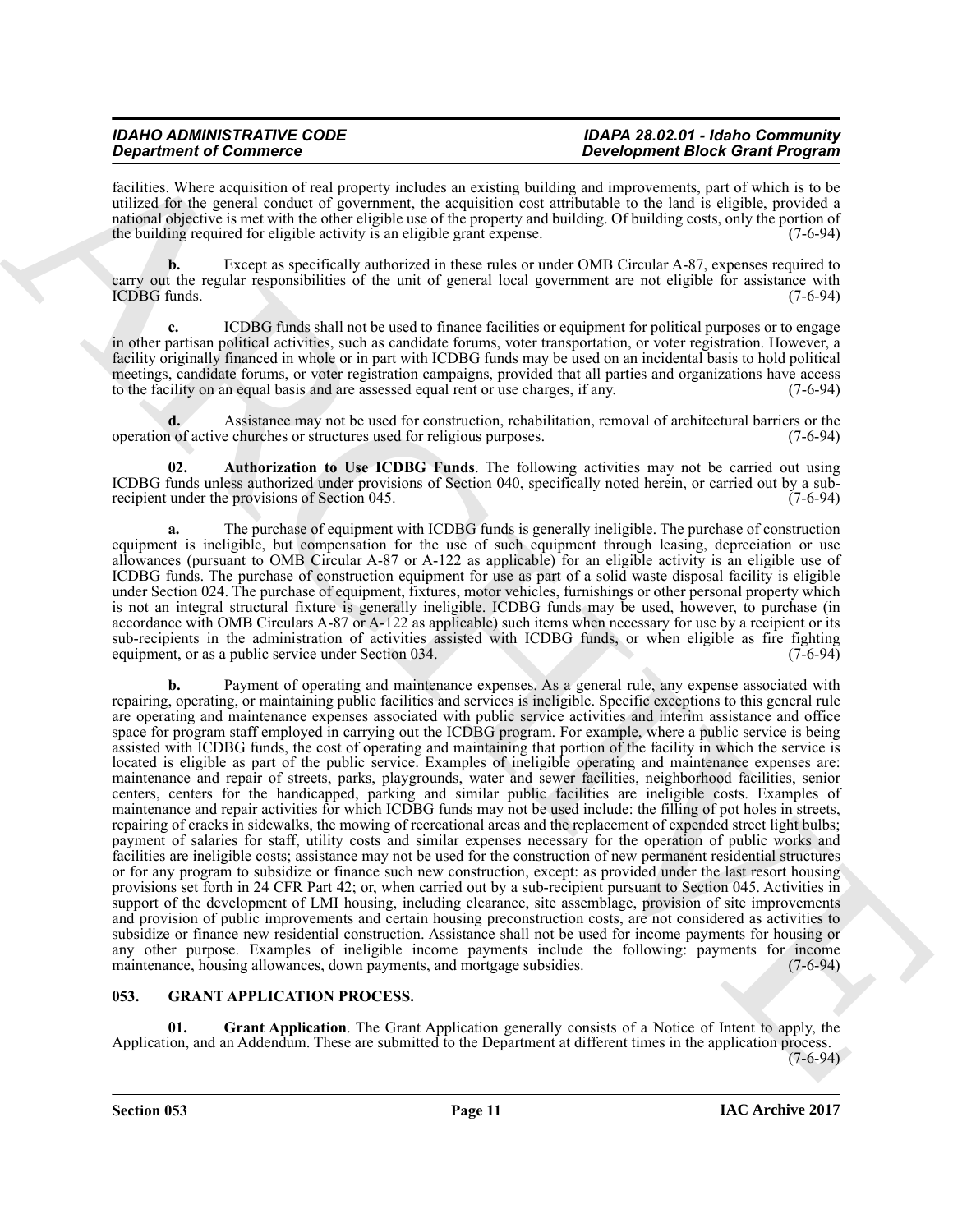facilities. Where acquisition of real property includes an existing building and improvements, part of which is to be utilized for the general conduct of government, the acquisition cost attributable to the land is eligible, provided a national objective is met with the other eligible use of the property and building. Of building costs, only the portion of the building required for eligible activity is an eligible grant expense. (7-6-94)

**b.** Except as specifically authorized in these rules or under OMB Circular A-87, expenses required to carry out the regular responsibilities of the unit of general local government are not eligible for assistance with ICDBG funds. (7-6-94)

**c.** ICDBG funds shall not be used to finance facilities or equipment for political purposes or to engage in other partisan political activities, such as candidate forums, voter transportation, or voter registration. However, a facility originally financed in whole or in part with ICDBG funds may be used on an incidental basis to hold political meetings, candidate forums, or voter registration campaigns, provided that all parties and organizations have access to the facility on an equal basis and are assessed equal rent or use charges, if any. (7-6-94)

**d.** Assistance may not be used for construction, rehabilitation, removal of architectural barriers or the operation of active churches or structures used for religious purposes. (7-6-94)

**02. Authorization to Use ICDBG Funds**. The following activities may not be carried out using ICDBG funds unless authorized under provisions of Section 040, specifically noted herein, or carried out by a sub-recipient under the provisions of Section 045. (7-6-94)

**a.** The purchase of equipment with ICDBG funds is generally ineligible. The purchase of construction equipment is ineligible, but compensation for the use of such equipment through leasing, depreciation or use allowances (pursuant to OMB Circular A-87 or A-122 as applicable) for an eligible activity is an eligible use of ICDBG funds. The purchase of construction equipment for use as part of a solid waste disposal facility is eligible under Section 024. The purchase of equipment, fixtures, motor vehicles, furnishings or other personal property which is not an integral structural fixture is generally ineligible. ICDBG funds may be used, however, to purchase (in accordance with OMB Circulars A-87 or A-122 as applicable) such items when necessary for use by a recipient or its sub-recipients in the administration of activities assisted with ICDBG funds, or when eligible as fire fighting equipment, or as a public service under Section 034. (7-6-94)

**b.** Payment of operating and maintenance expenses. As a general rule, any expense associated with repairing, operating, or maintaining public facilities and services is ineligible. Specific exceptions to this general rule are operating and maintenance expenses associated with public service activities and interim assistance and office space for program staff employed in carrying out the ICDBG program. For example, where a public service is being assisted with ICDBG funds, the cost of operating and maintaining that portion of the facility in which the service is located is eligible as part of the public service. Examples of ineligible operating and maintenance expenses are: maintenance and repair of streets, parks, playgrounds, water and sewer facilities, neighborhood facilities, senior centers, centers for the handicapped, parking and similar public facilities are ineligible costs. Examples of maintenance and repair activities for which ICDBG funds may not be used include: the filling of pot holes in streets, repairing of cracks in sidewalks, the mowing of recreational areas and the replacement of expended street light bulbs; payment of salaries for staff, utility costs and similar expenses necessary for the operation of public works and facilities are ineligible costs; assistance may not be used for the construction of new permanent residential structures or for any program to subsidize or finance such new construction, except: as provided under the last resort housing provisions set forth in 24 CFR Part 42; or, when carried out by a sub-recipient pursuant to Section 045. Activities in support of the development of LMI housing, including clearance, site assemblage, provision of site improvements and provision of public improvements and certain housing preconstruction costs, are not considered as activities to subsidize or finance new residential construction. Assistance shall not be used for income payments for housing or any other purpose. Examples of ineligible income payments include the following: payments for income maintenance, housing allowances, down payments, and mortgage subsidies. (7-6-94)

## 053. GRANT APPLICATION PROCESS.

**01. Grant Application**. The Grant Application generally consists of a Notice of Intent to apply, the Application, and an Addendum. These are submitted to the Department at different times in the application process. (7-6-94)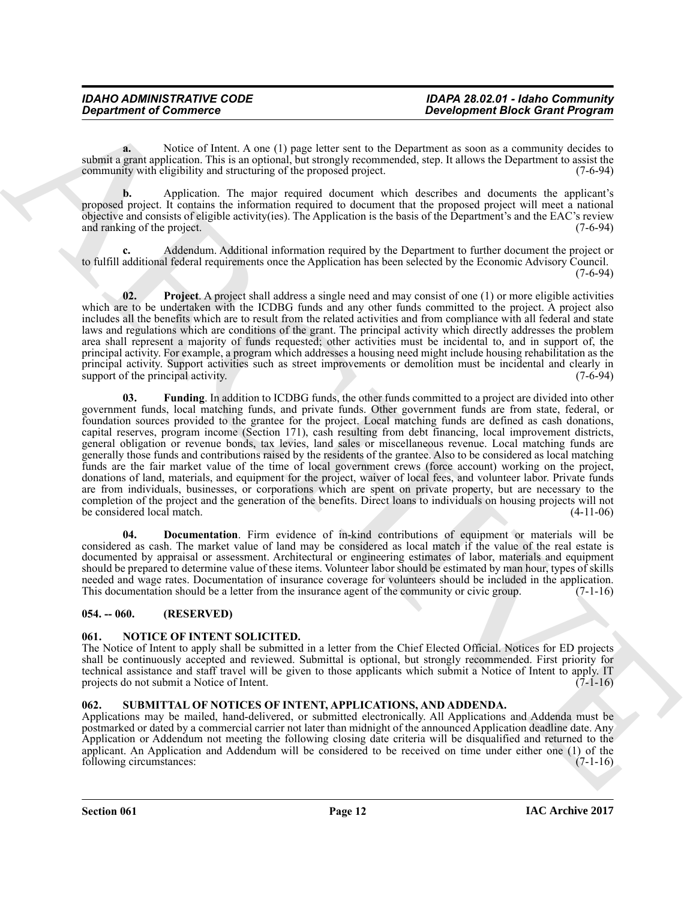**a.** Notice of Intent. A one (1) page letter sent to the Department as soon as a community decides to submit a grant application. This is an optional, but strongly recommended, step. It allows the Department to assist the community with eligibility and structuring of the proposed project. (7-6-94)

**b.** Application. The major required document which describes and documents the applicant's proposed project. It contains the information required to document that the proposed project will meet a national objective and consists of eligible activity(ies). The Application is the basis of the Department's and the EAC's review and ranking of the project. (7-6-94)

**c.** Addendum. Additional information required by the Department to further document the project or to fulfill additional federal requirements once the Application has been selected by the Economic Advisory Council. (7-6-94)

**02. Project**. A project shall address a single need and may consist of one (1) or more eligible activities which are to be undertaken with the ICDBG funds and any other funds committed to the project. A project also includes all the benefits which are to result from the related activities and from compliance with all federal and state laws and regulations which are conditions of the grant. The principal activity which directly addresses the problem area shall represent a majority of funds requested; other activities must be incidental to, and in support of, the principal activity. For example, a program which addresses a housing need might include housing rehabilitation as the principal activity. Support activities such as street improvements or demolition must be incidental and clearly in support of the principal activity. (7-6-94)

**03. Funding**. In addition to ICDBG funds, the other funds committed to a project are divided into other government funds, local matching funds, and private funds. Other government funds are from state, federal, or foundation sources provided to the grantee for the project. Local matching funds are defined as cash donations, capital reserves, program income (Section 171), cash resulting from debt financing, local improvement districts, general obligation or revenue bonds, tax levies, land sales or miscellaneous revenue. Local matching funds are generally those funds and contributions raised by the residents of the grantee. Also to be considered as local matching funds are the fair market value of the time of local government crews (force account) working on the project, donations of land, materials, and equipment for the project, waiver of local fees, and volunteer labor. Private funds are from individuals, businesses, or corporations which are spent on private property, but are necessary to the completion of the project and the generation of the benefits. Direct loans to individuals on housing projects will not be considered local match. (4-11-06)

**04. Documentation**. Firm evidence of in-kind contributions of equipment or materials will be considered as cash. The market value of land may be considered as local match if the value of the real estate is documented by appraisal or assessment. Architectural or engineering estimates of labor, materials and equipment should be prepared to determine value of these items. Volunteer labor should be estimated by man hour, types of skills needed and wage rates. Documentation of insurance coverage for volunteers should be included in the application. This documentation should be a letter from the insurance agent of the community or civic group. (7-1-16)

### 054. -- 060. (RESERVED)

### 061. NOTICE OF INTENT SOLICITED.

The Notice of Intent to apply shall be submitted in a letter from the Chief Elected Official. Notices for ED projects shall be continuously accepted and reviewed. Submittal is optional, but strongly recommended. First priority for technical assistance and staff travel will be given to those applicants which submit a Notice of Intent to apply. IT projects do not submit a Notice of Intent. (7-1-16)

### 062. SUBMITTAL OF NOTICES OF INTENT, APPLICATIONS, AND ADDENDA.

Applications may be mailed, hand-delivered, or submitted electronically. All Applications and Addenda must be postmarked or dated by a commercial carrier not later than midnight of the announced Application deadline date. Any Application or Addendum not meeting the following closing date criteria will be disqualified and returned to the applicant. An Application and Addendum will be considered to be received on time under either one (1) of the following circumstances: (7-1-16)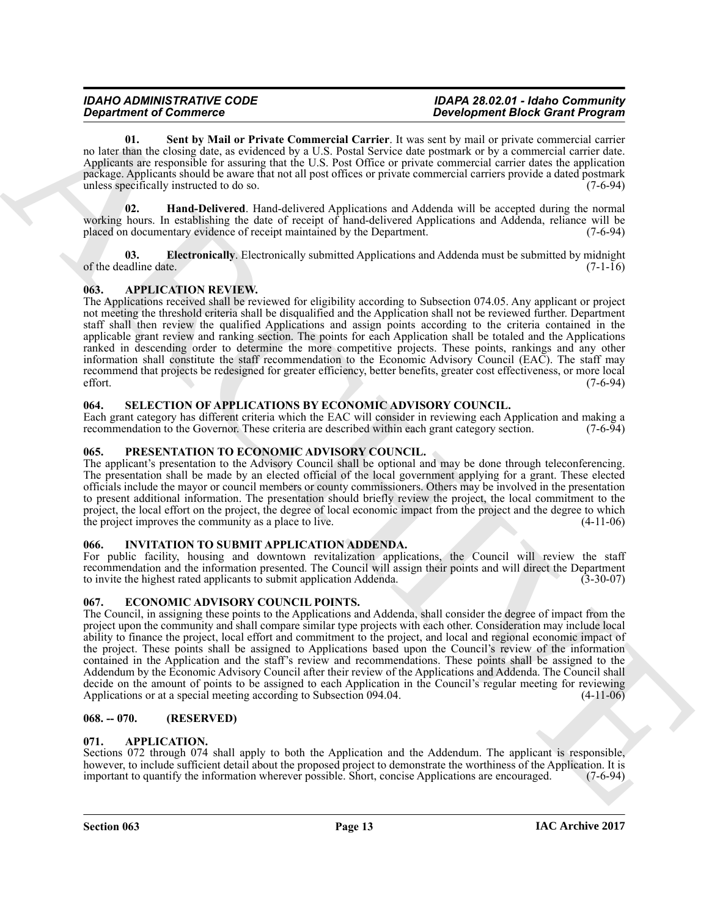**01. Sent by Mail or Private Commercial Carrier**. It was sent by mail or private commercial carrier no later than the closing date, as evidenced by a U.S. Postal Service date postmark or by a commercial carrier date. Applicants are responsible for assuring that the U.S. Post Office or private commercial carrier dates the application package. Applicants should be aware that not all post offices or private commercial carriers provide a dated postmark unless specifically instructed to do so. (7-6-94)

**02. Hand-Delivered**. Hand-delivered Applications and Addenda will be accepted during the normal working hours. In establishing the date of receipt of hand-delivered Applications and Addenda, reliance will be placed on documentary evidence of receipt maintained by the Department. (7-6-94)

**03. Electronically**. Electronically submitted Applications and Addenda must be submitted by midnight of the deadline date. (7-1-16)

## 063. APPLICATION REVIEW.

The Applications received shall be reviewed for eligibility according to Subsection 074.05. Any applicant or project not meeting the threshold criteria shall be disqualified and the Application shall not be reviewed further. Department staff shall then review the qualified Applications and assign points according to the criteria contained in the applicable grant review and ranking section. The points for each Application shall be totaled and the Applications ranked in descending order to determine the more competitive projects. These points, rankings and any other information shall constitute the staff recommendation to the Economic Advisory Council (EAC). The staff may recommend that projects be redesigned for greater efficiency, better benefits, greater cost effectiveness, or more local effort. (7-6-94)

## 064. SELECTION OF APPLICATIONS BY ECONOMIC ADVISORY COUNCIL.

Each grant category has different criteria which the EAC will consider in reviewing each Application and making a recommendation to the Governor. These criteria are described within each grant category section. (7-6-94)

## 065. PRESENTATION TO ECONOMIC ADVISORY COUNCIL.

The applicant's presentation to the Advisory Council shall be optional and may be done through teleconferencing. The presentation shall be made by an elected official of the local government applying for a grant. These elected officials include the mayor or council members or county commissioners. Others may be involved in the presentation to present additional information. The presentation should briefly review the project, the local commitment to the project, the local effort on the project, the degree of local economic impact from the project and the degree to which the project improves the community as a place to live. (4-11-06)

## 066. INVITATION TO SUBMIT APPLICATION ADDENDA.

For public facility, housing and downtown revitalization applications, the Council will review the staff recommendation and the information presented. The Council will assign their points and will direct the Department to invite the highest rated applicants to submit application Addenda. (3-30-07)

## 067. ECONOMIC ADVISORY COUNCIL POINTS.

The Council, in assigning these points to the Applications and Addenda, shall consider the degree of impact from the project upon the community and shall compare similar type projects with each other. Consideration may include local ability to finance the project, local effort and commitment to the project, and local and regional economic impact of the project. These points shall be assigned to Applications based upon the Council's review of the information contained in the Application and the staff's review and recommendations. These points shall be assigned to the Addendum by the Economic Advisory Council after their review of the Applications and Addenda. The Council shall decide on the amount of points to be assigned to each Application in the Council's regular meeting for reviewing Applications or at a special meeting according to Subsection 094.04. (4-11-06)

## 068. -- 070. (RESERVED)

## 071. APPLICATION.

Sections 072 through 074 shall apply to both the Application and the Addendum. The applicant is responsible, however, to include sufficient detail about the proposed project to demonstrate the worthiness of the Application. It is important to quantify the information wherever possible. Short, concise Applications are encouraged. (7-6-94)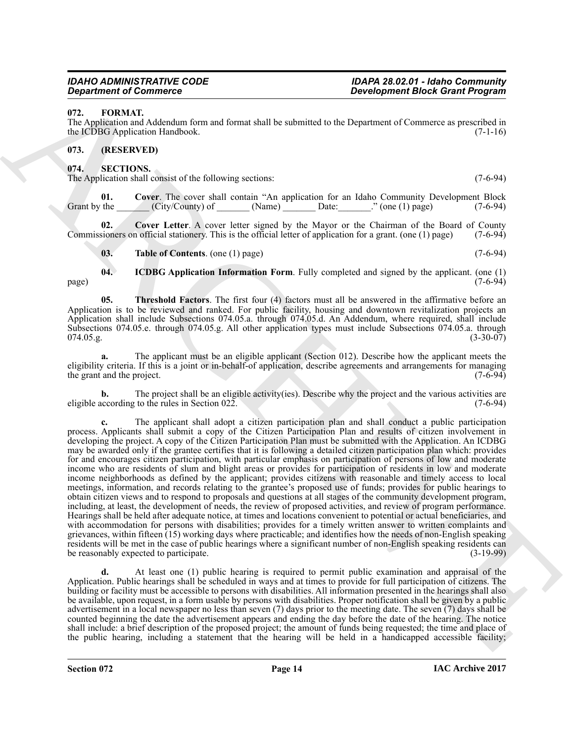### 072. FORMAT.

The Application and Addendum form and format shall be submitted to the Department of Commerce as prescribed in the ICDBG Application Handbook. (7-1-16)

### 073. (RESERVED)

### 074. SECTIONS.

The Application shall consist of the following sections: (7-6-94)

**01. Cover**. The cover shall contain "An application for an Idaho Community Development Block Grant by the _______ (City/County) of _______ (Name) _______ Date:_______." (one (1) page) (7-6-94)

**02. Cover Letter**. A cover letter signed by the Mayor or the Chairman of the Board of County Commissioners on official stationery. This is the official letter of application for a grant. (one (1) page) (7-6-94)

**03. Table of Contents**. (one (1) page) (7-6-94)

**04. ICDBG Application Information Form**. Fully completed and signed by the applicant. (one (1) page) (7-6-94)

**05. Threshold Factors**. The first four (4) factors must all be answered in the affirmative before an Application is to be reviewed and ranked. For public facility, housing and downtown revitalization projects an Application shall include Subsections 074.05.a. through 074.05.d. An Addendum, where required, shall include Subsections 074.05.e. through 074.05.g. All other application types must include Subsections 074.05.a. through 074.05.g. (3-30-07)

**a.** The applicant must be an eligible applicant (Section 012). Describe how the applicant meets the eligibility criteria. If this is a joint or in-behalf-of application, describe agreements and arrangements for managing the grant and the project. (7-6-94)

**b.** The project shall be an eligible activity(ies). Describe why the project and the various activities are eligible according to the rules in Section 022. (7-6-94)

**c.** The applicant shall adopt a citizen participation plan and shall conduct a public participation process. Applicants shall submit a copy of the Citizen Participation Plan and results of citizen involvement in developing the project. A copy of the Citizen Participation Plan must be submitted with the Application. An ICDBG may be awarded only if the grantee certifies that it is following a detailed citizen participation plan which: provides for and encourages citizen participation, with particular emphasis on participation of persons of low and moderate income who are residents of slum and blight areas or provides for participation of residents in low and moderate income neighborhoods as defined by the applicant; provides citizens with reasonable and timely access to local meetings, information, and records relating to the grantee's proposed use of funds; provides for public hearings to obtain citizen views and to respond to proposals and questions at all stages of the community development program, including, at least, the development of needs, the review of proposed activities, and review of program performance. Hearings shall be held after adequate notice, at times and locations convenient to potential or actual beneficiaries, and with accommodation for persons with disabilities; provides for a timely written answer to written complaints and grievances, within fifteen (15) working days where practicable; and identifies how the needs of non-English speaking residents will be met in the case of public hearings where a significant number of non-English speaking residents can be reasonably expected to participate. (3-19-99)

**d.** At least one (1) public hearing is required to permit public examination and appraisal of the Application. Public hearings shall be scheduled in ways and at times to provide for full participation of citizens. The building or facility must be accessible to persons with disabilities. All information presented in the hearings shall also be available, upon request, in a form usable by persons with disabilities. Proper notification shall be given by a public advertisement in a local newspaper no less than seven (7) days prior to the meeting date. The seven (7) days shall be counted beginning the date the advertisement appears and ending the day before the date of the hearing. The notice shall include: a brief description of the proposed project; the amount of funds being requested; the time and place of the public hearing, including a statement that the hearing will be held in a handicapped accessible facility;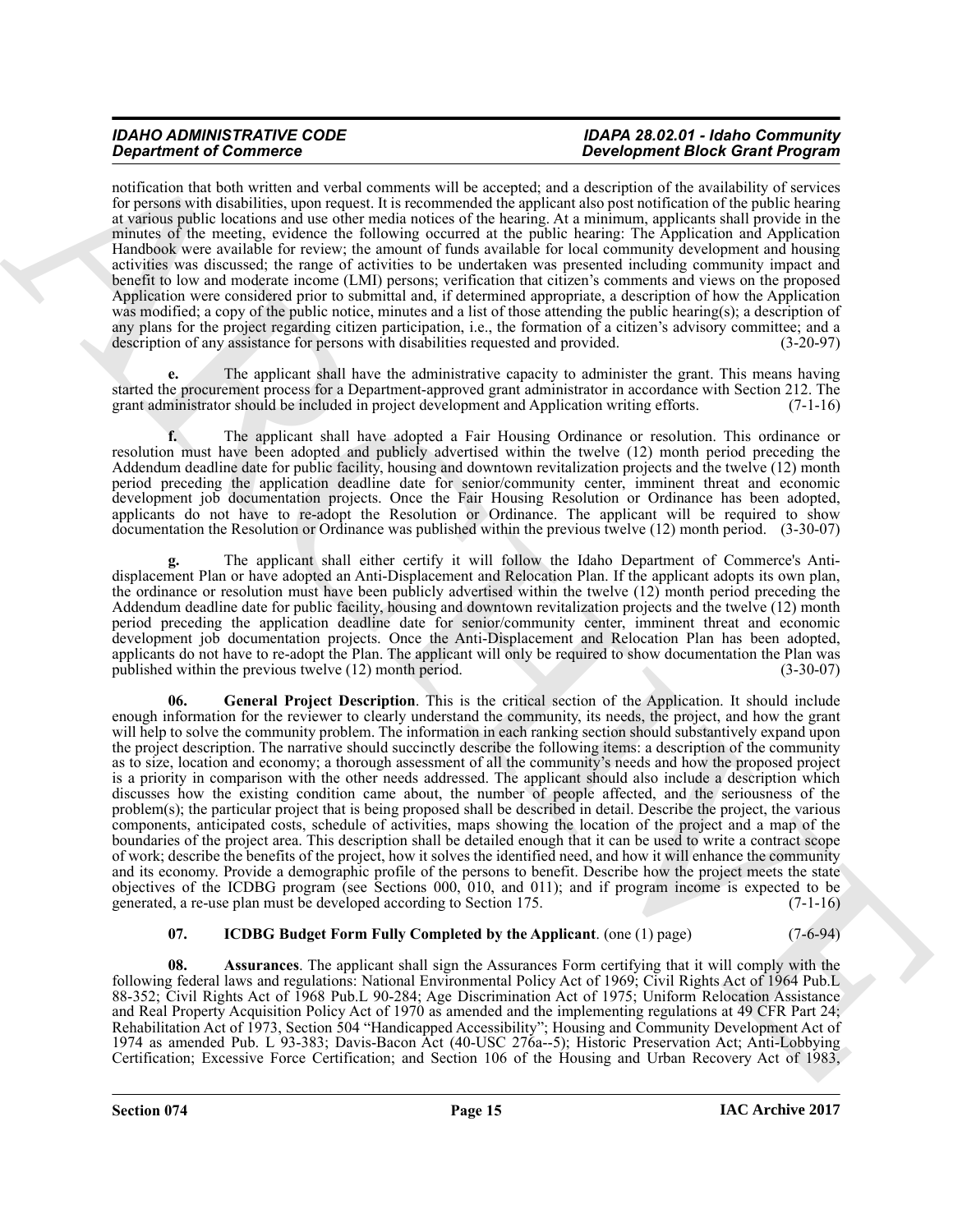notification that both written and verbal comments will be accepted; and a description of the availability of services for persons with disabilities, upon request. It is recommended the applicant also post notification of the public hearing at various public locations and use other media notices of the hearing. At a minimum, applicants shall provide in the minutes of the meeting, evidence the following occurred at the public hearing: The Application and Application Handbook were available for review; the amount of funds available for local community development and housing activities was discussed; the range of activities to be undertaken was presented including community impact and benefit to low and moderate income (LMI) persons; verification that citizen's comments and views on the proposed Application were considered prior to submittal and, if determined appropriate, a description of how the Application was modified; a copy of the public notice, minutes and a list of those attending the public hearing(s); a description of any plans for the project regarding citizen participation, i.e., the formation of a citizen's advisory committee; and a description of any assistance for persons with disabilities requested and provided. (3-20-97)

**e.** The applicant shall have the administrative capacity to administer the grant. This means having started the procurement process for a Department-approved grant administrator in accordance with Section 212. The grant administrator should be included in project development and Application writing efforts. (7-1-16)

**f.** The applicant shall have adopted a Fair Housing Ordinance or resolution. This ordinance or resolution must have been adopted and publicly advertised within the twelve (12) month period preceding the Addendum deadline date for public facility, housing and downtown revitalization projects and the twelve (12) month period preceding the application deadline date for senior/community center, imminent threat and economic development job documentation projects. Once the Fair Housing Resolution or Ordinance has been adopted, applicants do not have to re-adopt the Resolution or Ordinance. The applicant will be required to show documentation the Resolution or Ordinance was published within the previous twelve (12) month period. (3-30-07)

**g.** The applicant shall either certify it will follow the Idaho Department of Commerce's Anti-displacement Plan or have adopted an Anti-Displacement and Relocation Plan. If the applicant adopts its own plan, the ordinance or resolution must have been publicly advertised within the twelve (12) month period preceding the Addendum deadline date for public facility, housing and downtown revitalization projects and the twelve (12) month period preceding the application deadline date for senior/community center, imminent threat and economic development job documentation projects. Once the Anti-Displacement and Relocation Plan has been adopted, applicants do not have to re-adopt the Plan. The applicant will only be required to show documentation the Plan was published within the previous twelve (12) month period. (3-30-07)

**06. General Project Description**. This is the critical section of the Application. It should include enough information for the reviewer to clearly understand the community, its needs, the project, and how the grant will help to solve the community problem. The information in each ranking section should substantively expand upon the project description. The narrative should succinctly describe the following items: a description of the community as to size, location and economy; a thorough assessment of all the community's needs and how the proposed project is a priority in comparison with the other needs addressed. The applicant should also include a description which discusses how the existing condition came about, the number of people affected, and the seriousness of the problem(s); the particular project that is being proposed shall be described in detail. Describe the project, the various components, anticipated costs, schedule of activities, maps showing the location of the project and a map of the boundaries of the project area. This description shall be detailed enough that it can be used to write a contract scope of work; describe the benefits of the project, how it solves the identified need, and how it will enhance the community and its economy. Provide a demographic profile of the persons to benefit. Describe how the project meets the state objectives of the ICDBG program (see Sections 000, 010, and 011); and if program income is expected to be generated, a re-use plan must be developed according to Section 175. (7-1-16)

**07. ICDBG Budget Form Fully Completed by the Applicant**. (one (1) page) (7-6-94)

**08. Assurances**. The applicant shall sign the Assurances Form certifying that it will comply with the following federal laws and regulations: National Environmental Policy Act of 1969; Civil Rights Act of 1964 Pub.L 88-352; Civil Rights Act of 1968 Pub.L 90-284; Age Discrimination Act of 1975; Uniform Relocation Assistance and Real Property Acquisition Policy Act of 1970 as amended and the implementing regulations at 49 CFR Part 24; Rehabilitation Act of 1973, Section 504 "Handicapped Accessibility"; Housing and Community Development Act of 1974 as amended Pub. L 93-383; Davis-Bacon Act (40-USC 276a--5); Historic Preservation Act; Anti-Lobbying Certification; Excessive Force Certification; and Section 106 of the Housing and Urban Recovery Act of 1983,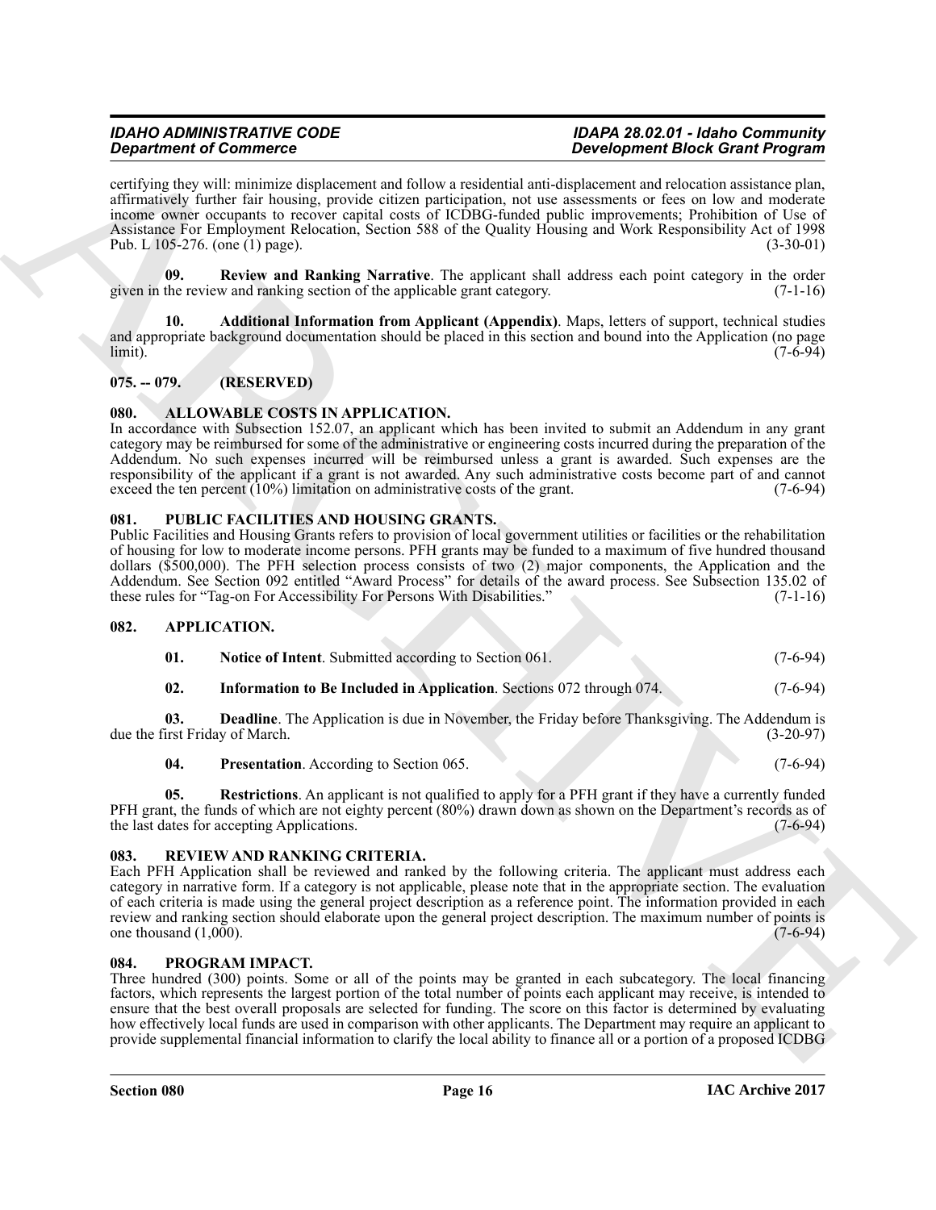certifying they will: minimize displacement and follow a residential anti-displacement and relocation assistance plan, affirmatively further fair housing, provide citizen participation, not use assessments or fees on low and moderate income owner occupants to recover capital costs of ICDBG-funded public improvements; Prohibition of Use of Assistance For Employment Relocation, Section 588 of the Quality Housing and Work Responsibility Act of 1998 Pub. L 105-276. (one (1) page). (3-30-01)

**09. Review and Ranking Narrative**. The applicant shall address each point category in the order given in the review and ranking section of the applicable grant category. (7-1-16)

**10. Additional Information from Applicant (Appendix)**. Maps, letters of support, technical studies and appropriate background documentation should be placed in this section and bound into the Application (no page limit). (7-6-94)

## 075. -- 079. (RESERVED)

## 080. ALLOWABLE COSTS IN APPLICATION.

In accordance with Subsection 152.07, an applicant which has been invited to submit an Addendum in any grant category may be reimbursed for some of the administrative or engineering costs incurred during the preparation of the Addendum. No such expenses incurred will be reimbursed unless a grant is awarded. Such expenses are the responsibility of the applicant if a grant is not awarded. Any such administrative costs become part of and cannot exceed the ten percent (10%) limitation on administrative costs of the grant. (7-6-94)

## 081. PUBLIC FACILITIES AND HOUSING GRANTS.

Public Facilities and Housing Grants refers to provision of local government utilities or facilities or the rehabilitation of housing for low to moderate income persons. PFH grants may be funded to a maximum of five hundred thousand dollars ($500,000). The PFH selection process consists of two (2) major components, the Application and the Addendum. See Section 092 entitled "Award Process" for details of the award process. See Subsection 135.02 of these rules for "Tag-on For Accessibility For Persons With Disabilities." (7-1-16)

## 082. APPLICATION.

**01. Notice of Intent**. Submitted according to Section 061. (7-6-94)

**02. Information to Be Included in Application**. Sections 072 through 074. (7-6-94)

**03. Deadline**. The Application is due in November, the Friday before Thanksgiving. The Addendum is due the first Friday of March. (3-20-97)

**04. Presentation**. According to Section 065. (7-6-94)

**05. Restrictions**. An applicant is not qualified to apply for a PFH grant if they have a currently funded PFH grant, the funds of which are not eighty percent (80%) drawn down as shown on the Department's records as of the last dates for accepting Applications. (7-6-94)

## 083. REVIEW AND RANKING CRITERIA.

Each PFH Application shall be reviewed and ranked by the following criteria. The applicant must address each category in narrative form. If a category is not applicable, please note that in the appropriate section. The evaluation of each criteria is made using the general project description as a reference point. The information provided in each review and ranking section should elaborate upon the general project description. The maximum number of points is one thousand (1,000). (7-6-94)

## 084. PROGRAM IMPACT.

Three hundred (300) points. Some or all of the points may be granted in each subcategory. The local financing factors, which represents the largest portion of the total number of points each applicant may receive, is intended to ensure that the best overall proposals are selected for funding. The score on this factor is determined by evaluating how effectively local funds are used in comparison with other applicants. The Department may require an applicant to provide supplemental financial information to clarify the local ability to finance all or a portion of a proposed ICDBG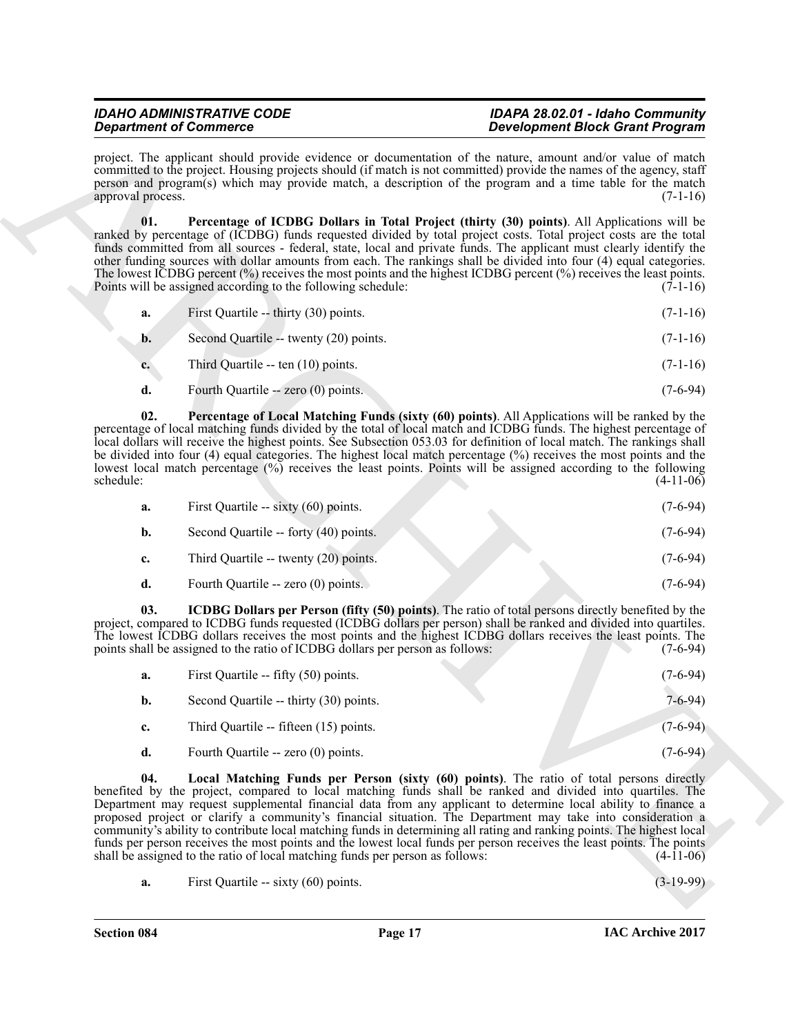project. The applicant should provide evidence or documentation of the nature, amount and/or value of match committed to the project. Housing projects should (if match is not committed) provide the names of the agency, staff person and program(s) which may provide match, a description of the program and a time table for the match approval process. (7-1-16)

**01. Percentage of ICDBG Dollars in Total Project (thirty (30) points)**. All Applications will be ranked by percentage of (ICDBG) funds requested divided by total project costs. Total project costs are the total funds committed from all sources - federal, state, local and private funds. The applicant must clearly identify the other funding sources with dollar amounts from each. The rankings shall be divided into four (4) equal categories. The lowest ICDBG percent (%) receives the most points and the highest ICDBG percent (%) receives the least points. Points will be assigned according to the following schedule: (7-1-16)

**a.** First Quartile -- thirty (30) points. (7-1-16)

**b.** Second Quartile -- twenty (20) points. (7-1-16)

**c.** Third Quartile -- ten (10) points. (7-1-16)

**d.** Fourth Quartile -- zero (0) points. (7-6-94)

**02. Percentage of Local Matching Funds (sixty (60) points)**. All Applications will be ranked by the percentage of local matching funds divided by the total of local match and ICDBG funds. The highest percentage of local dollars will receive the highest points. See Subsection 053.03 for definition of local match. The rankings shall be divided into four (4) equal categories. The highest local match percentage (%) receives the most points and the lowest local match percentage (%) receives the least points. Points will be assigned according to the following schedule: (4-11-06)

**a.** First Quartile -- sixty (60) points. (7-6-94)

**b.** Second Quartile -- forty (40) points. (7-6-94)

**c.** Third Quartile -- twenty (20) points. (7-6-94)

**d.** Fourth Quartile -- zero (0) points. (7-6-94)

**03. ICDBG Dollars per Person (fifty (50) points)**. The ratio of total persons directly benefited by the project, compared to ICDBG funds requested (ICDBG dollars per person) shall be ranked and divided into quartiles. The lowest ICDBG dollars receives the most points and the highest ICDBG dollars receives the least points. The points shall be assigned to the ratio of ICDBG dollars per person as follows: (7-6-94)

**a.** First Quartile -- fifty (50) points. (7-6-94)

**b.** Second Quartile -- thirty (30) points. 7-6-94)

**c.** Third Quartile -- fifteen (15) points. (7-6-94)

**d.** Fourth Quartile -- zero (0) points. (7-6-94)

**04. Local Matching Funds per Person (sixty (60) points)**. The ratio of total persons directly benefited by the project, compared to local matching funds shall be ranked and divided into quartiles. The Department may request supplemental financial data from any applicant to determine local ability to finance a proposed project or clarify a community's financial situation. The Department may take into consideration a community's ability to contribute local matching funds in determining all rating and ranking points. The highest local funds per person receives the most points and the lowest local funds per person receives the least points. The points shall be assigned to the ratio of local matching funds per person as follows: (4-11-06)

**a.** First Quartile -- sixty (60) points. (3-19-99)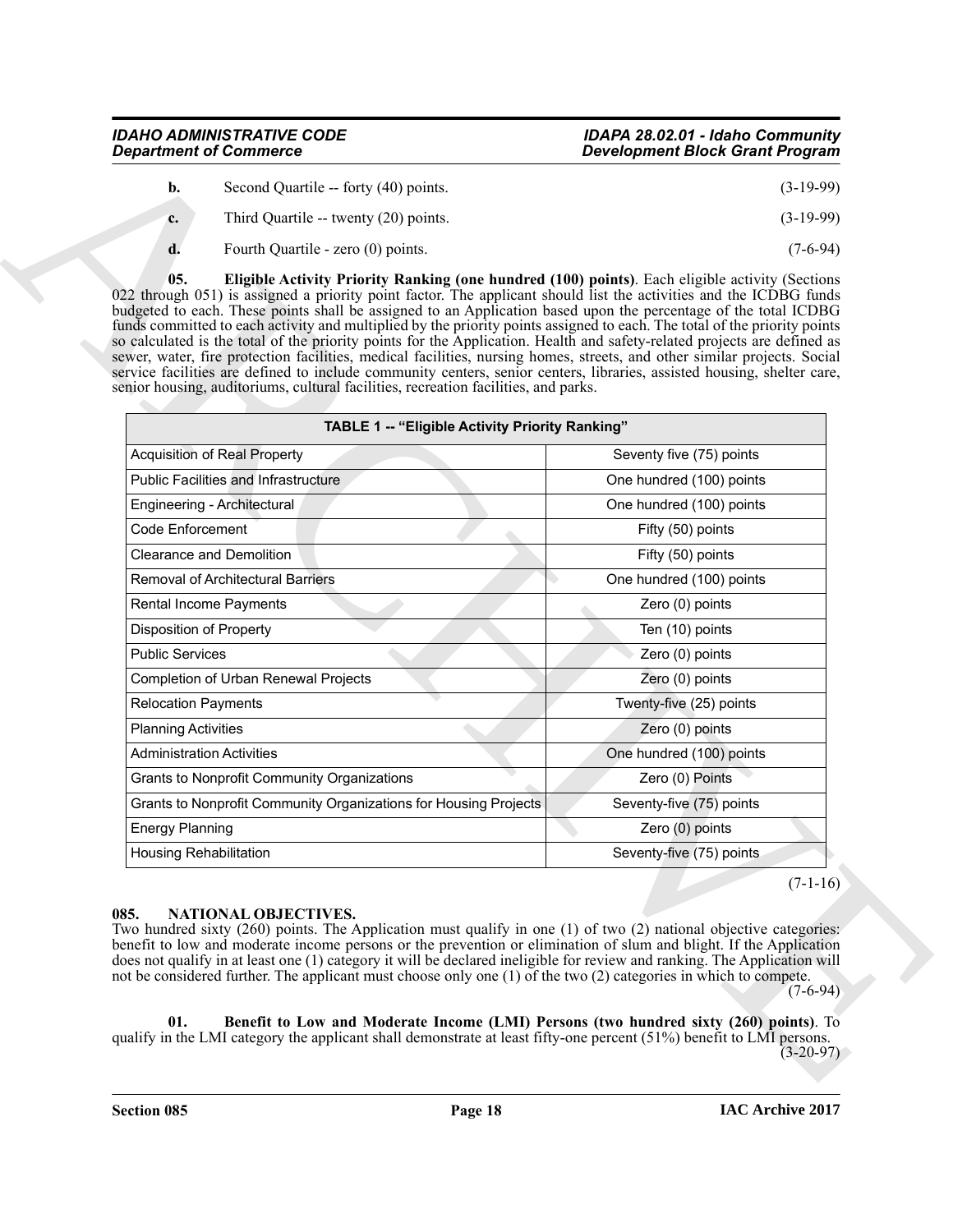**b.** Second Quartile -- forty (40) points. (3-19-99)

**c.** Third Quartile -- twenty (20) points. (3-19-99)

**d.** Fourth Quartile - zero (0) points. (7-6-94)

**05. Eligible Activity Priority Ranking (one hundred (100) points)**. Each eligible activity (Sections 022 through 051) is assigned a priority point factor. The applicant should list the activities and the ICDBG funds budgeted to each. These points shall be assigned to an Application based upon the percentage of the total ICDBG funds committed to each activity and multiplied by the priority points assigned to each. The total of the priority points so calculated is the total of the priority points for the Application. Health and safety-related projects are defined as sewer, water, fire protection facilities, medical facilities, nursing homes, streets, and other similar projects. Social service facilities are defined to include community centers, senior centers, libraries, assisted housing, shelter care, senior housing, auditoriums, cultural facilities, recreation facilities, and parks.

| TABLE 1 -- "Eligible Activity Priority Ranking" | |
|---|---|
| Acquisition of Real Property | Seventy five (75) points |
| Public Facilities and Infrastructure | One hundred (100) points |
| Engineering - Architectural | One hundred (100) points |
| Code Enforcement | Fifty (50) points |
| Clearance and Demolition | Fifty (50) points |
| Removal of Architectural Barriers | One hundred (100) points |
| Rental Income Payments | Zero (0) points |
| Disposition of Property | Ten (10) points |
| Public Services | Zero (0) points |
| Completion of Urban Renewal Projects | Zero (0) points |
| Relocation Payments | Twenty-five (25) points |
| Planning Activities | Zero (0) points |
| Administration Activities | One hundred (100) points |
| Grants to Nonprofit Community Organizations | Zero (0) Points |
| Grants to Nonprofit Community Organizations for Housing Projects | Seventy-five (75) points |
| Energy Planning | Zero (0) points |
| Housing Rehabilitation | Seventy-five (75) points |

(7-1-16)

## 085. NATIONAL OBJECTIVES.

Two hundred sixty (260) points. The Application must qualify in one (1) of two (2) national objective categories: benefit to low and moderate income persons or the prevention or elimination of slum and blight. If the Application does not qualify in at least one (1) category it will be declared ineligible for review and ranking. The Application will not be considered further. The applicant must choose only one (1) of the two (2) categories in which to compete. (7-6-94)

**01. Benefit to Low and Moderate Income (LMI) Persons (two hundred sixty (260) points)**. To qualify in the LMI category the applicant shall demonstrate at least fifty-one percent (51%) benefit to LMI persons. (3-20-97)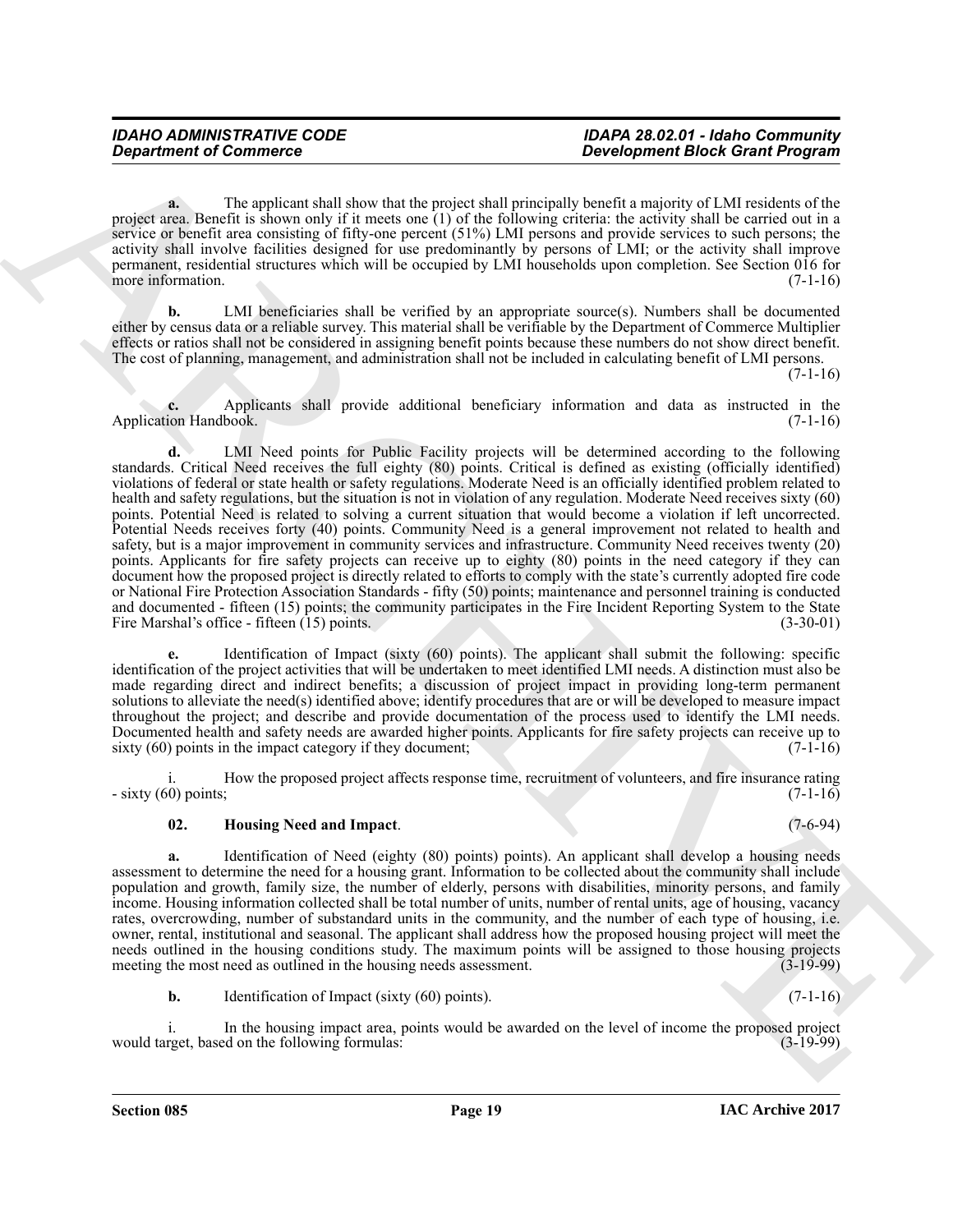**a.** The applicant shall show that the project shall principally benefit a majority of LMI residents of the project area. Benefit is shown only if it meets one (1) of the following criteria: the activity shall be carried out in a service or benefit area consisting of fifty-one percent (51%) LMI persons and provide services to such persons; the activity shall involve facilities designed for use predominantly by persons of LMI; or the activity shall improve permanent, residential structures which will be occupied by LMI households upon completion. See Section 016 for more information. (7-1-16)

**b.** LMI beneficiaries shall be verified by an appropriate source(s). Numbers shall be documented either by census data or a reliable survey. This material shall be verifiable by the Department of Commerce Multiplier effects or ratios shall not be considered in assigning benefit points because these numbers do not show direct benefit. The cost of planning, management, and administration shall not be included in calculating benefit of LMI persons. (7-1-16)

**c.** Applicants shall provide additional beneficiary information and data as instructed in the Application Handbook. (7-1-16)

**d.** LMI Need points for Public Facility projects will be determined according to the following standards. Critical Need receives the full eighty (80) points. Critical is defined as existing (officially identified) violations of federal or state health or safety regulations. Moderate Need is an officially identified problem related to health and safety regulations, but the situation is not in violation of any regulation. Moderate Need receives sixty (60) points. Potential Need is related to solving a current situation that would become a violation if left uncorrected. Potential Needs receives forty (40) points. Community Need is a general improvement not related to health and safety, but is a major improvement in community services and infrastructure. Community Need receives twenty (20) points. Applicants for fire safety projects can receive up to eighty (80) points in the need category if they can document how the proposed project is directly related to efforts to comply with the state's currently adopted fire code or National Fire Protection Association Standards - fifty (50) points; maintenance and personnel training is conducted and documented - fifteen (15) points; the community participates in the Fire Incident Reporting System to the State Fire Marshal's office - fifteen (15) points. (3-30-01)

**e.** Identification of Impact (sixty (60) points). The applicant shall submit the following: specific identification of the project activities that will be undertaken to meet identified LMI needs. A distinction must also be made regarding direct and indirect benefits; a discussion of project impact in providing long-term permanent solutions to alleviate the need(s) identified above; identify procedures that are or will be developed to measure impact throughout the project; and describe and provide documentation of the process used to identify the LMI needs. Documented health and safety needs are awarded higher points. Applicants for fire safety projects can receive up to sixty (60) points in the impact category if they document; (7-1-16)

i. How the proposed project affects response time, recruitment of volunteers, and fire insurance rating - sixty (60) points; (7-1-16)

**02. Housing Need and Impact**. (7-6-94)

**a.** Identification of Need (eighty (80) points) points). An applicant shall develop a housing needs assessment to determine the need for a housing grant. Information to be collected about the community shall include population and growth, family size, the number of elderly, persons with disabilities, minority persons, and family income. Housing information collected shall be total number of units, number of rental units, age of housing, vacancy rates, overcrowding, number of substandard units in the community, and the number of each type of housing, i.e. owner, rental, institutional and seasonal. The applicant shall address how the proposed housing project will meet the needs outlined in the housing conditions study. The maximum points will be assigned to those housing projects meeting the most need as outlined in the housing needs assessment. (3-19-99)

**b.** Identification of Impact (sixty (60) points). (7-1-16)

i. In the housing impact area, points would be awarded on the level of income the proposed project would target, based on the following formulas: (3-19-99)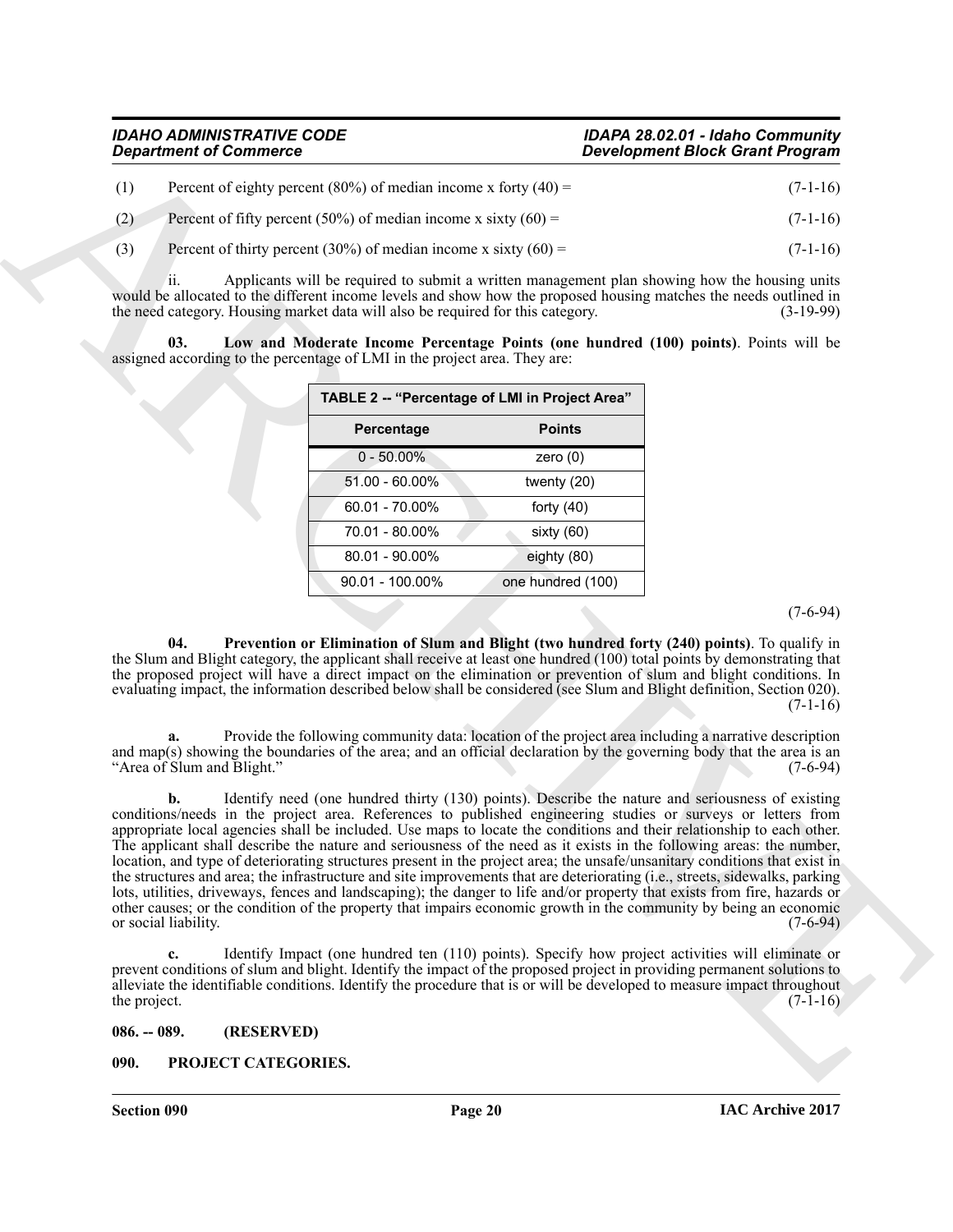(1) Percent of eighty percent (80%) of median income x forty (40) = (7-1-16)

(2) Percent of fifty percent (50%) of median income x sixty (60) = (7-1-16)

(3) Percent of thirty percent (30%) of median income x sixty (60) = (7-1-16)

ii. Applicants will be required to submit a written management plan showing how the housing units would be allocated to the different income levels and show how the proposed housing matches the needs outlined in the need category. Housing market data will also be required for this category. (3-19-99)

**03. Low and Moderate Income Percentage Points (one hundred (100) points)**. Points will be assigned according to the percentage of LMI in the project area. They are:

**TABLE 2 -- "Percentage of LMI in Project Area"**

| Percentage | Points |
|---|---|
| 0 - 50.00% | zero (0) |
| 51.00 - 60.00% | twenty (20) |
| 60.01 - 70.00% | forty (40) |
| 70.01 - 80.00% | sixty (60) |
| 80.01 - 90.00% | eighty (80) |
| 90.01 - 100.00% | one hundred (100) |

(7-6-94)

**04. Prevention or Elimination of Slum and Blight (two hundred forty (240) points)**. To qualify in the Slum and Blight category, the applicant shall receive at least one hundred (100) total points by demonstrating that the proposed project will have a direct impact on the elimination or prevention of slum and blight conditions. In evaluating impact, the information described below shall be considered (see Slum and Blight definition, Section 020). (7-1-16)

**a.** Provide the following community data: location of the project area including a narrative description and map(s) showing the boundaries of the area; and an official declaration by the governing body that the area is an "Area of Slum and Blight." (7-6-94)

**b.** Identify need (one hundred thirty (130) points). Describe the nature and seriousness of existing conditions/needs in the project area. References to published engineering studies or surveys or letters from appropriate local agencies shall be included. Use maps to locate the conditions and their relationship to each other. The applicant shall describe the nature and seriousness of the need as it exists in the following areas: the number, location, and type of deteriorating structures present in the project area; the unsafe/unsanitary conditions that exist in the structures and area; the infrastructure and site improvements that are deteriorating (i.e., streets, sidewalks, parking lots, utilities, driveways, fences and landscaping); the danger to life and/or property that exists from fire, hazards or other causes; or the condition of the property that impairs economic growth in the community by being an economic or social liability. (7-6-94)

**c.** Identify Impact (one hundred ten (110) points). Specify how project activities will eliminate or prevent conditions of slum and blight. Identify the impact of the proposed project in providing permanent solutions to alleviate the identifiable conditions. Identify the procedure that is or will be developed to measure impact throughout the project. (7-1-16)

## 086. -- 089. (RESERVED)

## 090. PROJECT CATEGORIES.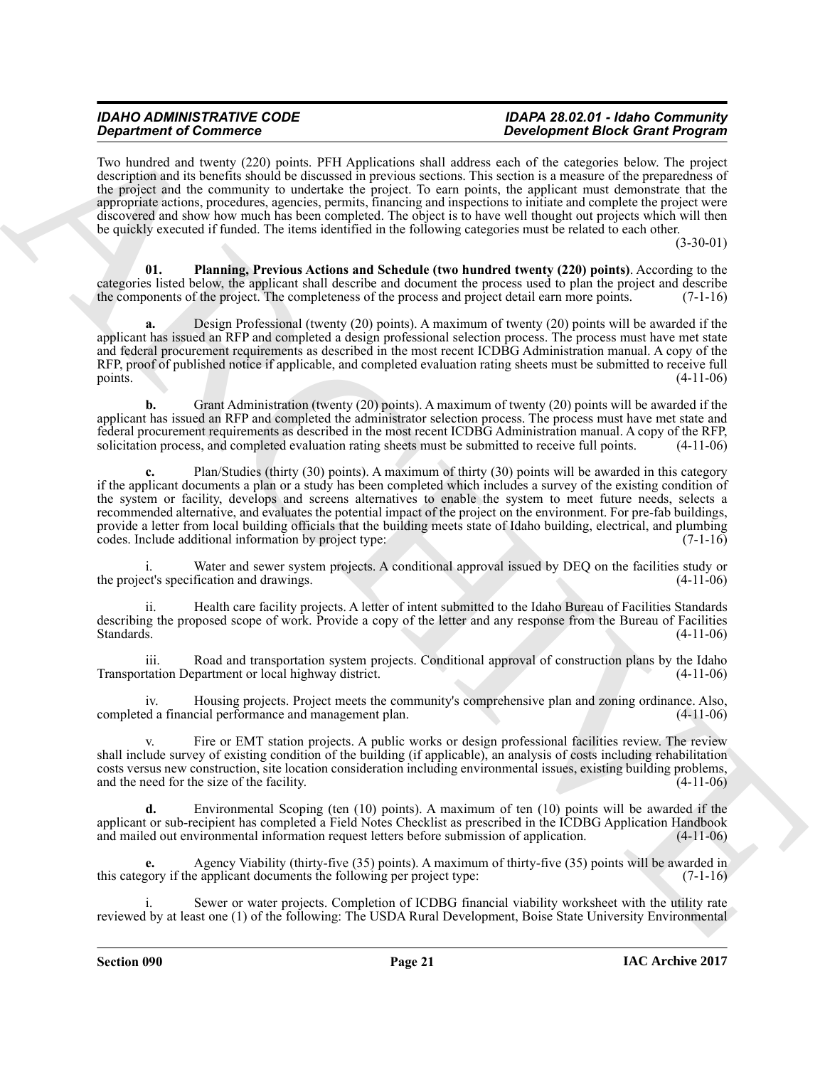Two hundred and twenty (220) points. PFH Applications shall address each of the categories below. The project description and its benefits should be discussed in previous sections. This section is a measure of the preparedness of the project and the community to undertake the project. To earn points, the applicant must demonstrate that the appropriate actions, procedures, agencies, permits, financing and inspections to initiate and complete the project were discovered and show how much has been completed. The object is to have well thought out projects which will then be quickly executed if funded. The items identified in the following categories must be related to each other. (3-30-01)

**01. Planning, Previous Actions and Schedule (two hundred twenty (220) points)**. According to the categories listed below, the applicant shall describe and document the process used to plan the project and describe the components of the project. The completeness of the process and project detail earn more points. (7-1-16)

**a.** Design Professional (twenty (20) points). A maximum of twenty (20) points will be awarded if the applicant has issued an RFP and completed a design professional selection process. The process must have met state and federal procurement requirements as described in the most recent ICDBG Administration manual. A copy of the RFP, proof of published notice if applicable, and completed evaluation rating sheets must be submitted to receive full points. (4-11-06)

**b.** Grant Administration (twenty (20) points). A maximum of twenty (20) points will be awarded if the applicant has issued an RFP and completed the administrator selection process. The process must have met state and federal procurement requirements as described in the most recent ICDBG Administration manual. A copy of the RFP, solicitation process, and completed evaluation rating sheets must be submitted to receive full points. (4-11-06)

**c.** Plan/Studies (thirty (30) points). A maximum of thirty (30) points will be awarded in this category if the applicant documents a plan or a study has been completed which includes a survey of the existing condition of the system or facility, develops and screens alternatives to enable the system to meet future needs, selects a recommended alternative, and evaluates the potential impact of the project on the environment. For pre-fab buildings, provide a letter from local building officials that the building meets state of Idaho building, electrical, and plumbing codes. Include additional information by project type: (7-1-16)

i. Water and sewer system projects. A conditional approval issued by DEQ on the facilities study or the project's specification and drawings. (4-11-06)

ii. Health care facility projects. A letter of intent submitted to the Idaho Bureau of Facilities Standards describing the proposed scope of work. Provide a copy of the letter and any response from the Bureau of Facilities Standards. (4-11-06)

iii. Road and transportation system projects. Conditional approval of construction plans by the Idaho Transportation Department or local highway district. (4-11-06)

iv. Housing projects. Project meets the community's comprehensive plan and zoning ordinance. Also, completed a financial performance and management plan. (4-11-06)

v. Fire or EMT station projects. A public works or design professional facilities review. The review shall include survey of existing condition of the building (if applicable), an analysis of costs including rehabilitation costs versus new construction, site location consideration including environmental issues, existing building problems, and the need for the size of the facility. (4-11-06)

**d.** Environmental Scoping (ten (10) points). A maximum of ten (10) points will be awarded if the applicant or sub-recipient has completed a Field Notes Checklist as prescribed in the ICDBG Application Handbook and mailed out environmental information request letters before submission of application. (4-11-06)

**e.** Agency Viability (thirty-five (35) points). A maximum of thirty-five (35) points will be awarded in this category if the applicant documents the following per project type: (7-1-16)

i. Sewer or water projects. Completion of ICDBG financial viability worksheet with the utility rate reviewed by at least one (1) of the following: The USDA Rural Development, Boise State University Environmental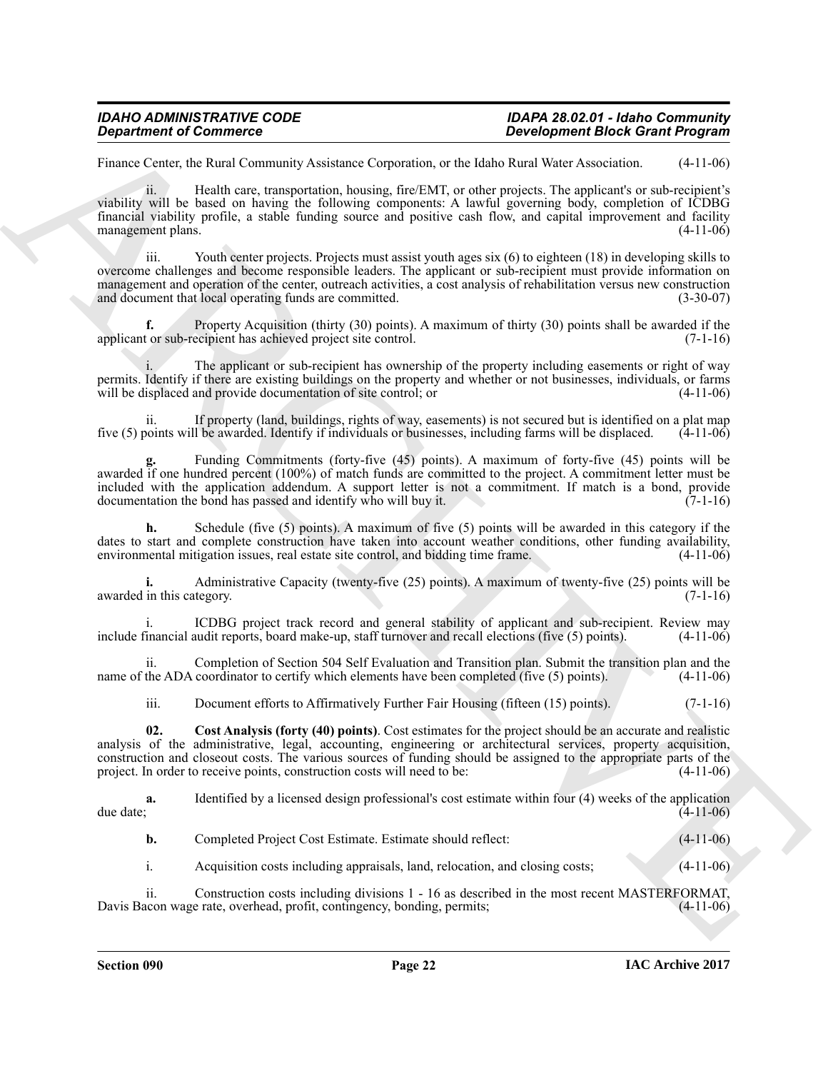Finance Center, the Rural Community Assistance Corporation, or the Idaho Rural Water Association. (4-11-06)

ii. Health care, transportation, housing, fire/EMT, or other projects. The applicant's or sub-recipient's viability will be based on having the following components: A lawful governing body, completion of ICDBG financial viability profile, a stable funding source and positive cash flow, and capital improvement and facility management plans. (4-11-06)

iii. Youth center projects. Projects must assist youth ages six (6) to eighteen (18) in developing skills to overcome challenges and become responsible leaders. The applicant or sub-recipient must provide information on management and operation of the center, outreach activities, a cost analysis of rehabilitation versus new construction and document that local operating funds are committed. (3-30-07)

**f.** Property Acquisition (thirty (30) points). A maximum of thirty (30) points shall be awarded if the applicant or sub-recipient has achieved project site control. (7-1-16)

i. The applicant or sub-recipient has ownership of the property including easements or right of way permits. Identify if there are existing buildings on the property and whether or not businesses, individuals, or farms will be displaced and provide documentation of site control; or (4-11-06)

ii. If property (land, buildings, rights of way, easements) is not secured but is identified on a plat map five (5) points will be awarded. Identify if individuals or businesses, including farms will be displaced. (4-11-06)

**g.** Funding Commitments (forty-five (45) points). A maximum of forty-five (45) points will be awarded if one hundred percent (100%) of match funds are committed to the project. A commitment letter must be included with the application addendum. A support letter is not a commitment. If match is a bond, provide documentation the bond has passed and identify who will buy it. (7-1-16)

**h.** Schedule (five (5) points). A maximum of five (5) points will be awarded in this category if the dates to start and complete construction have taken into account weather conditions, other funding availability, environmental mitigation issues, real estate site control, and bidding time frame. (4-11-06)

**i.** Administrative Capacity (twenty-five (25) points). A maximum of twenty-five (25) points will be awarded in this category. (7-1-16)

i. ICDBG project track record and general stability of applicant and sub-recipient. Review may include financial audit reports, board make-up, staff turnover and recall elections (five (5) points). (4-11-06)

ii. Completion of Section 504 Self Evaluation and Transition plan. Submit the transition plan and the name of the ADA coordinator to certify which elements have been completed (five (5) points). (4-11-06)

iii. Document efforts to Affirmatively Further Fair Housing (fifteen (15) points). (7-1-16)

**02. Cost Analysis (forty (40) points)**. Cost estimates for the project should be an accurate and realistic analysis of the administrative, legal, accounting, engineering or architectural services, property acquisition, construction and closeout costs. The various sources of funding should be assigned to the appropriate parts of the project. In order to receive points, construction costs will need to be: (4-11-06)

**a.** Identified by a licensed design professional's cost estimate within four (4) weeks of the application due date; (4-11-06)

**b.** Completed Project Cost Estimate. Estimate should reflect: (4-11-06)

i. Acquisition costs including appraisals, land, relocation, and closing costs; (4-11-06)

ii. Construction costs including divisions 1 - 16 as described in the most recent MASTERFORMAT, Davis Bacon wage rate, overhead, profit, contingency, bonding, permits; (4-11-06)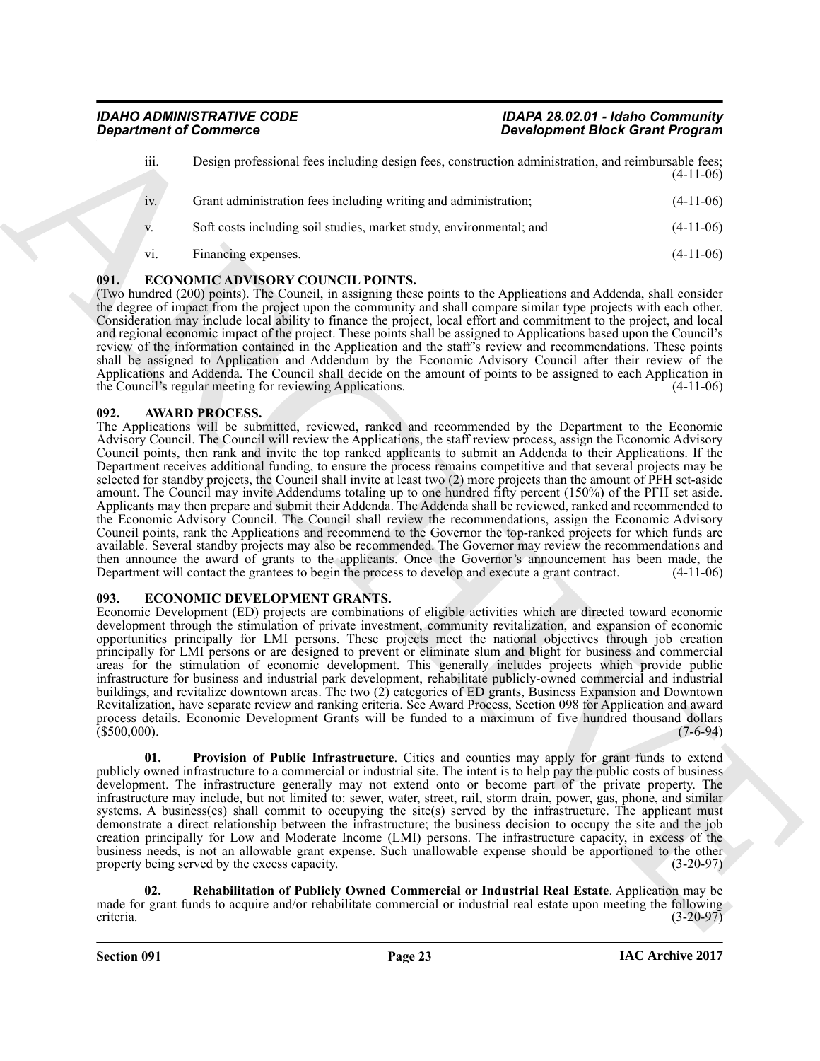iii. Design professional fees including design fees, construction administration, and reimbursable fees; (4-11-06)

iv. Grant administration fees including writing and administration; (4-11-06)

v. Soft costs including soil studies, market study, environmental; and (4-11-06)

vi. Financing expenses. (4-11-06)

### 091. ECONOMIC ADVISORY COUNCIL POINTS.

(Two hundred (200) points). The Council, in assigning these points to the Applications and Addenda, shall consider the degree of impact from the project upon the community and shall compare similar type projects with each other. Consideration may include local ability to finance the project, local effort and commitment to the project, and local and regional economic impact of the project. These points shall be assigned to Applications based upon the Council's review of the information contained in the Application and the staff's review and recommendations. These points shall be assigned to Application and Addendum by the Economic Advisory Council after their review of the Applications and Addenda. The Council shall decide on the amount of points to be assigned to each Application in the Council's regular meeting for reviewing Applications. (4-11-06)

### 092. AWARD PROCESS.

The Applications will be submitted, reviewed, ranked and recommended by the Department to the Economic Advisory Council. The Council will review the Applications, the staff review process, assign the Economic Advisory Council points, then rank and invite the top ranked applicants to submit an Addenda to their Applications. If the Department receives additional funding, to ensure the process remains competitive and that several projects may be selected for standby projects, the Council shall invite at least two (2) more projects than the amount of PFH set-aside amount. The Council may invite Addendums totaling up to one hundred fifty percent (150%) of the PFH set aside. Applicants may then prepare and submit their Addenda. The Addenda shall be reviewed, ranked and recommended to the Economic Advisory Council. The Council shall review the recommendations, assign the Economic Advisory Council points, rank the Applications and recommend to the Governor the top-ranked projects for which funds are available. Several standby projects may also be recommended. The Governor may review the recommendations and then announce the award of grants to the applicants. Once the Governor's announcement has been made, the Department will contact the grantees to begin the process to develop and execute a grant contract. (4-11-06)

### 093. ECONOMIC DEVELOPMENT GRANTS.

Economic Development (ED) projects are combinations of eligible activities which are directed toward economic development through the stimulation of private investment, community revitalization, and expansion of economic opportunities principally for LMI persons. These projects meet the national objectives through job creation principally for LMI persons or are designed to prevent or eliminate slum and blight for business and commercial areas for the stimulation of economic development. This generally includes projects which provide public infrastructure for business and industrial park development, rehabilitate publicly-owned commercial and industrial buildings, and revitalize downtown areas. The two (2) categories of ED grants, Business Expansion and Downtown Revitalization, have separate review and ranking criteria. See Award Process, Section 098 for Application and award process details. Economic Development Grants will be funded to a maximum of five hundred thousand dollars ($500,000). (7-6-94)

**01. Provision of Public Infrastructure**. Cities and counties may apply for grant funds to extend publicly owned infrastructure to a commercial or industrial site. The intent is to help pay the public costs of business development. The infrastructure generally may not extend onto or become part of the private property. The infrastructure may include, but not limited to: sewer, water, street, rail, storm drain, power, gas, phone, and similar systems. A business(es) shall commit to occupying the site(s) served by the infrastructure. The applicant must demonstrate a direct relationship between the infrastructure; the business decision to occupy the site and the job creation principally for Low and Moderate Income (LMI) persons. The infrastructure capacity, in excess of the business needs, is not an allowable grant expense. Such unallowable expense should be apportioned to the other property being served by the excess capacity. (3-20-97)

**02. Rehabilitation of Publicly Owned Commercial or Industrial Real Estate**. Application may be made for grant funds to acquire and/or rehabilitate commercial or industrial real estate upon meeting the following criteria. (3-20-97)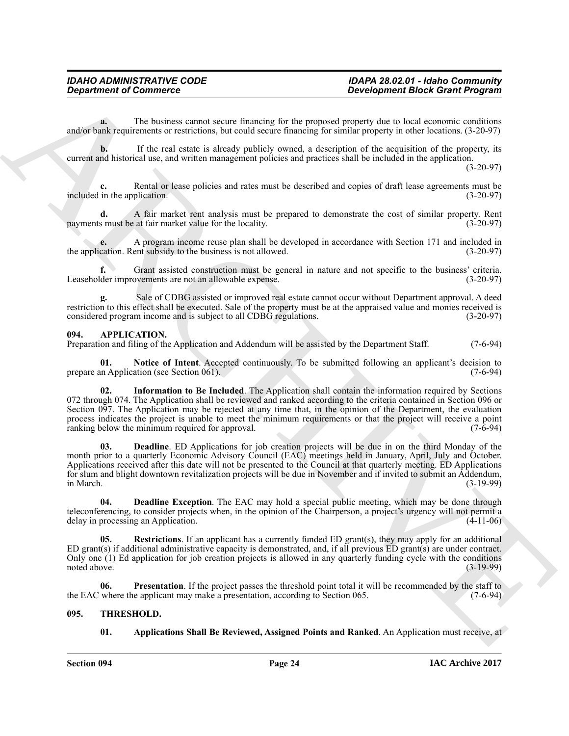**a.** The business cannot secure financing for the proposed property due to local economic conditions and/or bank requirements or restrictions, but could secure financing for similar property in other locations. (3-20-97)

**b.** If the real estate is already publicly owned, a description of the acquisition of the property, its current and historical use, and written management policies and practices shall be included in the application. (3-20-97)

**c.** Rental or lease policies and rates must be described and copies of draft lease agreements must be included in the application. (3-20-97)

**d.** A fair market rent analysis must be prepared to demonstrate the cost of similar property. Rent payments must be at fair market value for the locality. (3-20-97)

**e.** A program income reuse plan shall be developed in accordance with Section 171 and included in the application. Rent subsidy to the business is not allowed. (3-20-97)

**f.** Grant assisted construction must be general in nature and not specific to the business' criteria. Leaseholder improvements are not an allowable expense. (3-20-97)

**g.** Sale of CDBG assisted or improved real estate cannot occur without Department approval. A deed restriction to this effect shall be executed. Sale of the property must be at the appraised value and monies received is considered program income and is subject to all CDBG regulations. (3-20-97)

## 094. APPLICATION.

Preparation and filing of the Application and Addendum will be assisted by the Department Staff. (7-6-94)

**01. Notice of Intent**. Accepted continuously. To be submitted following an applicant's decision to prepare an Application (see Section 061). (7-6-94)

**02. Information to Be Included**. The Application shall contain the information required by Sections 072 through 074. The Application shall be reviewed and ranked according to the criteria contained in Section 096 or Section 097. The Application may be rejected at any time that, in the opinion of the Department, the evaluation process indicates the project is unable to meet the minimum requirements or that the project will receive a point ranking below the minimum required for approval. (7-6-94)

**03. Deadline**. ED Applications for job creation projects will be due in on the third Monday of the month prior to a quarterly Economic Advisory Council (EAC) meetings held in January, April, July and October. Applications received after this date will not be presented to the Council at that quarterly meeting. ED Applications for slum and blight downtown revitalization projects will be due in November and if invited to submit an Addendum, in March. (3-19-99)

**04. Deadline Exception**. The EAC may hold a special public meeting, which may be done through teleconferencing, to consider projects when, in the opinion of the Chairperson, a project's urgency will not permit a delay in processing an Application. (4-11-06)

**05. Restrictions**. If an applicant has a currently funded ED grant(s), they may apply for an additional ED grant(s) if additional administrative capacity is demonstrated, and, if all previous ED grant(s) are under contract. Only one (1) Ed application for job creation projects is allowed in any quarterly funding cycle with the conditions noted above. (3-19-99)

**06. Presentation**. If the project passes the threshold point total it will be recommended by the staff to the EAC where the applicant may make a presentation, according to Section 065. (7-6-94)

## 095. THRESHOLD.

**01. Applications Shall Be Reviewed, Assigned Points and Ranked**. An Application must receive, at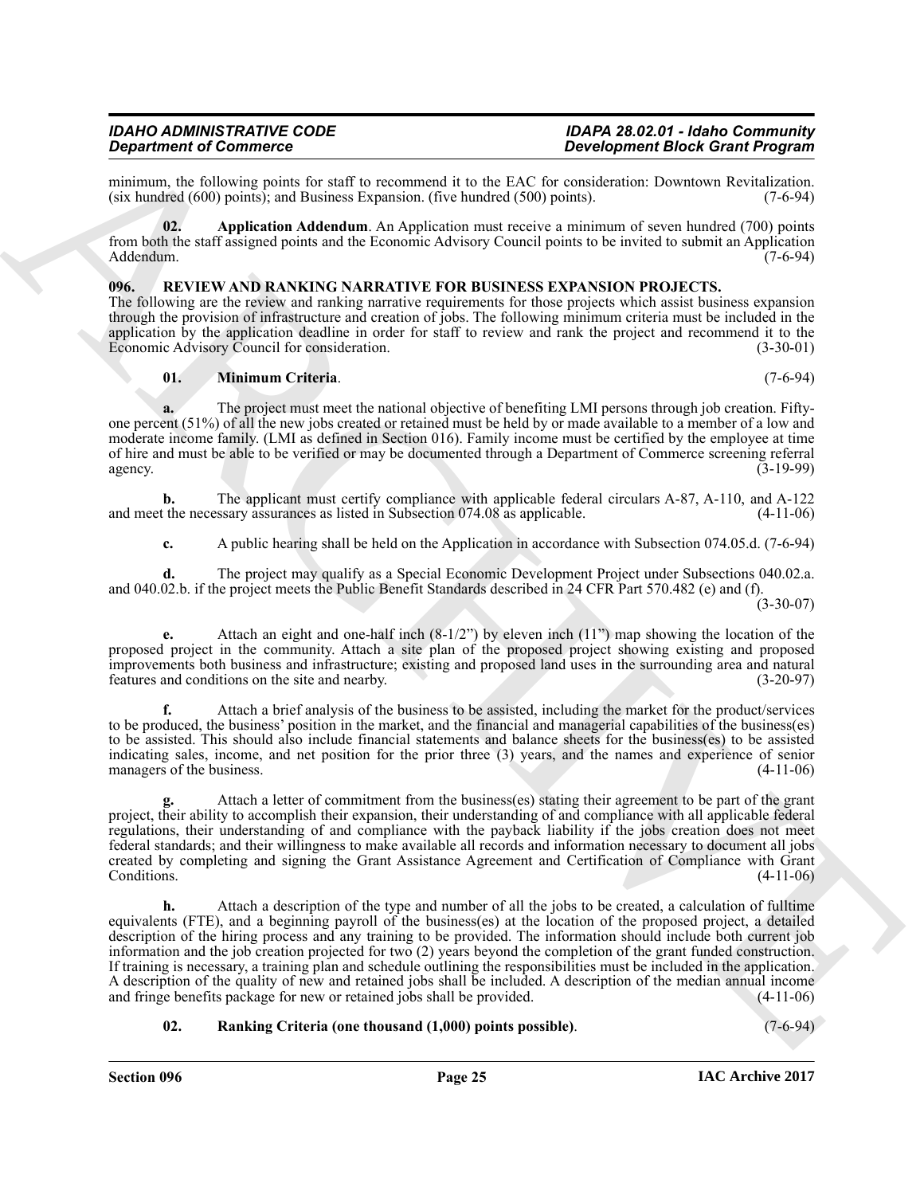minimum, the following points for staff to recommend it to the EAC for consideration: Downtown Revitalization. (six hundred (600) points); and Business Expansion. (five hundred (500) points). (7-6-94)

**02. Application Addendum**. An Application must receive a minimum of seven hundred (700) points from both the staff assigned points and the Economic Advisory Council points to be invited to submit an Application Addendum. (7-6-94)

### 096. REVIEW AND RANKING NARRATIVE FOR BUSINESS EXPANSION PROJECTS.

The following are the review and ranking narrative requirements for those projects which assist business expansion through the provision of infrastructure and creation of jobs. The following minimum criteria must be included in the application by the application deadline in order for staff to review and rank the project and recommend it to the Economic Advisory Council for consideration. (3-30-01)

**01. Minimum Criteria**. (7-6-94)

**a.** The project must meet the national objective of benefiting LMI persons through job creation. Fifty-one percent (51%) of all the new jobs created or retained must be held by or made available to a member of a low and moderate income family. (LMI as defined in Section 016). Family income must be certified by the employee at time of hire and must be able to be verified or may be documented through a Department of Commerce screening referral agency. (3-19-99)

**b.** The applicant must certify compliance with applicable federal circulars A-87, A-110, and A-122 and meet the necessary assurances as listed in Subsection 074.08 as applicable. (4-11-06)

**c.** A public hearing shall be held on the Application in accordance with Subsection 074.05.d. (7-6-94)

**d.** The project may qualify as a Special Economic Development Project under Subsections 040.02.a. and 040.02.b. if the project meets the Public Benefit Standards described in 24 CFR Part 570.482 (e) and (f). (3-30-07)

**e.** Attach an eight and one-half inch (8-1/2") by eleven inch (11") map showing the location of the proposed project in the community. Attach a site plan of the proposed project showing existing and proposed improvements both business and infrastructure; existing and proposed land uses in the surrounding area and natural features and conditions on the site and nearby. (3-20-97)

**f.** Attach a brief analysis of the business to be assisted, including the market for the product/services to be produced, the business' position in the market, and the financial and managerial capabilities of the business(es) to be assisted. This should also include financial statements and balance sheets for the business(es) to be assisted indicating sales, income, and net position for the prior three (3) years, and the names and experience of senior managers of the business. (4-11-06)

**g.** Attach a letter of commitment from the business(es) stating their agreement to be part of the grant project, their ability to accomplish their expansion, their understanding of and compliance with all applicable federal regulations, their understanding of and compliance with the payback liability if the jobs creation does not meet federal standards; and their willingness to make available all records and information necessary to document all jobs created by completing and signing the Grant Assistance Agreement and Certification of Compliance with Grant Conditions. (4-11-06)

**h.** Attach a description of the type and number of all the jobs to be created, a calculation of fulltime equivalents (FTE), and a beginning payroll of the business(es) at the location of the proposed project, a detailed description of the hiring process and any training to be provided. The information should include both current job information and the job creation projected for two (2) years beyond the completion of the grant funded construction. If training is necessary, a training plan and schedule outlining the responsibilities must be included in the application. A description of the quality of new and retained jobs shall be included. A description of the median annual income and fringe benefits package for new or retained jobs shall be provided. (4-11-06)

**02. Ranking Criteria (one thousand (1,000) points possible)**. (7-6-94)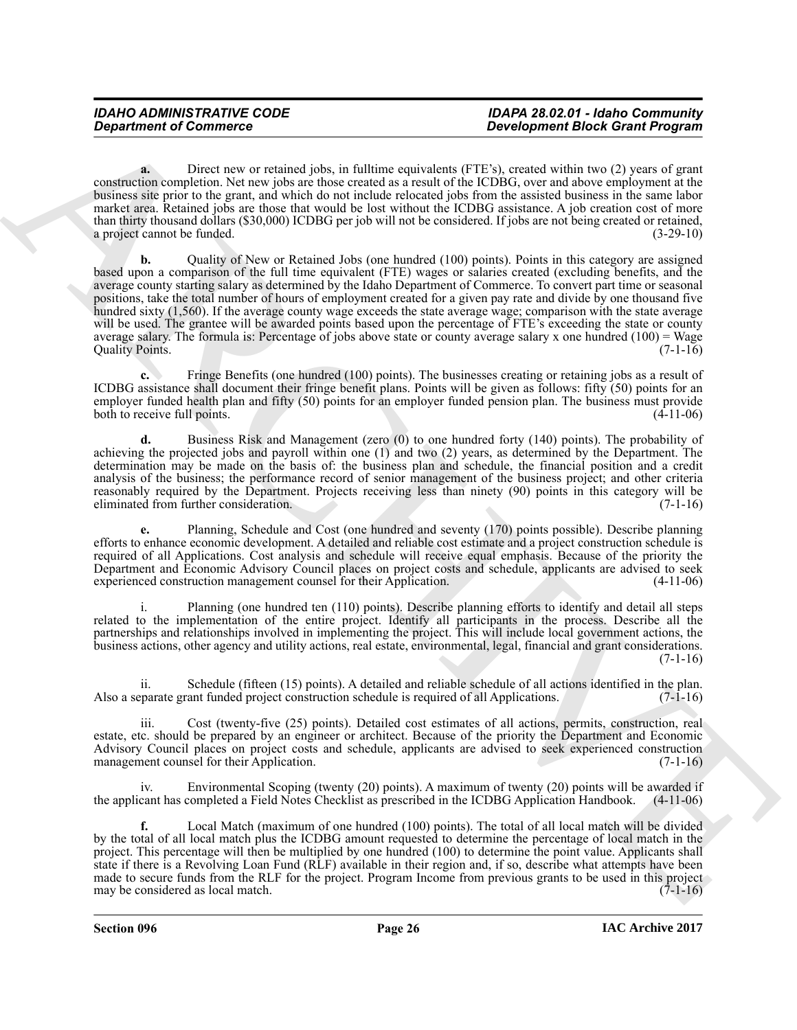**a.** Direct new or retained jobs, in fulltime equivalents (FTE's), created within two (2) years of grant construction completion. Net new jobs are those created as a result of the ICDBG, over and above employment at the business site prior to the grant, and which do not include relocated jobs from the assisted business in the same labor market area. Retained jobs are those that would be lost without the ICDBG assistance. A job creation cost of more than thirty thousand dollars ($30,000) ICDBG per job will not be considered. If jobs are not being created or retained, a project cannot be funded. (3-29-10)

**b.** Quality of New or Retained Jobs (one hundred (100) points). Points in this category are assigned based upon a comparison of the full time equivalent (FTE) wages or salaries created (excluding benefits, and the average county starting salary as determined by the Idaho Department of Commerce. To convert part time or seasonal positions, take the total number of hours of employment created for a given pay rate and divide by one thousand five hundred sixty (1,560). If the average county wage exceeds the state average wage; comparison with the state average will be used. The grantee will be awarded points based upon the percentage of FTE's exceeding the state or county average salary. The formula is: Percentage of jobs above state or county average salary x one hundred (100) = Wage Quality Points. (7-1-16)

**c.** Fringe Benefits (one hundred (100) points). The businesses creating or retaining jobs as a result of ICDBG assistance shall document their fringe benefit plans. Points will be given as follows: fifty (50) points for an employer funded health plan and fifty (50) points for an employer funded pension plan. The business must provide both to receive full points. (4-11-06)

**d.** Business Risk and Management (zero (0) to one hundred forty (140) points). The probability of achieving the projected jobs and payroll within one (1) and two (2) years, as determined by the Department. The determination may be made on the basis of: the business plan and schedule, the financial position and a credit analysis of the business; the performance record of senior management of the business project; and other criteria reasonably required by the Department. Projects receiving less than ninety (90) points in this category will be eliminated from further consideration. (7-1-16)

**e.** Planning, Schedule and Cost (one hundred and seventy (170) points possible). Describe planning efforts to enhance economic development. A detailed and reliable cost estimate and a project construction schedule is required of all Applications. Cost analysis and schedule will receive equal emphasis. Because of the priority the Department and Economic Advisory Council places on project costs and schedule, applicants are advised to seek experienced construction management counsel for their Application. (4-11-06)

i. Planning (one hundred ten (110) points). Describe planning efforts to identify and detail all steps related to the implementation of the entire project. Identify all participants in the process. Describe all the partnerships and relationships involved in implementing the project. This will include local government actions, the business actions, other agency and utility actions, real estate, environmental, legal, financial and grant considerations. (7-1-16)

ii. Schedule (fifteen (15) points). A detailed and reliable schedule of all actions identified in the plan. Also a separate grant funded project construction schedule is required of all Applications. (7-1-16)

iii. Cost (twenty-five (25) points). Detailed cost estimates of all actions, permits, construction, real estate, etc. should be prepared by an engineer or architect. Because of the priority the Department and Economic Advisory Council places on project costs and schedule, applicants are advised to seek experienced construction management counsel for their Application. (7-1-16)

iv. Environmental Scoping (twenty (20) points). A maximum of twenty (20) points will be awarded if the applicant has completed a Field Notes Checklist as prescribed in the ICDBG Application Handbook. (4-11-06)

**f.** Local Match (maximum of one hundred (100) points). The total of all local match will be divided by the total of all local match plus the ICDBG amount requested to determine the percentage of local match in the project. This percentage will then be multiplied by one hundred (100) to determine the point value. Applicants shall state if there is a Revolving Loan Fund (RLF) available in their region and, if so, describe what attempts have been made to secure funds from the RLF for the project. Program Income from previous grants to be used in this project may be considered as local match. (7-1-16)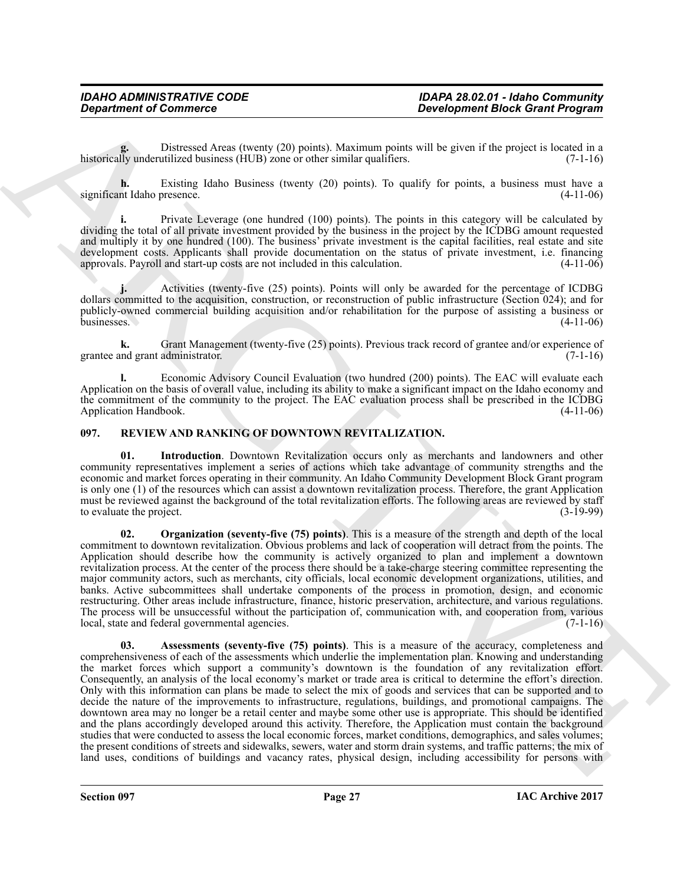**g.** Distressed Areas (twenty (20) points). Maximum points will be given if the project is located in a historically underutilized business (HUB) zone or other similar qualifiers. (7-1-16)

**h.** Existing Idaho Business (twenty (20) points). To qualify for points, a business must have a significant Idaho presence. (4-11-06)

**i.** Private Leverage (one hundred (100) points). The points in this category will be calculated by dividing the total of all private investment provided by the business in the project by the ICDBG amount requested and multiply it by one hundred (100). The business' private investment is the capital facilities, real estate and site development costs. Applicants shall provide documentation on the status of private investment, i.e. financing approvals. Payroll and start-up costs are not included in this calculation. (4-11-06)

**j.** Activities (twenty-five (25) points). Points will only be awarded for the percentage of ICDBG dollars committed to the acquisition, construction, or reconstruction of public infrastructure (Section 024); and for publicly-owned commercial building acquisition and/or rehabilitation for the purpose of assisting a business or businesses. (4-11-06)

**k.** Grant Management (twenty-five (25) points). Previous track record of grantee and/or experience of grantee and grant administrator. (7-1-16)

**l.** Economic Advisory Council Evaluation (two hundred (200) points). The EAC will evaluate each Application on the basis of overall value, including its ability to make a significant impact on the Idaho economy and the commitment of the community to the project. The EAC evaluation process shall be prescribed in the ICDBG Application Handbook. (4-11-06)

## 097. REVIEW AND RANKING OF DOWNTOWN REVITALIZATION.

**01. Introduction**. Downtown Revitalization occurs only as merchants and landowners and other community representatives implement a series of actions which take advantage of community strengths and the economic and market forces operating in their community. An Idaho Community Development Block Grant program is only one (1) of the resources which can assist a downtown revitalization process. Therefore, the grant Application must be reviewed against the background of the total revitalization efforts. The following areas are reviewed by staff to evaluate the project. (3-19-99)

**02. Organization (seventy-five (75) points)**. This is a measure of the strength and depth of the local commitment to downtown revitalization. Obvious problems and lack of cooperation will detract from the points. The Application should describe how the community is actively organized to plan and implement a downtown revitalization process. At the center of the process there should be a take-charge steering committee representing the major community actors, such as merchants, city officials, local economic development organizations, utilities, and banks. Active subcommittees shall undertake components of the process in promotion, design, and economic restructuring. Other areas include infrastructure, finance, historic preservation, architecture, and various regulations. The process will be unsuccessful without the participation of, communication with, and cooperation from, various local, state and federal governmental agencies. (7-1-16)

**03. Assessments (seventy-five (75) points)**. This is a measure of the accuracy, completeness and comprehensiveness of each of the assessments which underlie the implementation plan. Knowing and understanding the market forces which support a community's downtown is the foundation of any revitalization effort. Consequently, an analysis of the local economy's market or trade area is critical to determine the effort's direction. Only with this information can plans be made to select the mix of goods and services that can be supported and to decide the nature of the improvements to infrastructure, regulations, buildings, and promotional campaigns. The downtown area may no longer be a retail center and maybe some other use is appropriate. This should be identified and the plans accordingly developed around this activity. Therefore, the Application must contain the background studies that were conducted to assess the local economic forces, market conditions, demographics, and sales volumes; the present conditions of streets and sidewalks, sewers, water and storm drain systems, and traffic patterns; the mix of land uses, conditions of buildings and vacancy rates, physical design, including accessibility for persons with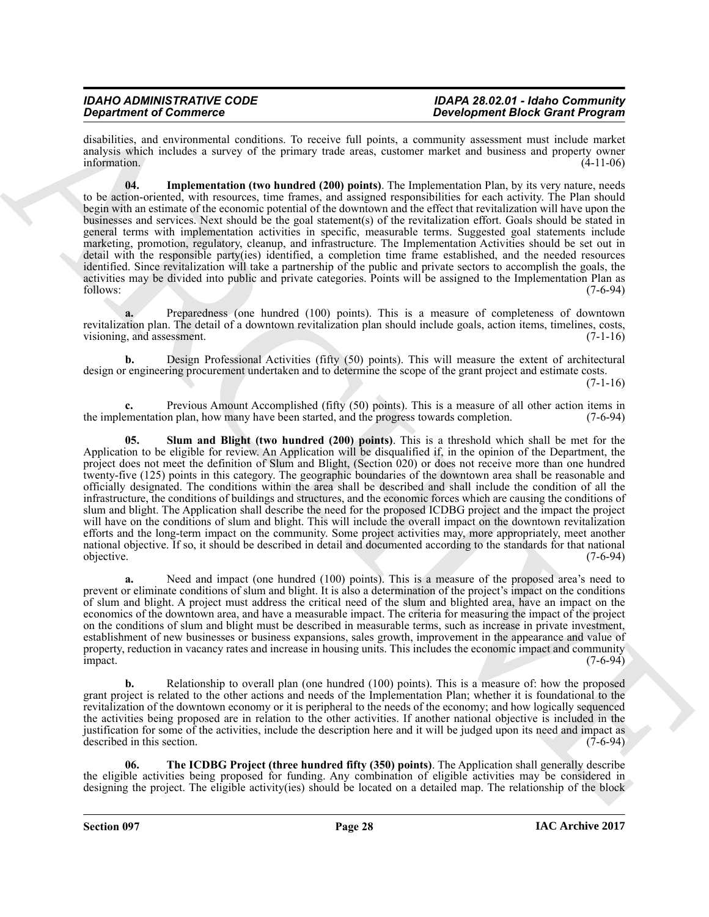disabilities, and environmental conditions. To receive full points, a community assessment must include market analysis which includes a survey of the primary trade areas, customer market and business and property owner information. (4-11-06)

**04. Implementation (two hundred (200) points)**. The Implementation Plan, by its very nature, needs to be action-oriented, with resources, time frames, and assigned responsibilities for each activity. The Plan should begin with an estimate of the economic potential of the downtown and the effect that revitalization will have upon the businesses and services. Next should be the goal statement(s) of the revitalization effort. Goals should be stated in general terms with implementation activities in specific, measurable terms. Suggested goal statements include marketing, promotion, regulatory, cleanup, and infrastructure. The Implementation Activities should be set out in detail with the responsible party(ies) identified, a completion time frame established, and the needed resources identified. Since revitalization will take a partnership of the public and private sectors to accomplish the goals, the activities may be divided into public and private categories. Points will be assigned to the Implementation Plan as follows: (7-6-94)

**a.** Preparedness (one hundred (100) points). This is a measure of completeness of downtown revitalization plan. The detail of a downtown revitalization plan should include goals, action items, timelines, costs, visioning, and assessment. (7-1-16)

**b.** Design Professional Activities (fifty (50) points). This will measure the extent of architectural design or engineering procurement undertaken and to determine the scope of the grant project and estimate costs. (7-1-16)

**c.** Previous Amount Accomplished (fifty (50) points). This is a measure of all other action items in the implementation plan, how many have been started, and the progress towards completion. (7-6-94)

**05. Slum and Blight (two hundred (200) points)**. This is a threshold which shall be met for the Application to be eligible for review. An Application will be disqualified if, in the opinion of the Department, the project does not meet the definition of Slum and Blight, (Section 020) or does not receive more than one hundred twenty-five (125) points in this category. The geographic boundaries of the downtown area shall be reasonable and officially designated. The conditions within the area shall be described and shall include the condition of all the infrastructure, the conditions of buildings and structures, and the economic forces which are causing the conditions of slum and blight. The Application shall describe the need for the proposed ICDBG project and the impact the project will have on the conditions of slum and blight. This will include the overall impact on the downtown revitalization efforts and the long-term impact on the community. Some project activities may, more appropriately, meet another national objective. If so, it should be described in detail and documented according to the standards for that national objective. (7-6-94)

**a.** Need and impact (one hundred (100) points). This is a measure of the proposed area's need to prevent or eliminate conditions of slum and blight. It is also a determination of the project's impact on the conditions of slum and blight. A project must address the critical need of the slum and blighted area, have an impact on the economics of the downtown area, and have a measurable impact. The criteria for measuring the impact of the project on the conditions of slum and blight must be described in measurable terms, such as increase in private investment, establishment of new businesses or business expansions, sales growth, improvement in the appearance and value of property, reduction in vacancy rates and increase in housing units. This includes the economic impact and community impact. (7-6-94)

**b.** Relationship to overall plan (one hundred (100) points). This is a measure of: how the proposed grant project is related to the other actions and needs of the Implementation Plan; whether it is foundational to the revitalization of the downtown economy or it is peripheral to the needs of the economy; and how logically sequenced the activities being proposed are in relation to the other activities. If another national objective is included in the justification for some of the activities, include the description here and it will be judged upon its need and impact as described in this section. (7-6-94)

**06. The ICDBG Project (three hundred fifty (350) points)**. The Application shall generally describe the eligible activities being proposed for funding. Any combination of eligible activities may be considered in designing the project. The eligible activity(ies) should be located on a detailed map. The relationship of the block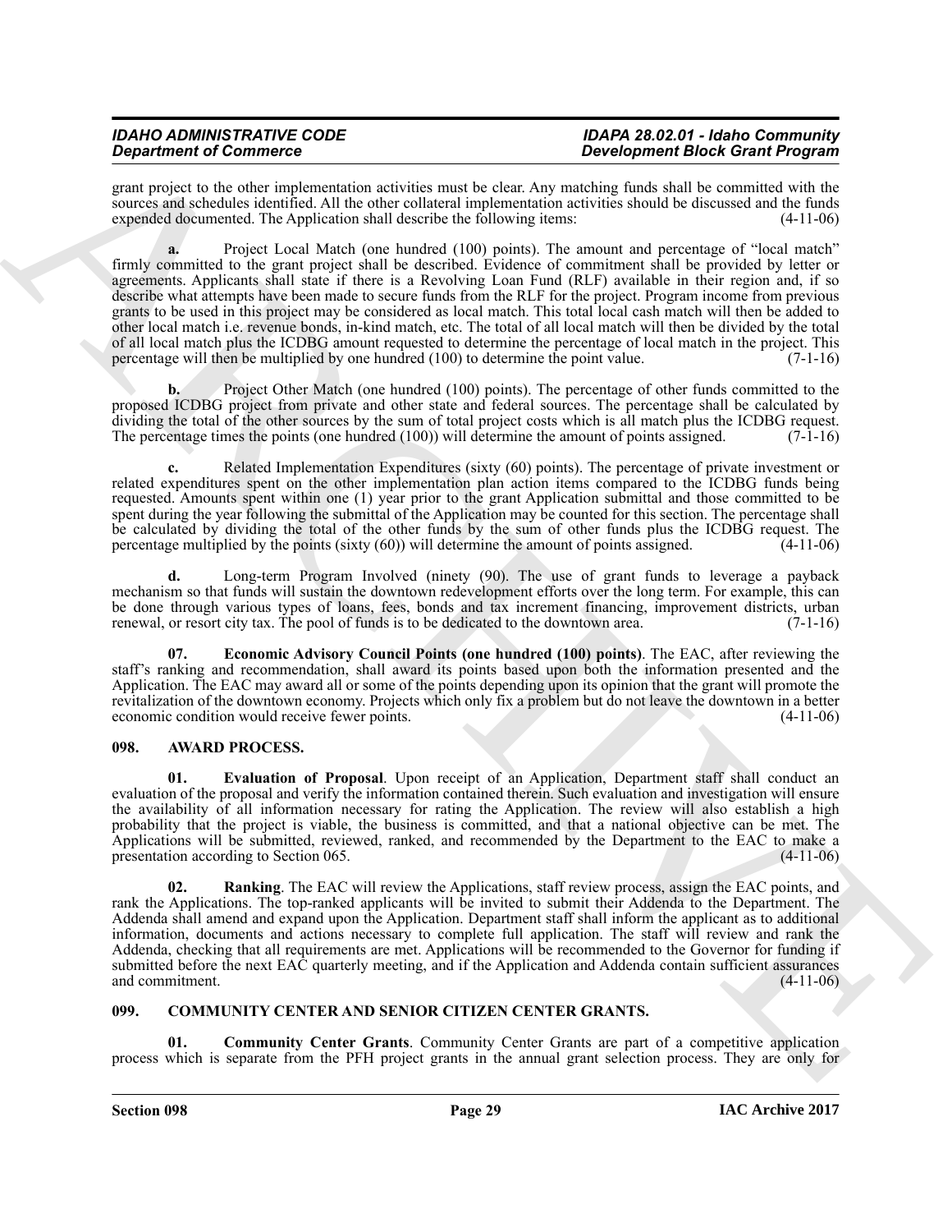grant project to the other implementation activities must be clear. Any matching funds shall be committed with the sources and schedules identified. All the other collateral implementation activities should be discussed and the funds expended documented. The Application shall describe the following items: (4-11-06)

**a.** Project Local Match (one hundred (100) points). The amount and percentage of "local match" firmly committed to the grant project shall be described. Evidence of commitment shall be provided by letter or agreements. Applicants shall state if there is a Revolving Loan Fund (RLF) available in their region and, if so describe what attempts have been made to secure funds from the RLF for the project. Program income from previous grants to be used in this project may be considered as local match. This total local cash match will then be added to other local match i.e. revenue bonds, in-kind match, etc. The total of all local match will then be divided by the total of all local match plus the ICDBG amount requested to determine the percentage of local match in the project. This percentage will then be multiplied by one hundred (100) to determine the point value. (7-1-16)

**b.** Project Other Match (one hundred (100) points). The percentage of other funds committed to the proposed ICDBG project from private and other state and federal sources. The percentage shall be calculated by dividing the total of the other sources by the sum of total project costs which is all match plus the ICDBG request. The percentage times the points (one hundred (100)) will determine the amount of points assigned. (7-1-16)

**c.** Related Implementation Expenditures (sixty (60) points). The percentage of private investment or related expenditures spent on the other implementation plan action items compared to the ICDBG funds being requested. Amounts spent within one (1) year prior to the grant Application submittal and those committed to be spent during the year following the submittal of the Application may be counted for this section. The percentage shall be calculated by dividing the total of the other funds by the sum of other funds plus the ICDBG request. The percentage multiplied by the points (sixty (60)) will determine the amount of points assigned. (4-11-06)

**d.** Long-term Program Involved (ninety (90). The use of grant funds to leverage a payback mechanism so that funds will sustain the downtown redevelopment efforts over the long term. For example, this can be done through various types of loans, fees, bonds and tax increment financing, improvement districts, urban renewal, or resort city tax. The pool of funds is to be dedicated to the downtown area. (7-1-16)

**07. Economic Advisory Council Points (one hundred (100) points)**. The EAC, after reviewing the staff's ranking and recommendation, shall award its points based upon both the information presented and the Application. The EAC may award all or some of the points depending upon its opinion that the grant will promote the revitalization of the downtown economy. Projects which only fix a problem but do not leave the downtown in a better economic condition would receive fewer points. (4-11-06)

## 098. AWARD PROCESS.

**01. Evaluation of Proposal**. Upon receipt of an Application, Department staff shall conduct an evaluation of the proposal and verify the information contained therein. Such evaluation and investigation will ensure the availability of all information necessary for rating the Application. The review will also establish a high probability that the project is viable, the business is committed, and that a national objective can be met. The Applications will be submitted, reviewed, ranked, and recommended by the Department to the EAC to make a presentation according to Section 065. (4-11-06)

**02. Ranking**. The EAC will review the Applications, staff review process, assign the EAC points, and rank the Applications. The top-ranked applicants will be invited to submit their Addenda to the Department. The Addenda shall amend and expand upon the Application. Department staff shall inform the applicant as to additional information, documents and actions necessary to complete full application. The staff will review and rank the Addenda, checking that all requirements are met. Applications will be recommended to the Governor for funding if submitted before the next EAC quarterly meeting, and if the Application and Addenda contain sufficient assurances and commitment. (4-11-06)

## 099. COMMUNITY CENTER AND SENIOR CITIZEN CENTER GRANTS.

**01. Community Center Grants**. Community Center Grants are part of a competitive application process which is separate from the PFH project grants in the annual grant selection process. They are only for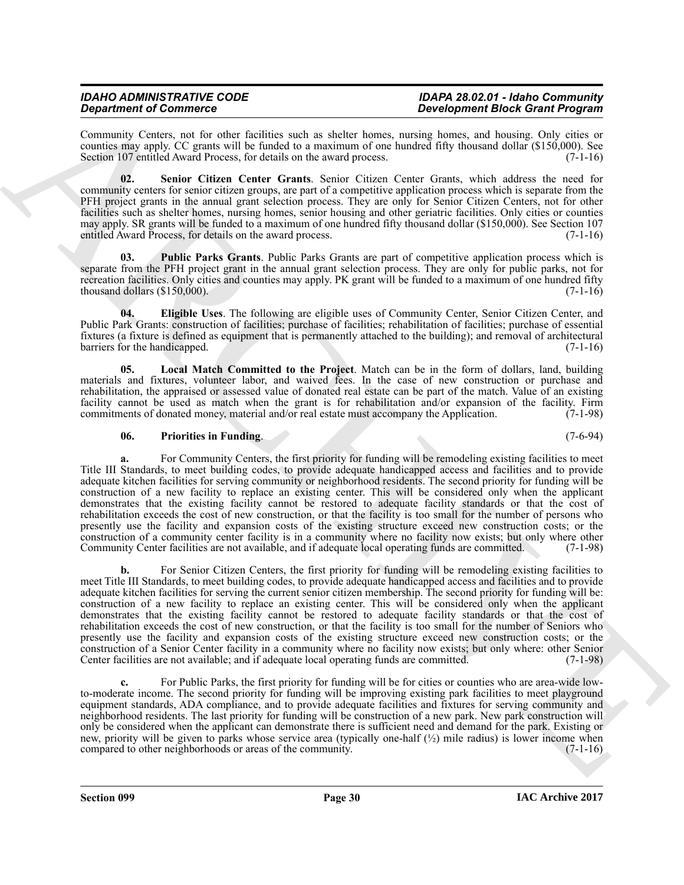Community Centers, not for other facilities such as shelter homes, nursing homes, and housing. Only cities or counties may apply. CC grants will be funded to a maximum of one hundred fifty thousand dollar ($150,000). See Section 107 entitled Award Process, for details on the award process. (7-1-16)

**02. Senior Citizen Center Grants**. Senior Citizen Center Grants, which address the need for community centers for senior citizen groups, are part of a competitive application process which is separate from the PFH project grants in the annual grant selection process. They are only for Senior Citizen Centers, not for other facilities such as shelter homes, nursing homes, senior housing and other geriatric facilities. Only cities or counties may apply. SR grants will be funded to a maximum of one hundred fifty thousand dollar ($150,000). See Section 107 entitled Award Process, for details on the award process. (7-1-16)

**03. Public Parks Grants**. Public Parks Grants are part of competitive application process which is separate from the PFH project grant in the annual grant selection process. They are only for public parks, not for recreation facilities. Only cities and counties may apply. PK grant will be funded to a maximum of one hundred fifty thousand dollars ($150,000). (7-1-16)

**04. Eligible Uses**. The following are eligible uses of Community Center, Senior Citizen Center, and Public Park Grants: construction of facilities; purchase of facilities; rehabilitation of facilities; purchase of essential fixtures (a fixture is defined as equipment that is permanently attached to the building); and removal of architectural barriers for the handicapped. (7-1-16)

**05. Local Match Committed to the Project**. Match can be in the form of dollars, land, building materials and fixtures, volunteer labor, and waived fees. In the case of new construction or purchase and rehabilitation, the appraised or assessed value of donated real estate can be part of the match. Value of an existing facility cannot be used as match when the grant is for rehabilitation and/or expansion of the facility. Firm commitments of donated money, material and/or real estate must accompany the Application. (7-1-98)

**06. Priorities in Funding**. (7-6-94)

**a.** For Community Centers, the first priority for funding will be remodeling existing facilities to meet Title III Standards, to meet building codes, to provide adequate handicapped access and facilities and to provide adequate kitchen facilities for serving community or neighborhood residents. The second priority for funding will be construction of a new facility to replace an existing center. This will be considered only when the applicant demonstrates that the existing facility cannot be restored to adequate facility standards or that the cost of rehabilitation exceeds the cost of new construction, or that the facility is too small for the number of persons who presently use the facility and expansion costs of the existing structure exceed new construction costs; or the construction of a community center facility is in a community where no facility now exists; but only where other Community Center facilities are not available, and if adequate local operating funds are committed. (7-1-98)

**b.** For Senior Citizen Centers, the first priority for funding will be remodeling existing facilities to meet Title III Standards, to meet building codes, to provide adequate handicapped access and facilities and to provide adequate kitchen facilities for serving the current senior citizen membership. The second priority for funding will be: construction of a new facility to replace an existing center. This will be considered only when the applicant demonstrates that the existing facility cannot be restored to adequate facility standards or that the cost of rehabilitation exceeds the cost of new construction, or that the facility is too small for the number of Seniors who presently use the facility and expansion costs of the existing structure exceed new construction costs; or the construction of a Senior Center facility in a community where no facility now exists; but only where: other Senior Center facilities are not available; and if adequate local operating funds are committed. (7-1-98)

**c.** For Public Parks, the first priority for funding will be for cities or counties who are area-wide low-to-moderate income. The second priority for funding will be improving existing park facilities to meet playground equipment standards, ADA compliance, and to provide adequate facilities and fixtures for serving community and neighborhood residents. The last priority for funding will be construction of a new park. New park construction will only be considered when the applicant can demonstrate there is sufficient need and demand for the park. Existing or new, priority will be given to parks whose service area (typically one-half (½) mile radius) is lower income when compared to other neighborhoods or areas of the community. (7-1-16)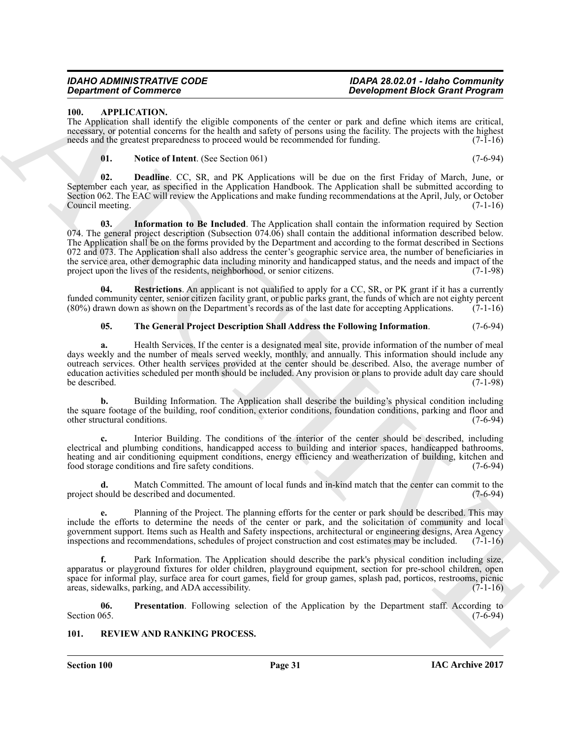## 100. APPLICATION.

The Application shall identify the eligible components of the center or park and define which items are critical, necessary, or potential concerns for the health and safety of persons using the facility. The projects with the highest needs and the greatest preparedness to proceed would be recommended for funding. (7-1-16)

**01. Notice of Intent**. (See Section 061) (7-6-94)

**02. Deadline**. CC, SR, and PK Applications will be due on the first Friday of March, June, or September each year, as specified in the Application Handbook. The Application shall be submitted according to Section 062. The EAC will review the Applications and make funding recommendations at the April, July, or October Council meeting. (7-1-16)

**03. Information to Be Included**. The Application shall contain the information required by Section 074. The general project description (Subsection 074.06) shall contain the additional information described below. The Application shall be on the forms provided by the Department and according to the format described in Sections 072 and 073. The Application shall also address the center's geographic service area, the number of beneficiaries in the service area, other demographic data including minority and handicapped status, and the needs and impact of the project upon the lives of the residents, neighborhood, or senior citizens. (7-1-98)

**04. Restrictions**. An applicant is not qualified to apply for a CC, SR, or PK grant if it has a currently funded community center, senior citizen facility grant, or public parks grant, the funds of which are not eighty percent (80%) drawn down as shown on the Department's records as of the last date for accepting Applications. (7-1-16)

**05. The General Project Description Shall Address the Following Information**. (7-6-94)

**a.** Health Services. If the center is a designated meal site, provide information of the number of meal days weekly and the number of meals served weekly, monthly, and annually. This information should include any outreach services. Other health services provided at the center should be described. Also, the average number of education activities scheduled per month should be included. Any provision or plans to provide adult day care should be described. (7-1-98)

**b.** Building Information. The Application shall describe the building's physical condition including the square footage of the building, roof condition, exterior conditions, foundation conditions, parking and floor and other structural conditions. (7-6-94)

**c.** Interior Building. The conditions of the interior of the center should be described, including electrical and plumbing conditions, handicapped access to building and interior spaces, handicapped bathrooms, heating and air conditioning equipment conditions, energy efficiency and weatherization of building, kitchen and food storage conditions and fire safety conditions. (7-6-94)

**d.** Match Committed. The amount of local funds and in-kind match that the center can commit to the project should be described and documented. (7-6-94)

**e.** Planning of the Project. The planning efforts for the center or park should be described. This may include the efforts to determine the needs of the center or park, and the solicitation of community and local government support. Items such as Health and Safety inspections, architectural or engineering designs, Area Agency inspections and recommendations, schedules of project construction and cost estimates may be included. (7-1-16)

**f.** Park Information. The Application should describe the park's physical condition including size, apparatus or playground fixtures for older children, playground equipment, section for pre-school children, open space for informal play, surface area for court games, field for group games, splash pad, porticos, restrooms, picnic areas, sidewalks, parking, and ADA accessibility. (7-1-16)

**06. Presentation**. Following selection of the Application by the Department staff. According to Section 065. (7-6-94)

## 101. REVIEW AND RANKING PROCESS.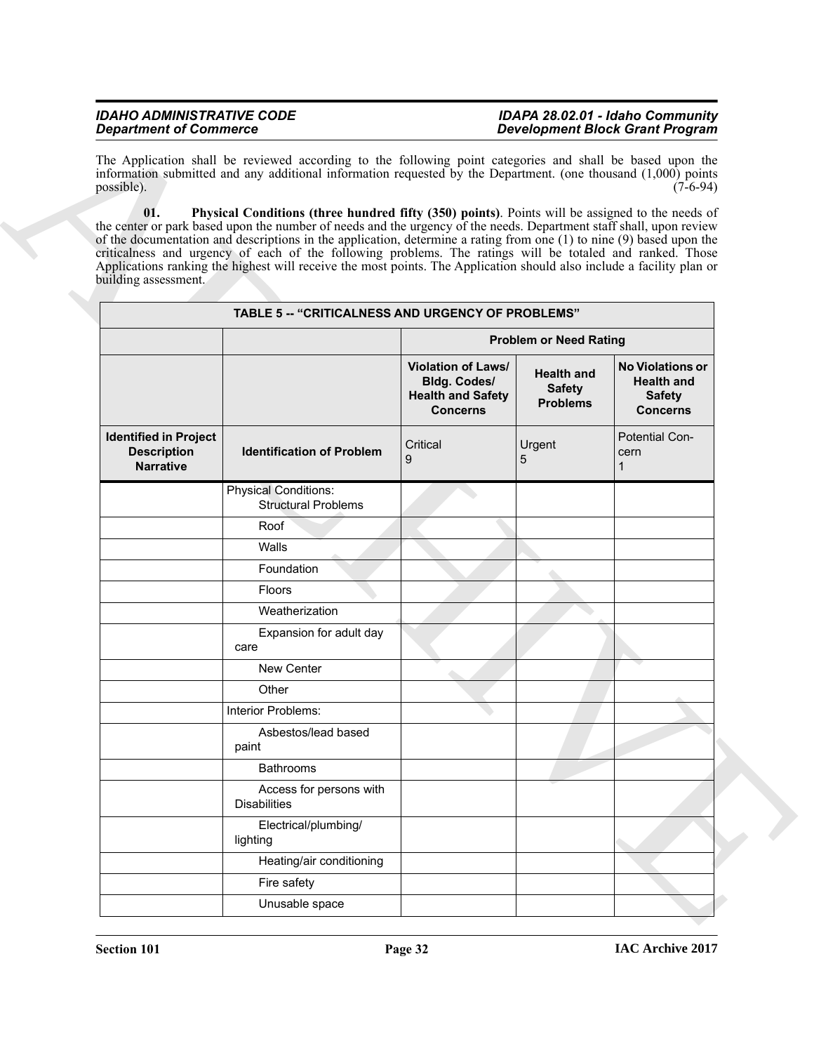The Application shall be reviewed according to the following point categories and shall be based upon the information submitted and any additional information requested by the Department. (one thousand (1,000) points possible). (7-6-94)

**01. Physical Conditions (three hundred fifty (350) points)**. Points will be assigned to the needs of the center or park based upon the number of needs and the urgency of the needs. Department staff shall, upon review of the documentation and descriptions in the application, determine a rating from one (1) to nine (9) based upon the criticalness and urgency of each of the following problems. The ratings will be totaled and ranked. Those Applications ranking the highest will receive the most points. The Application should also include a facility plan or building assessment.

**TABLE 5 -- "CRITICALNESS AND URGENCY OF PROBLEMS"**

| | | Problem or Need Rating | | |
|---|---|---|---|---|
| | | **Violation of Laws/ Bldg. Codes/ Health and Safety Concerns** | **Health and Safety Problems** | **No Violations or Health and Safety Concerns** |
| **Identified in Project Description Narrative** | **Identification of Problem** | Critical 9 | Urgent 5 | Potential Concern 1 |
| | Physical Conditions: Structural Problems | | | |
| | Roof | | | |
| | Walls | | | |
| | Foundation | | | |
| | Floors | | | |
| | Weatherization | | | |
| | Expansion for adult day care | | | |
| | New Center | | | |
| | Other | | | |
| | Interior Problems: | | | |
| | Asbestos/lead based paint | | | |
| | Bathrooms | | | |
| | Access for persons with Disabilities | | | |
| | Electrical/plumbing/ lighting | | | |
| | Heating/air conditioning | | | |
| | Fire safety | | | |
| | Unusable space | | | |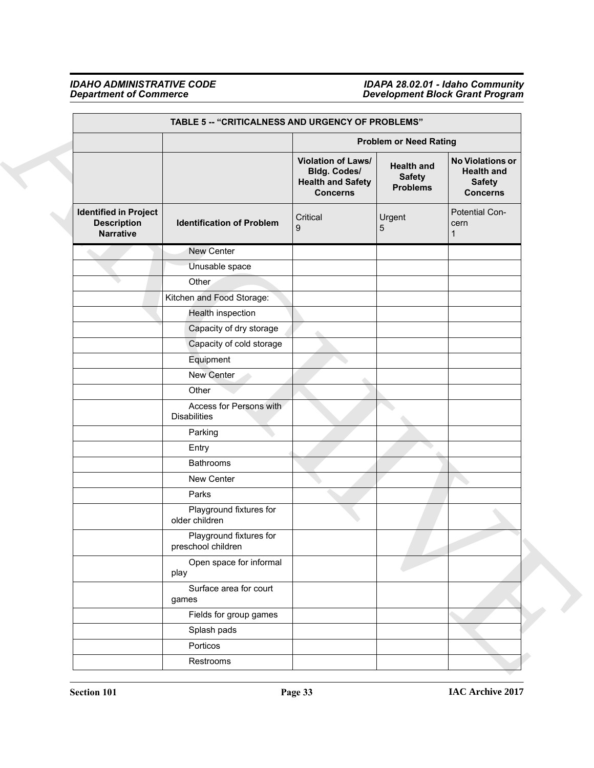| TABLE 5 -- "CRITICALNESS AND URGENCY OF PROBLEMS" | | | | |
|---|---|---|---|---|
| | | Problem or Need Rating | | |
| | | Violation of Laws/ Bldg. Codes/ Health and Safety Concerns | Health and Safety Problems | No Violations or Health and Safety Concerns |
| Identified in Project Description Narrative | Identification of Problem | Critical 9 | Urgent 5 | Potential Concern 1 |
| | New Center | | | |
| | Unusable space | | | |
| | Other | | | |
| | Kitchen and Food Storage: | | | |
| | Health inspection | | | |
| | Capacity of dry storage | | | |
| | Capacity of cold storage | | | |
| | Equipment | | | |
| | New Center | | | |
| | Other | | | |
| | Access for Persons with Disabilities | | | |
| | Parking | | | |
| | Entry | | | |
| | Bathrooms | | | |
| | New Center | | | |
| | Parks | | | |
| | Playground fixtures for older children | | | |
| | Playground fixtures for preschool children | | | |
| | Open space for informal play | | | |
| | Surface area for court games | | | |
| | Fields for group games | | | |
| | Splash pads | | | |
| | Porticos | | | |
| | Restrooms | | | |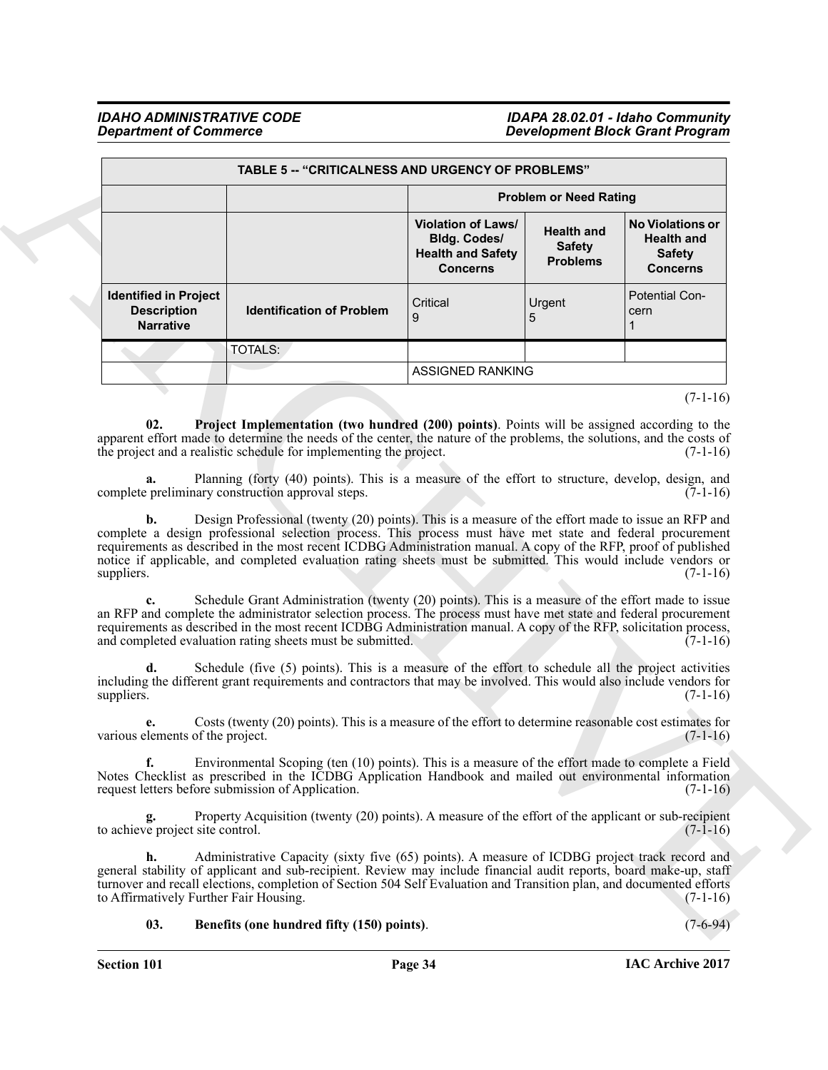| TABLE 5 -- "CRITICALNESS AND URGENCY OF PROBLEMS" | | | | |
|---|---|---|---|---|
| | | Problem or Need Rating | | |
| | | Violation of Laws/ Bldg. Codes/ Health and Safety Concerns | Health and Safety Problems | No Violations or Health and Safety Concerns |
| Identified in Project Description Narrative | Identification of Problem | Critical 9 | Urgent 5 | Potential Concern 1 |
| | TOTALS: | | | |
| | | ASSIGNED RANKING | | |

(7-1-16)

**02. Project Implementation (two hundred (200) points)**. Points will be assigned according to the apparent effort made to determine the needs of the center, the nature of the problems, the solutions, and the costs of the project and a realistic schedule for implementing the project. (7-1-16)

**a.** Planning (forty (40) points). This is a measure of the effort to structure, develop, design, and complete preliminary construction approval steps. (7-1-16)

**b.** Design Professional (twenty (20) points). This is a measure of the effort made to issue an RFP and complete a design professional selection process. This process must have met state and federal procurement requirements as described in the most recent ICDBG Administration manual. A copy of the RFP, proof of published notice if applicable, and completed evaluation rating sheets must be submitted. This would include vendors or suppliers. (7-1-16)

**c.** Schedule Grant Administration (twenty (20) points). This is a measure of the effort made to issue an RFP and complete the administrator selection process. The process must have met state and federal procurement requirements as described in the most recent ICDBG Administration manual. A copy of the RFP, solicitation process, and completed evaluation rating sheets must be submitted. (7-1-16)

**d.** Schedule (five (5) points). This is a measure of the effort to schedule all the project activities including the different grant requirements and contractors that may be involved. This would also include vendors for suppliers. (7-1-16)

**e.** Costs (twenty (20) points). This is a measure of the effort to determine reasonable cost estimates for various elements of the project. (7-1-16)

**f.** Environmental Scoping (ten (10) points). This is a measure of the effort made to complete a Field Notes Checklist as prescribed in the ICDBG Application Handbook and mailed out environmental information request letters before submission of Application. (7-1-16)

**g.** Property Acquisition (twenty (20) points). A measure of the effort of the applicant or sub-recipient to achieve project site control. (7-1-16)

**h.** Administrative Capacity (sixty five (65) points). A measure of ICDBG project track record and general stability of applicant and sub-recipient. Review may include financial audit reports, board make-up, staff turnover and recall elections, completion of Section 504 Self Evaluation and Transition plan, and documented efforts to Affirmatively Further Fair Housing. (7-1-16)

**03. Benefits (one hundred fifty (150) points)**. (7-6-94)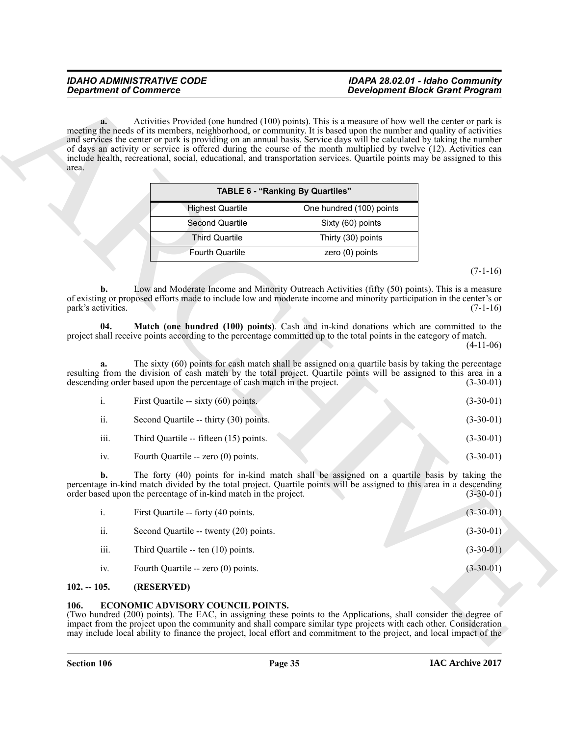**a.** Activities Provided (one hundred (100) points). This is a measure of how well the center or park is meeting the needs of its members, neighborhood, or community. It is based upon the number and quality of activities and services the center or park is providing on an annual basis. Service days will be calculated by taking the number of days an activity or service is offered during the course of the month multiplied by twelve (12). Activities can include health, recreational, social, educational, and transportation services. Quartile points may be assigned to this area.

| TABLE 6 - "Ranking By Quartiles" | |
|---|---|
| Highest Quartile | One hundred (100) points |
| Second Quartile | Sixty (60) points |
| Third Quartile | Thirty (30) points |
| Fourth Quartile | zero (0) points |

(7-1-16)

**b.** Low and Moderate Income and Minority Outreach Activities (fifty (50) points). This is a measure of existing or proposed efforts made to include low and moderate income and minority participation in the center's or park's activities. (7-1-16)

**04. Match (one hundred (100) points)**. Cash and in-kind donations which are committed to the project shall receive points according to the percentage committed up to the total points in the category of match. (4-11-06)

**a.** The sixty (60) points for cash match shall be assigned on a quartile basis by taking the percentage resulting from the division of cash match by the total project. Quartile points will be assigned to this area in a descending order based upon the percentage of cash match in the project. (3-30-01)

i. First Quartile -- sixty (60) points. (3-30-01)

ii. Second Quartile -- thirty (30) points. (3-30-01)

iii. Third Quartile -- fifteen (15) points. (3-30-01)

iv. Fourth Quartile -- zero (0) points. (3-30-01)

**b.** The forty (40) points for in-kind match shall be assigned on a quartile basis by taking the percentage in-kind match divided by the total project. Quartile points will be assigned to this area in a descending order based upon the percentage of in-kind match in the project. (3-30-01)

i. First Quartile -- forty (40 points. (3-30-01)

ii. Second Quartile -- twenty (20) points. (3-30-01)

iii. Third Quartile -- ten (10) points. (3-30-01)

iv. Fourth Quartile -- zero (0) points. (3-30-01)

### 102. -- 105. (RESERVED)

### 106. ECONOMIC ADVISORY COUNCIL POINTS.

(Two hundred (200) points). The EAC, in assigning these points to the Applications, shall consider the degree of impact from the project upon the community and shall compare similar type projects with each other. Consideration may include local ability to finance the project, local effort and commitment to the project, and local impact of the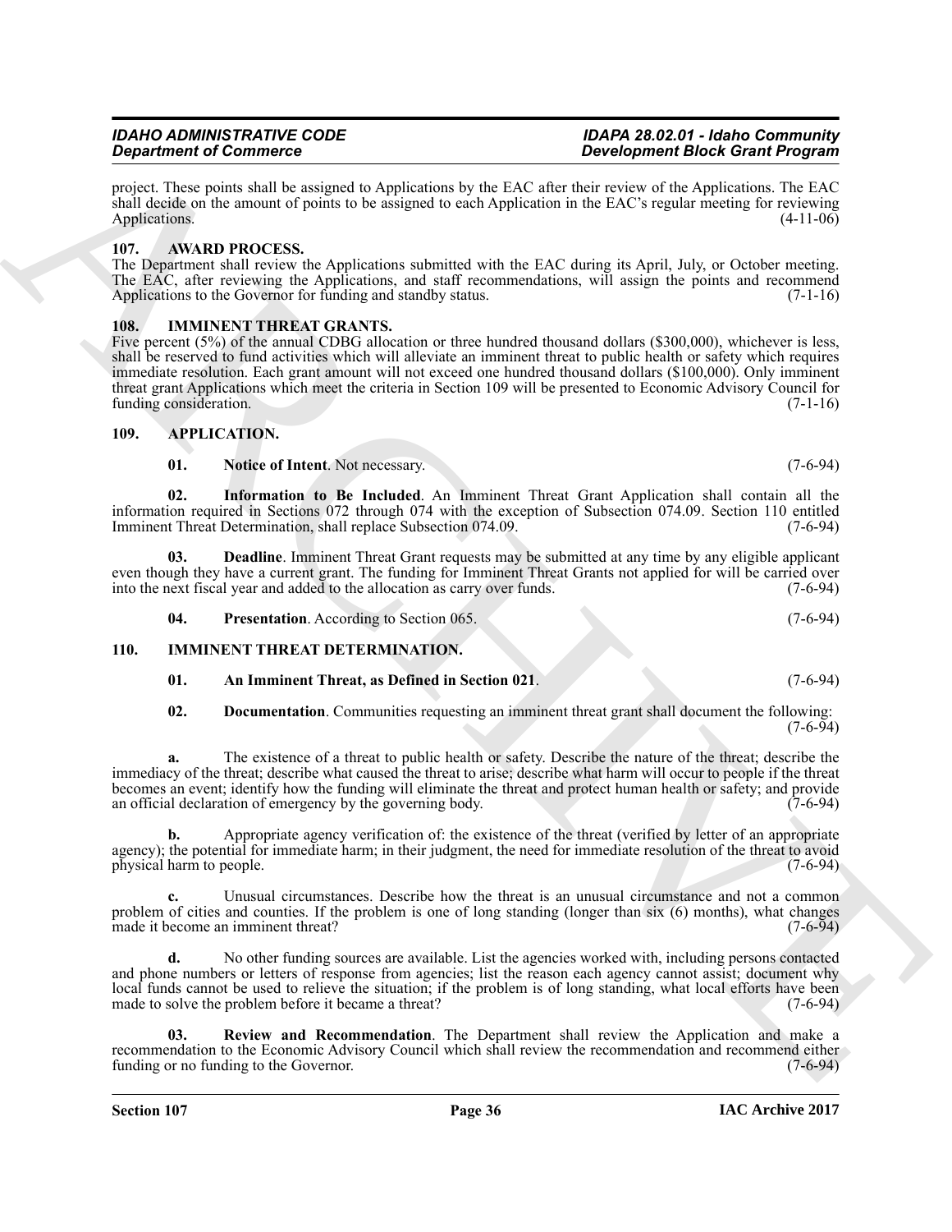project. These points shall be assigned to Applications by the EAC after their review of the Applications. The EAC shall decide on the amount of points to be assigned to each Application in the EAC's regular meeting for reviewing Applications. (4-11-06)

### 107. AWARD PROCESS.

The Department shall review the Applications submitted with the EAC during its April, July, or October meeting. The EAC, after reviewing the Applications, and staff recommendations, will assign the points and recommend Applications to the Governor for funding and standby status. (7-1-16)

### 108. IMMINENT THREAT GRANTS.

Five percent (5%) of the annual CDBG allocation or three hundred thousand dollars ($300,000), whichever is less, shall be reserved to fund activities which will alleviate an imminent threat to public health or safety which requires immediate resolution. Each grant amount will not exceed one hundred thousand dollars ($100,000). Only imminent threat grant Applications which meet the criteria in Section 109 will be presented to Economic Advisory Council for funding consideration. (7-1-16)

### 109. APPLICATION.

**01. Notice of Intent**. Not necessary. (7-6-94)

**02. Information to Be Included**. An Imminent Threat Grant Application shall contain all the information required in Sections 072 through 074 with the exception of Subsection 074.09. Section 110 entitled Imminent Threat Determination, shall replace Subsection 074.09. (7-6-94)

**03. Deadline**. Imminent Threat Grant requests may be submitted at any time by any eligible applicant even though they have a current grant. The funding for Imminent Threat Grants not applied for will be carried over into the next fiscal year and added to the allocation as carry over funds. (7-6-94)

**04. Presentation**. According to Section 065. (7-6-94)

### 110. IMMINENT THREAT DETERMINATION.

**01. An Imminent Threat, as Defined in Section 021**. (7-6-94)

**02. Documentation**. Communities requesting an imminent threat grant shall document the following: (7-6-94)

**a.** The existence of a threat to public health or safety. Describe the nature of the threat; describe the immediacy of the threat; describe what caused the threat to arise; describe what harm will occur to people if the threat becomes an event; identify how the funding will eliminate the threat and protect human health or safety; and provide an official declaration of emergency by the governing body. (7-6-94)

**b.** Appropriate agency verification of: the existence of the threat (verified by letter of an appropriate agency); the potential for immediate harm; in their judgment, the need for immediate resolution of the threat to avoid physical harm to people. (7-6-94)

**c.** Unusual circumstances. Describe how the threat is an unusual circumstance and not a common problem of cities and counties. If the problem is one of long standing (longer than six (6) months), what changes made it become an imminent threat? (7-6-94)

**d.** No other funding sources are available. List the agencies worked with, including persons contacted and phone numbers or letters of response from agencies; list the reason each agency cannot assist; document why local funds cannot be used to relieve the situation; if the problem is of long standing, what local efforts have been made to solve the problem before it became a threat? (7-6-94)

**03. Review and Recommendation**. The Department shall review the Application and make a recommendation to the Economic Advisory Council which shall review the recommendation and recommend either funding or no funding to the Governor. (7-6-94)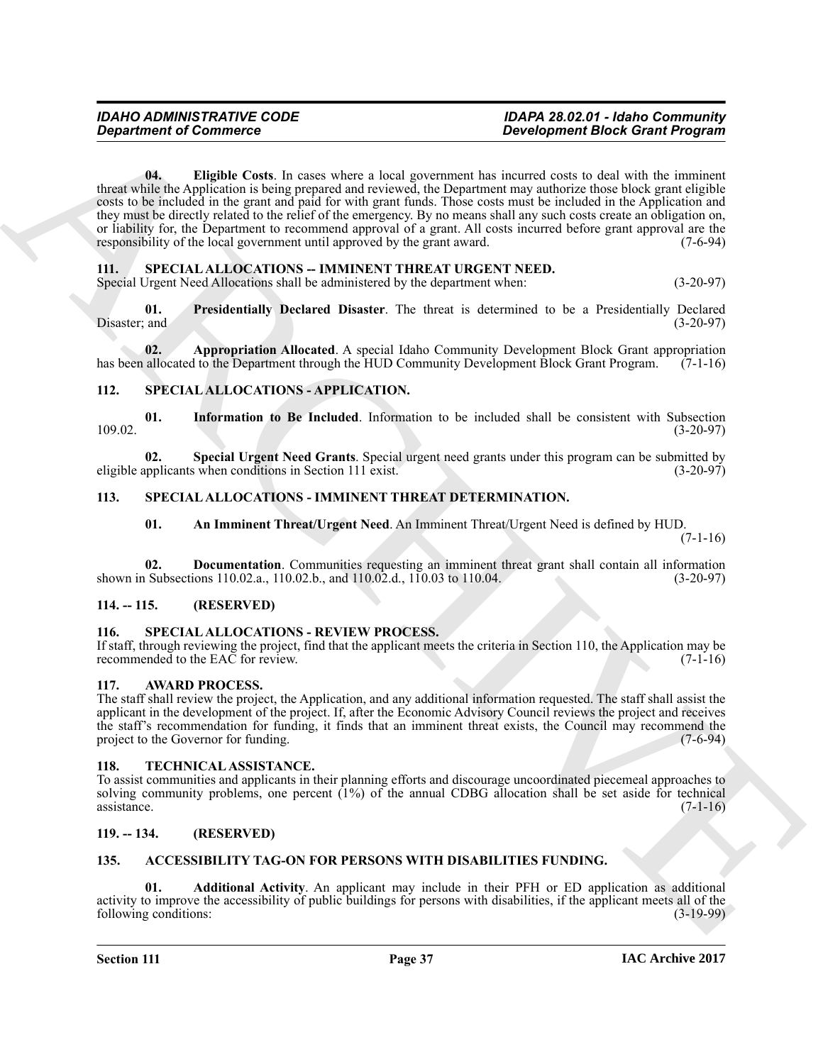**04. Eligible Costs**. In cases where a local government has incurred costs to deal with the imminent threat while the Application is being prepared and reviewed, the Department may authorize those block grant eligible costs to be included in the grant and paid for with grant funds. Those costs must be included in the Application and they must be directly related to the relief of the emergency. By no means shall any such costs create an obligation on, or liability for, the Department to recommend approval of a grant. All costs incurred before grant approval are the responsibility of the local government until approved by the grant award. (7-6-94)

## 111. SPECIAL ALLOCATIONS -- IMMINENT THREAT URGENT NEED.

Special Urgent Need Allocations shall be administered by the department when: (3-20-97)

**01. Presidentially Declared Disaster**. The threat is determined to be a Presidentially Declared Disaster; and (3-20-97)

**02. Appropriation Allocated**. A special Idaho Community Development Block Grant appropriation has been allocated to the Department through the HUD Community Development Block Grant Program. (7-1-16)

## 112. SPECIAL ALLOCATIONS - APPLICATION.

**01. Information to Be Included**. Information to be included shall be consistent with Subsection 109.02. (3-20-97)

**02. Special Urgent Need Grants**. Special urgent need grants under this program can be submitted by eligible applicants when conditions in Section 111 exist. (3-20-97)

## 113. SPECIAL ALLOCATIONS - IMMINENT THREAT DETERMINATION.

**01. An Imminent Threat/Urgent Need**. An Imminent Threat/Urgent Need is defined by HUD. (7-1-16)

**02. Documentation**. Communities requesting an imminent threat grant shall contain all information shown in Subsections 110.02.a., 110.02.b., and 110.02.d., 110.03 to 110.04. (3-20-97)

## 114. -- 115. (RESERVED)

## 116. SPECIAL ALLOCATIONS - REVIEW PROCESS.

If staff, through reviewing the project, find that the applicant meets the criteria in Section 110, the Application may be recommended to the EAC for review. (7-1-16)

## 117. AWARD PROCESS.

The staff shall review the project, the Application, and any additional information requested. The staff shall assist the applicant in the development of the project. If, after the Economic Advisory Council reviews the project and receives the staff's recommendation for funding, it finds that an imminent threat exists, the Council may recommend the project to the Governor for funding. (7-6-94)

## 118. TECHNICAL ASSISTANCE.

To assist communities and applicants in their planning efforts and discourage uncoordinated piecemeal approaches to solving community problems, one percent (1%) of the annual CDBG allocation shall be set aside for technical assistance. (7-1-16)

## 119. -- 134. (RESERVED)

## 135. ACCESSIBILITY TAG-ON FOR PERSONS WITH DISABILITIES FUNDING.

**01. Additional Activity**. An applicant may include in their PFH or ED application as additional activity to improve the accessibility of public buildings for persons with disabilities, if the applicant meets all of the following conditions: (3-19-99)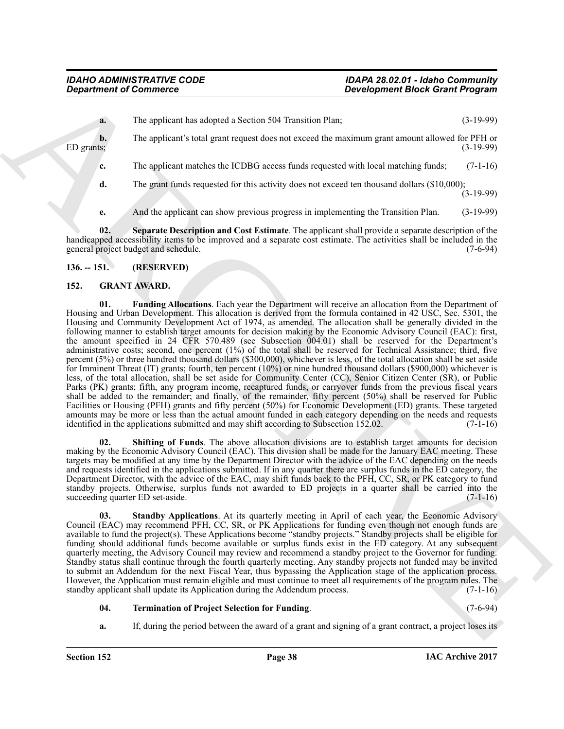**a.** The applicant has adopted a Section 504 Transition Plan; (3-19-99)

**b.** The applicant's total grant request does not exceed the maximum grant amount allowed for PFH or ED grants; (3-19-99)

**c.** The applicant matches the ICDBG access funds requested with local matching funds; (7-1-16)

**d.** The grant funds requested for this activity does not exceed ten thousand dollars ($10,000); (3-19-99)

**e.** And the applicant can show previous progress in implementing the Transition Plan. (3-19-99)

**02. Separate Description and Cost Estimate**. The applicant shall provide a separate description of the handicapped accessibility items to be improved and a separate cost estimate. The activities shall be included in the general project budget and schedule. (7-6-94)

## 136. -- 151. (RESERVED)

## 152. GRANT AWARD.

**01. Funding Allocations**. Each year the Department will receive an allocation from the Department of Housing and Urban Development. This allocation is derived from the formula contained in 42 USC, Sec. 5301, the Housing and Community Development Act of 1974, as amended. The allocation shall be generally divided in the following manner to establish target amounts for decision making by the Economic Advisory Council (EAC): first, the amount specified in 24 CFR 570.489 (see Subsection 004.01) shall be reserved for the Department's administrative costs; second, one percent (1%) of the total shall be reserved for Technical Assistance; third, five percent (5%) or three hundred thousand dollars ($300,000), whichever is less, of the total allocation shall be set aside for Imminent Threat (IT) grants; fourth, ten percent (10%) or nine hundred thousand dollars ($900,000) whichever is less, of the total allocation, shall be set aside for Community Center (CC), Senior Citizen Center (SR), or Public Parks (PK) grants; fifth, any program income, recaptured funds, or carryover funds from the previous fiscal years shall be added to the remainder; and finally, of the remainder, fifty percent (50%) shall be reserved for Public Facilities or Housing (PFH) grants and fifty percent (50%) for Economic Development (ED) grants. These targeted amounts may be more or less than the actual amount funded in each category depending on the needs and requests identified in the applications submitted and may shift according to Subsection 152.02. (7-1-16)

**02. Shifting of Funds**. The above allocation divisions are to establish target amounts for decision making by the Economic Advisory Council (EAC). This division shall be made for the January EAC meeting. These targets may be modified at any time by the Department Director with the advice of the EAC depending on the needs and requests identified in the applications submitted. If in any quarter there are surplus funds in the ED category, the Department Director, with the advice of the EAC, may shift funds back to the PFH, CC, SR, or PK category to fund standby projects. Otherwise, surplus funds not awarded to ED projects in a quarter shall be carried into the succeeding quarter ED set-aside. (7-1-16)

**03. Standby Applications**. At its quarterly meeting in April of each year, the Economic Advisory Council (EAC) may recommend PFH, CC, SR, or PK Applications for funding even though not enough funds are available to fund the project(s). These Applications become "standby projects." Standby projects shall be eligible for funding should additional funds become available or surplus funds exist in the ED category. At any subsequent quarterly meeting, the Advisory Council may review and recommend a standby project to the Governor for funding. Standby status shall continue through the fourth quarterly meeting. Any standby projects not funded may be invited to submit an Addendum for the next Fiscal Year, thus bypassing the Application stage of the application process. However, the Application must remain eligible and must continue to meet all requirements of the program rules. The standby applicant shall update its Application during the Addendum process. (7-1-16)

**04. Termination of Project Selection for Funding**. (7-6-94)

**a.** If, during the period between the award of a grant and signing of a grant contract, a project loses its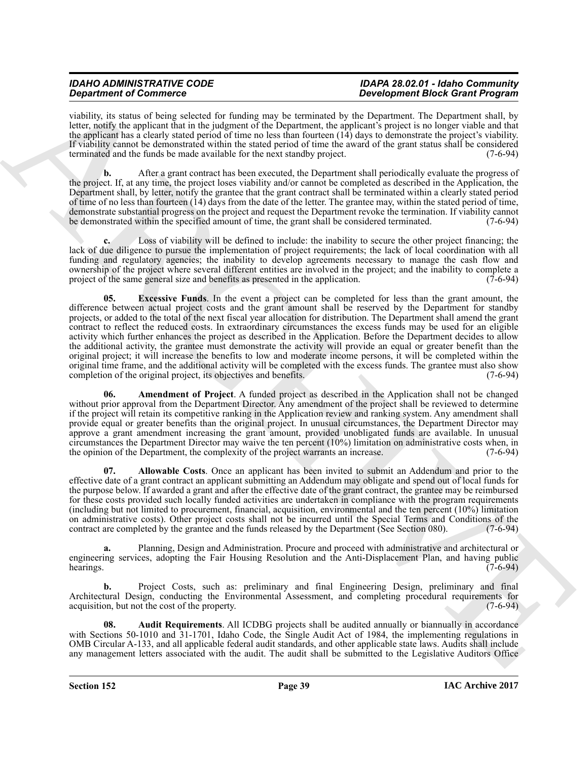viability, its status of being selected for funding may be terminated by the Department. The Department shall, by letter, notify the applicant that in the judgment of the Department, the applicant's project is no longer viable and that the applicant has a clearly stated period of time no less than fourteen (14) days to demonstrate the project's viability. If viability cannot be demonstrated within the stated period of time the award of the grant status shall be considered terminated and the funds be made available for the next standby project. (7-6-94)

**b.** After a grant contract has been executed, the Department shall periodically evaluate the progress of the project. If, at any time, the project loses viability and/or cannot be completed as described in the Application, the Department shall, by letter, notify the grantee that the grant contract shall be terminated within a clearly stated period of time of no less than fourteen (14) days from the date of the letter. The grantee may, within the stated period of time, demonstrate substantial progress on the project and request the Department revoke the termination. If viability cannot be demonstrated within the specified amount of time, the grant shall be considered terminated. (7-6-94)

**c.** Loss of viability will be defined to include: the inability to secure the other project financing; the lack of due diligence to pursue the implementation of project requirements; the lack of local coordination with all funding and regulatory agencies; the inability to develop agreements necessary to manage the cash flow and ownership of the project where several different entities are involved in the project; and the inability to complete a project of the same general size and benefits as presented in the application. (7-6-94)

**05. Excessive Funds**. In the event a project can be completed for less than the grant amount, the difference between actual project costs and the grant amount shall be reserved by the Department for standby projects, or added to the total of the next fiscal year allocation for distribution. The Department shall amend the grant contract to reflect the reduced costs. In extraordinary circumstances the excess funds may be used for an eligible activity which further enhances the project as described in the Application. Before the Department decides to allow the additional activity, the grantee must demonstrate the activity will provide an equal or greater benefit than the original project; it will increase the benefits to low and moderate income persons, it will be completed within the original time frame, and the additional activity will be completed with the excess funds. The grantee must also show completion of the original project, its objectives and benefits. (7-6-94)

**06. Amendment of Project**. A funded project as described in the Application shall not be changed without prior approval from the Department Director. Any amendment of the project shall be reviewed to determine if the project will retain its competitive ranking in the Application review and ranking system. Any amendment shall provide equal or greater benefits than the original project. In unusual circumstances, the Department Director may approve a grant amendment increasing the grant amount, provided unobligated funds are available. In unusual circumstances the Department Director may waive the ten percent (10%) limitation on administrative costs when, in the opinion of the Department, the complexity of the project warrants an increase. (7-6-94)

**07. Allowable Costs**. Once an applicant has been invited to submit an Addendum and prior to the effective date of a grant contract an applicant submitting an Addendum may obligate and spend out of local funds for the purpose below. If awarded a grant and after the effective date of the grant contract, the grantee may be reimbursed for these costs provided such locally funded activities are undertaken in compliance with the program requirements (including but not limited to procurement, financial, acquisition, environmental and the ten percent (10%) limitation on administrative costs). Other project costs shall not be incurred until the Special Terms and Conditions of the contract are completed by the grantee and the funds released by the Department (See Section 080). (7-6-94)

**a.** Planning, Design and Administration. Procure and proceed with administrative and architectural or engineering services, adopting the Fair Housing Resolution and the Anti-Displacement Plan, and having public hearings. (7-6-94)

**b.** Project Costs, such as: preliminary and final Engineering Design, preliminary and final Architectural Design, conducting the Environmental Assessment, and completing procedural requirements for acquisition, but not the cost of the property. (7-6-94)

**08. Audit Requirements**. All ICDBG projects shall be audited annually or biannually in accordance with Sections 50-1010 and 31-1701, Idaho Code, the Single Audit Act of 1984, the implementing regulations in OMB Circular A-133, and all applicable federal audit standards, and other applicable state laws. Audits shall include any management letters associated with the audit. The audit shall be submitted to the Legislative Auditors Office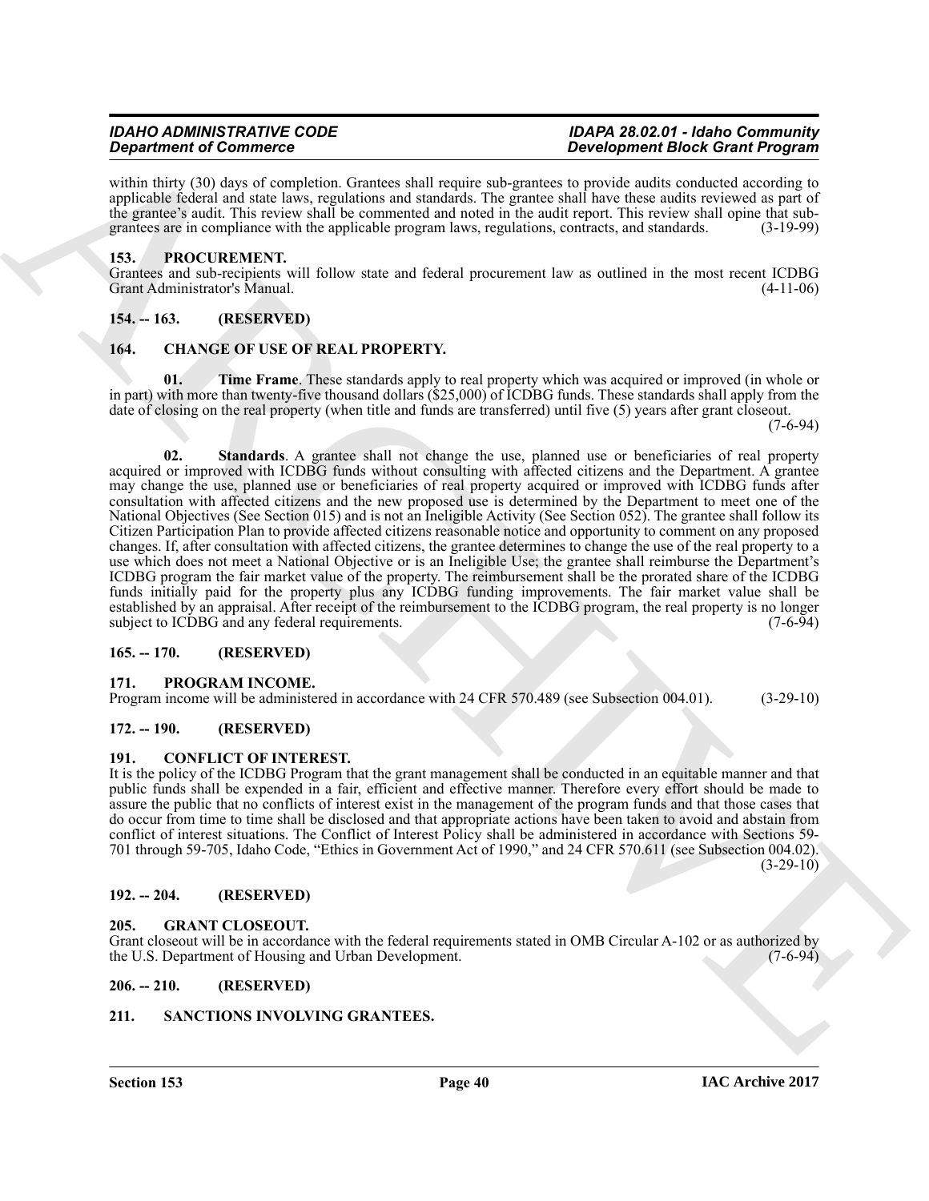within thirty (30) days of completion. Grantees shall require sub-grantees to provide audits conducted according to applicable federal and state laws, regulations and standards. The grantee shall have these audits reviewed as part of the grantee's audit. This review shall be commented and noted in the audit report. This review shall opine that sub-grantees are in compliance with the applicable program laws, regulations, contracts, and standards. (3-19-99)

### 153. PROCUREMENT.

Grantees and sub-recipients will follow state and federal procurement law as outlined in the most recent ICDBG Grant Administrator's Manual. (4-11-06)

### 154. -- 163. (RESERVED)

### 164. CHANGE OF USE OF REAL PROPERTY.

**01. Time Frame**. These standards apply to real property which was acquired or improved (in whole or in part) with more than twenty-five thousand dollars ($25,000) of ICDBG funds. These standards shall apply from the date of closing on the real property (when title and funds are transferred) until five (5) years after grant closeout. (7-6-94)

**02. Standards**. A grantee shall not change the use, planned use or beneficiaries of real property acquired or improved with ICDBG funds without consulting with affected citizens and the Department. A grantee may change the use, planned use or beneficiaries of real property acquired or improved with ICDBG funds after consultation with affected citizens and the new proposed use is determined by the Department to meet one of the National Objectives (See Section 015) and is not an Ineligible Activity (See Section 052). The grantee shall follow its Citizen Participation Plan to provide affected citizens reasonable notice and opportunity to comment on any proposed changes. If, after consultation with affected citizens, the grantee determines to change the use of the real property to a use which does not meet a National Objective or is an Ineligible Use; the grantee shall reimburse the Department's ICDBG program the fair market value of the property. The reimbursement shall be the prorated share of the ICDBG funds initially paid for the property plus any ICDBG funding improvements. The fair market value shall be established by an appraisal. After receipt of the reimbursement to the ICDBG program, the real property is no longer subject to ICDBG and any federal requirements. (7-6-94)

### 165. -- 170. (RESERVED)

### 171. PROGRAM INCOME.

Program income will be administered in accordance with 24 CFR 570.489 (see Subsection 004.01). (3-29-10)

### 172. -- 190. (RESERVED)

### 191. CONFLICT OF INTEREST.

It is the policy of the ICDBG Program that the grant management shall be conducted in an equitable manner and that public funds shall be expended in a fair, efficient and effective manner. Therefore every effort should be made to assure the public that no conflicts of interest exist in the management of the program funds and that those cases that do occur from time to time shall be disclosed and that appropriate actions have been taken to avoid and abstain from conflict of interest situations. The Conflict of Interest Policy shall be administered in accordance with Sections 59-701 through 59-705, Idaho Code, "Ethics in Government Act of 1990," and 24 CFR 570.611 (see Subsection 004.02). (3-29-10)

### 192. -- 204. (RESERVED)

### 205. GRANT CLOSEOUT.

Grant closeout will be in accordance with the federal requirements stated in OMB Circular A-102 or as authorized by the U.S. Department of Housing and Urban Development. (7-6-94)

### 206. -- 210. (RESERVED)

### 211. SANCTIONS INVOLVING GRANTEES.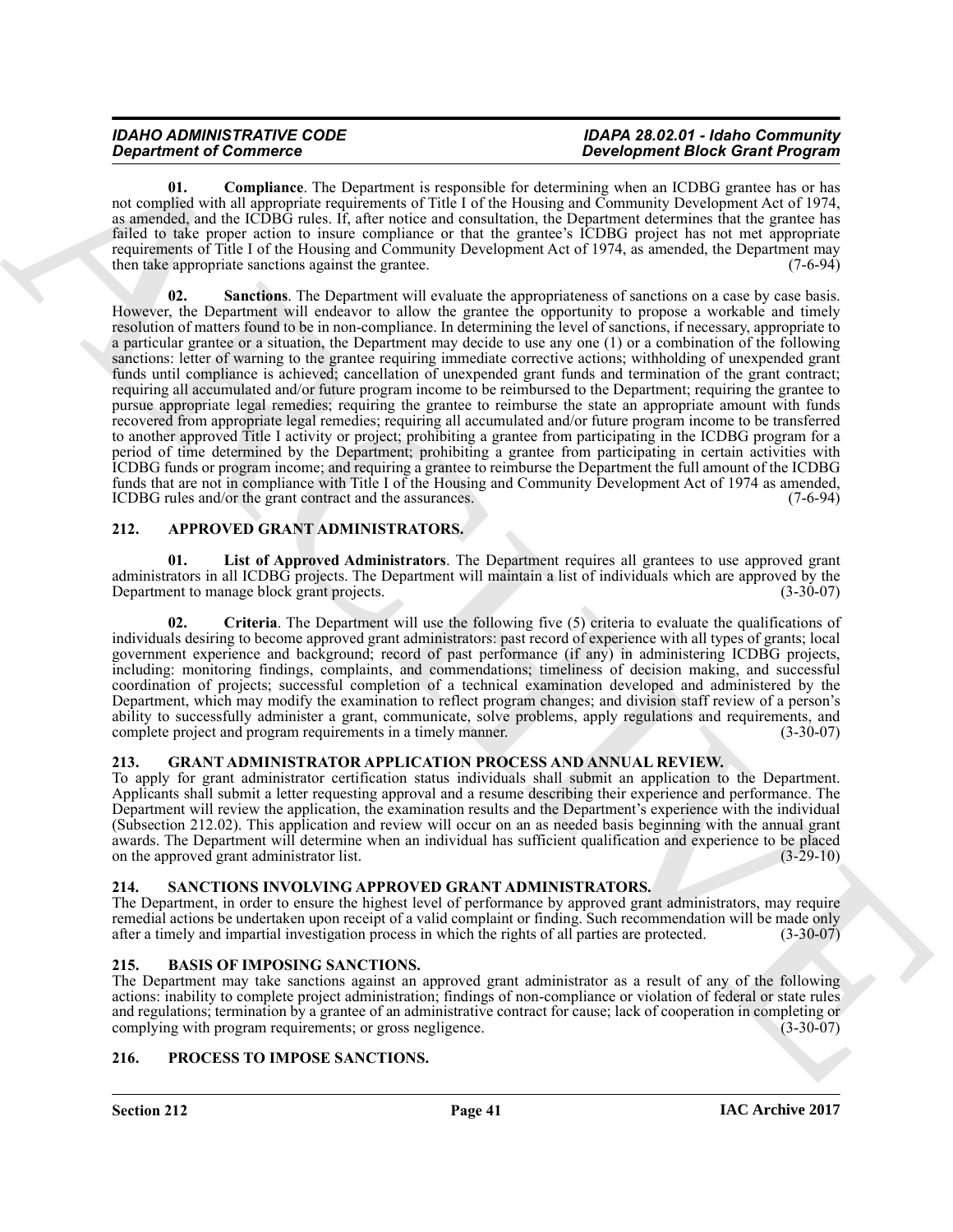**01. Compliance**. The Department is responsible for determining when an ICDBG grantee has or has not complied with all appropriate requirements of Title I of the Housing and Community Development Act of 1974, as amended, and the ICDBG rules. If, after notice and consultation, the Department determines that the grantee has failed to take proper action to insure compliance or that the grantee's ICDBG project has not met appropriate requirements of Title I of the Housing and Community Development Act of 1974, as amended, the Department may then take appropriate sanctions against the grantee. (7-6-94)

**02. Sanctions**. The Department will evaluate the appropriateness of sanctions on a case by case basis. However, the Department will endeavor to allow the grantee the opportunity to propose a workable and timely resolution of matters found to be in non-compliance. In determining the level of sanctions, if necessary, appropriate to a particular grantee or a situation, the Department may decide to use any one (1) or a combination of the following sanctions: letter of warning to the grantee requiring immediate corrective actions; withholding of unexpended grant funds until compliance is achieved; cancellation of unexpended grant funds and termination of the grant contract; requiring all accumulated and/or future program income to be reimbursed to the Department; requiring the grantee to pursue appropriate legal remedies; requiring the grantee to reimburse the state an appropriate amount with funds recovered from appropriate legal remedies; requiring all accumulated and/or future program income to be transferred to another approved Title I activity or project; prohibiting a grantee from participating in the ICDBG program for a period of time determined by the Department; prohibiting a grantee from participating in certain activities with ICDBG funds or program income; and requiring a grantee to reimburse the Department the full amount of the ICDBG funds that are not in compliance with Title I of the Housing and Community Development Act of 1974 as amended, ICDBG rules and/or the grant contract and the assurances. (7-6-94)

## 212. APPROVED GRANT ADMINISTRATORS.

**01. List of Approved Administrators**. The Department requires all grantees to use approved grant administrators in all ICDBG projects. The Department will maintain a list of individuals which are approved by the Department to manage block grant projects. (3-30-07)

**02. Criteria**. The Department will use the following five (5) criteria to evaluate the qualifications of individuals desiring to become approved grant administrators: past record of experience with all types of grants; local government experience and background; record of past performance (if any) in administering ICDBG projects, including: monitoring findings, complaints, and commendations; timeliness of decision making, and successful coordination of projects; successful completion of a technical examination developed and administered by the Department, which may modify the examination to reflect program changes; and division staff review of a person's ability to successfully administer a grant, communicate, solve problems, apply regulations and requirements, and complete project and program requirements in a timely manner. (3-30-07)

## 213. GRANT ADMINISTRATOR APPLICATION PROCESS AND ANNUAL REVIEW.

To apply for grant administrator certification status individuals shall submit an application to the Department. Applicants shall submit a letter requesting approval and a resume describing their experience and performance. The Department will review the application, the examination results and the Department's experience with the individual (Subsection 212.02). This application and review will occur on an as needed basis beginning with the annual grant awards. The Department will determine when an individual has sufficient qualification and experience to be placed on the approved grant administrator list. (3-29-10)

## 214. SANCTIONS INVOLVING APPROVED GRANT ADMINISTRATORS.

The Department, in order to ensure the highest level of performance by approved grant administrators, may require remedial actions be undertaken upon receipt of a valid complaint or finding. Such recommendation will be made only after a timely and impartial investigation process in which the rights of all parties are protected. (3-30-07)

## 215. BASIS OF IMPOSING SANCTIONS.

The Department may take sanctions against an approved grant administrator as a result of any of the following actions: inability to complete project administration; findings of non-compliance or violation of federal or state rules and regulations; termination by a grantee of an administrative contract for cause; lack of cooperation in completing or complying with program requirements; or gross negligence. (3-30-07)

## 216. PROCESS TO IMPOSE SANCTIONS.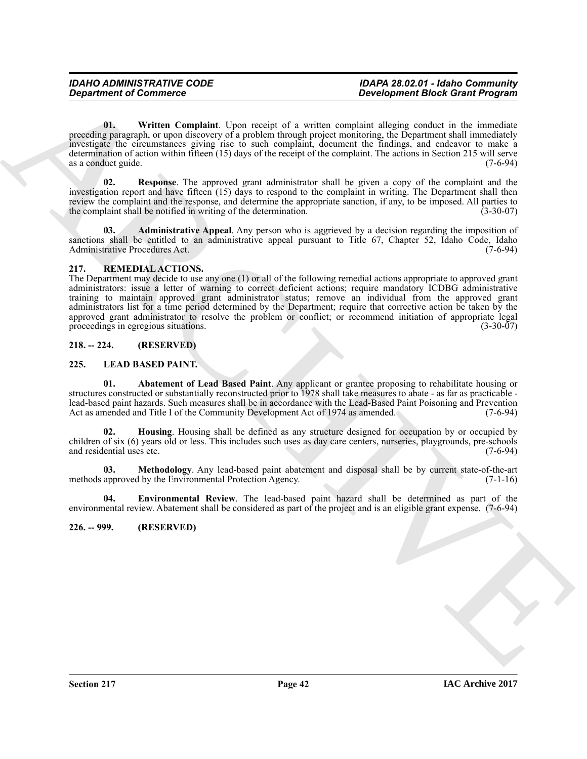**01. Written Complaint**. Upon receipt of a written complaint alleging conduct in the immediate preceding paragraph, or upon discovery of a problem through project monitoring, the Department shall immediately investigate the circumstances giving rise to such complaint, document the findings, and endeavor to make a determination of action within fifteen (15) days of the receipt of the complaint. The actions in Section 215 will serve as a conduct guide. (7-6-94)

**02. Response**. The approved grant administrator shall be given a copy of the complaint and the investigation report and have fifteen (15) days to respond to the complaint in writing. The Department shall then review the complaint and the response, and determine the appropriate sanction, if any, to be imposed. All parties to the complaint shall be notified in writing of the determination. (3-30-07)

**03. Administrative Appeal**. Any person who is aggrieved by a decision regarding the imposition of sanctions shall be entitled to an administrative appeal pursuant to Title 67, Chapter 52, Idaho Code, Idaho Administrative Procedures Act. (7-6-94)

## 217. REMEDIAL ACTIONS.

The Department may decide to use any one (1) or all of the following remedial actions appropriate to approved grant administrators: issue a letter of warning to correct deficient actions; require mandatory ICDBG administrative training to maintain approved grant administrator status; remove an individual from the approved grant administrators list for a time period determined by the Department; require that corrective action be taken by the approved grant administrator to resolve the problem or conflict; or recommend initiation of appropriate legal proceedings in egregious situations. (3-30-07)

## 218. -- 224. (RESERVED)

## 225. LEAD BASED PAINT.

**01. Abatement of Lead Based Paint**. Any applicant or grantee proposing to rehabilitate housing or structures constructed or substantially reconstructed prior to 1978 shall take measures to abate - as far as practicable - lead-based paint hazards. Such measures shall be in accordance with the Lead-Based Paint Poisoning and Prevention Act as amended and Title I of the Community Development Act of 1974 as amended. (7-6-94)

**02. Housing**. Housing shall be defined as any structure designed for occupation by or occupied by children of six (6) years old or less. This includes such uses as day care centers, nurseries, playgrounds, pre-schools and residential uses etc. (7-6-94)

**03. Methodology**. Any lead-based paint abatement and disposal shall be by current state-of-the-art methods approved by the Environmental Protection Agency. (7-1-16)

**04. Environmental Review**. The lead-based paint hazard shall be determined as part of the environmental review. Abatement shall be considered as part of the project and is an eligible grant expense. (7-6-94)

## 226. -- 999. (RESERVED)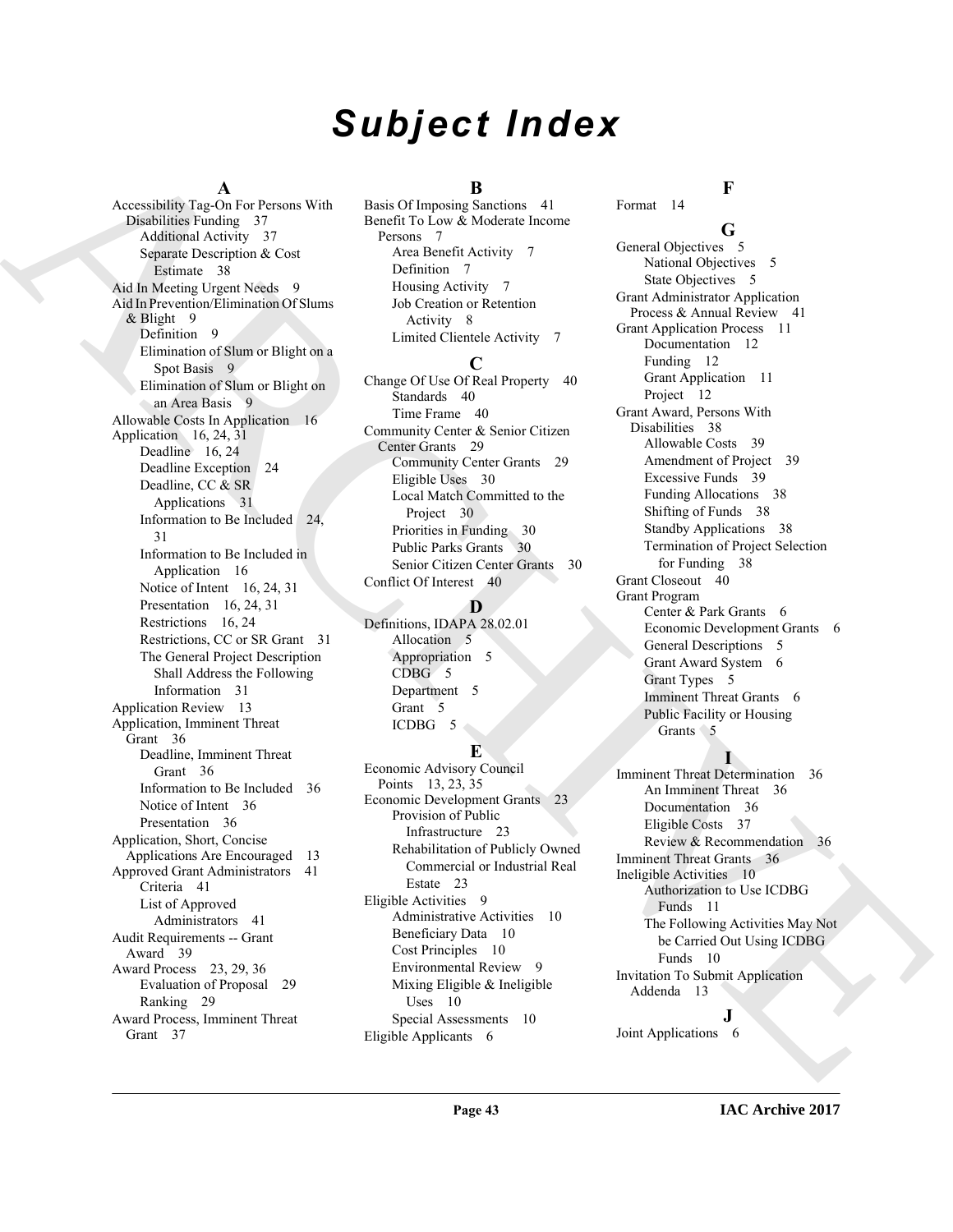# Subject Index

## A

Accessibility Tag-On For Persons With Disabilities Funding 37
- Additional Activity 37
- Separate Description & Cost Estimate 38

Aid In Meeting Urgent Needs 9

Aid In Prevention/Elimination Of Slums & Blight 9
- Definition 9
- Elimination of Slum or Blight on a Spot Basis 9
- Elimination of Slum or Blight on an Area Basis 9

Allowable Costs In Application 16

Application 16, 24, 31
- Deadline 16, 24
- Deadline Exception 24
- Deadline, CC & SR Applications 31
- Information to Be Included 24, 31
- Information to Be Included in Application 16
- Notice of Intent 16, 24, 31
- Presentation 16, 24, 31
- Restrictions 16, 24
- Restrictions, CC or SR Grant 31
- The General Project Description Shall Address the Following Information 31

Application Review 13

Application, Imminent Threat Grant 36
- Deadline, Imminent Threat Grant 36
- Information to Be Included 36
- Notice of Intent 36
- Presentation 36

Application, Short, Concise Applications Are Encouraged 13

Approved Grant Administrators 41
- Criteria 41
- List of Approved Administrators 41

Audit Requirements -- Grant Award 39

Award Process 23, 29, 36
- Evaluation of Proposal 29
- Ranking 29

Award Process, Imminent Threat Grant 37

## B

Basis Of Imposing Sanctions 41

Benefit To Low & Moderate Income Persons 7
- Area Benefit Activity 7
- Definition 7
- Housing Activity 7
- Job Creation or Retention Activity 8
- Limited Clientele Activity 7

## C

Change Of Use Of Real Property 40
- Standards 40
- Time Frame 40

Community Center & Senior Citizen Center Grants 29
- Community Center Grants 29
- Eligible Uses 30
- Local Match Committed to the Project 30
- Priorities in Funding 30
- Public Parks Grants 30
- Senior Citizen Center Grants 30

Conflict Of Interest 40

## D

Definitions, IDAPA 28.02.01
- Allocation 5
- Appropriation 5
- CDBG 5
- Department 5
- Grant 5
- ICDBG 5

## E

Economic Advisory Council Points 13, 23, 35

Economic Development Grants 23
- Provision of Public Infrastructure 23
- Rehabilitation of Publicly Owned Commercial or Industrial Real Estate 23

Eligible Activities 9
- Administrative Activities 10
- Beneficiary Data 10
- Cost Principles 10
- Environmental Review 9
- Mixing Eligible & Ineligible Uses 10
- Special Assessments 10

Eligible Applicants 6

## F

Format 14

## G

General Objectives 5
- National Objectives 5
- State Objectives 5

Grant Administrator Application Process & Annual Review 41

Grant Application Process 11
- Documentation 12
- Funding 12
- Grant Application 11
- Project 12

Grant Award, Persons With Disabilities 38
- Allowable Costs 39
- Amendment of Project 39
- Excessive Funds 39
- Funding Allocations 38
- Shifting of Funds 38
- Standby Applications 38
- Termination of Project Selection for Funding 38

Grant Closeout 40

Grant Program
- Center & Park Grants 6
- Economic Development Grants 6
- General Descriptions 5
- Grant Award System 6
- Grant Types 5
- Imminent Threat Grants 6
- Public Facility or Housing Grants 5

## I

Imminent Threat Determination 36
- An Imminent Threat 36
- Documentation 36
- Eligible Costs 37
- Review & Recommendation 36

Imminent Threat Grants 36

Ineligible Activities 10
- Authorization to Use ICDBG Funds 11
- The Following Activities May Not be Carried Out Using ICDBG Funds 10

Invitation To Submit Application Addenda 13

## J

Joint Applications 6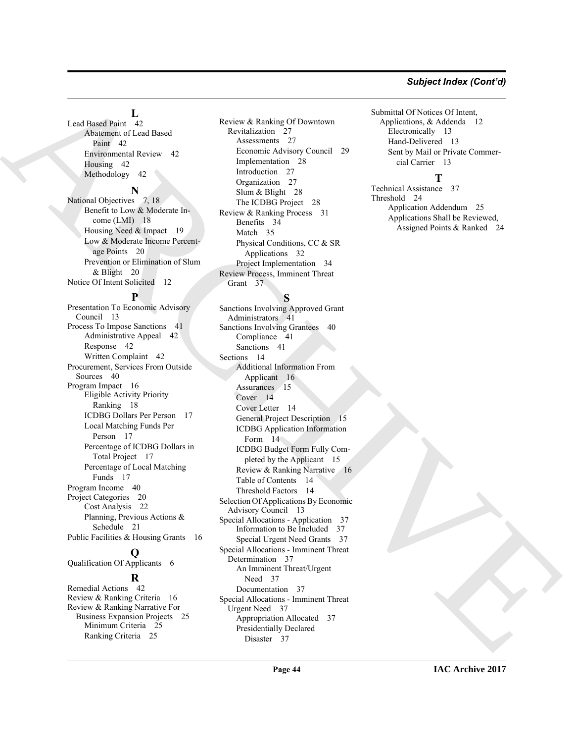## Subject Index (Cont'd)

### L

Lead Based Paint 42
- Abatement of Lead Based Paint 42
- Environmental Review 42
- Housing 42
- Methodology 42

### N

National Objectives 7, 18
- Benefit to Low & Moderate Income (LMI) 18
- Housing Need & Impact 19
- Low & Moderate Income Percentage Points 20
- Prevention or Elimination of Slum & Blight 20

Notice Of Intent Solicited 12

### P

Presentation To Economic Advisory Council 13

Process To Impose Sanctions 41
- Administrative Appeal 42
- Response 42
- Written Complaint 42

Procurement, Services From Outside Sources 40

Program Impact 16
- Eligible Activity Priority Ranking 18
- ICDBG Dollars Per Person 17
- Local Matching Funds Per Person 17
- Percentage of ICDBG Dollars in Total Project 17
- Percentage of Local Matching Funds 17

Program Income 40

Project Categories 20
- Cost Analysis 22
- Planning, Previous Actions & Schedule 21

Public Facilities & Housing Grants 16

### Q

Qualification Of Applicants 6

### R

Remedial Actions 42

Review & Ranking Criteria 16

Review & Ranking Narrative For Business Expansion Projects 25
- Minimum Criteria 25
- Ranking Criteria 25

Review & Ranking Of Downtown Revitalization 27
- Assessments 27
- Economic Advisory Council 29
- Implementation 28
- Introduction 27
- Organization 27
- Slum & Blight 28
- The ICDBG Project 28

Review & Ranking Process 31
- Benefits 34
- Match 35
- Physical Conditions, CC & SR Applications 32
- Project Implementation 34

Review Process, Imminent Threat Grant 37

### S

Sanctions Involving Approved Grant Administrators 41

Sanctions Involving Grantees 40
- Compliance 41
- Sanctions 41

Sections 14
- Additional Information From Applicant 16
- Assurances 15
- Cover 14
- Cover Letter 14
- General Project Description 15
- ICDBG Application Information Form 14
- ICDBG Budget Form Fully Completed by the Applicant 15
- Review & Ranking Narrative 16
- Table of Contents 14
- Threshold Factors 14

Selection Of Applications By Economic Advisory Council 13

Special Allocations - Application 37
- Information to Be Included 37
- Special Urgent Need Grants 37

Special Allocations - Imminent Threat Determination 37
- An Imminent Threat/Urgent Need 37
- Documentation 37

Special Allocations - Imminent Threat Urgent Need 37
- Appropriation Allocated 37
- Presidentially Declared Disaster 37

Submittal Of Notices Of Intent, Applications, & Addenda 12
- Electronically 13
- Hand-Delivered 13
- Sent by Mail or Private Commercial Carrier 13

### T

Technical Assistance 37

Threshold 24
- Application Addendum 25
- Applications Shall be Reviewed, Assigned Points & Ranked 24